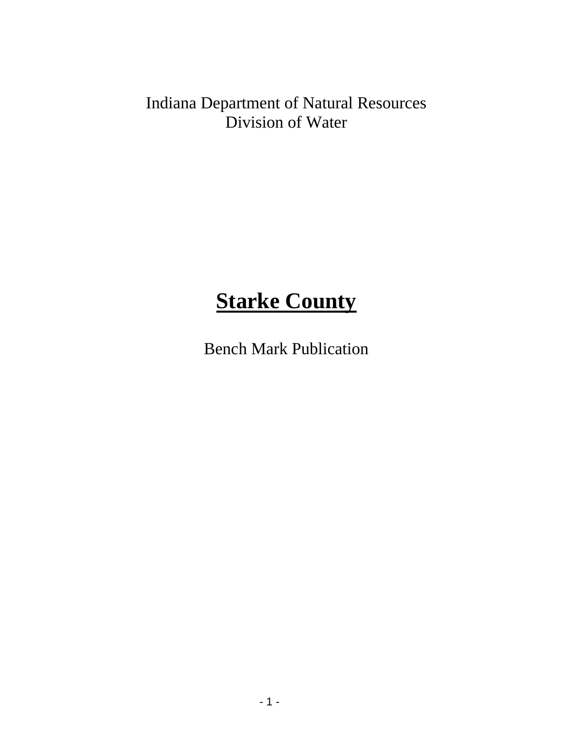Indiana Department of Natural Resources
Division of Water

# Starke County

Bench Mark Publication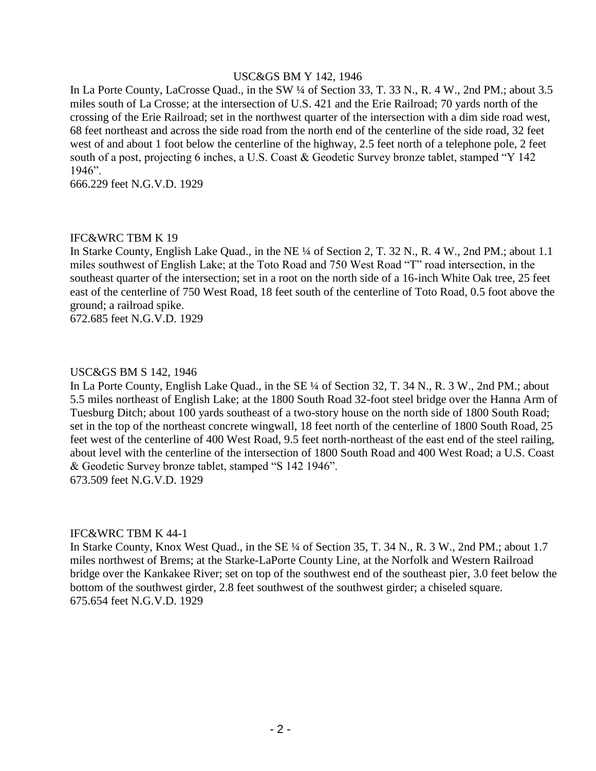USC&GS BM Y 142, 1946

In La Porte County, LaCrosse Quad., in the SW ¼ of Section 33, T. 33 N., R. 4 W., 2nd PM.; about 3.5 miles south of La Crosse; at the intersection of U.S. 421 and the Erie Railroad; 70 yards north of the crossing of the Erie Railroad; set in the northwest quarter of the intersection with a dim side road west, 68 feet northeast and across the side road from the north end of the centerline of the side road, 32 feet west of and about 1 foot below the centerline of the highway, 2.5 feet north of a telephone pole, 2 feet south of a post, projecting 6 inches, a U.S. Coast & Geodetic Survey bronze tablet, stamped "Y 142 1946".

666.229 feet N.G.V.D. 1929

IFC&WRC TBM K 19

In Starke County, English Lake Quad., in the NE ¼ of Section 2, T. 32 N., R. 4 W., 2nd PM.; about 1.1 miles southwest of English Lake; at the Toto Road and 750 West Road "T" road intersection, in the southeast quarter of the intersection; set in a root on the north side of a 16-inch White Oak tree, 25 feet east of the centerline of 750 West Road, 18 feet south of the centerline of Toto Road, 0.5 foot above the ground; a railroad spike.

672.685 feet N.G.V.D. 1929

USC&GS BM S 142, 1946

In La Porte County, English Lake Quad., in the SE ¼ of Section 32, T. 34 N., R. 3 W., 2nd PM.; about 5.5 miles northeast of English Lake; at the 1800 South Road 32-foot steel bridge over the Hanna Arm of Tuesburg Ditch; about 100 yards southeast of a two-story house on the north side of 1800 South Road; set in the top of the northeast concrete wingwall, 18 feet north of the centerline of 1800 South Road, 25 feet west of the centerline of 400 West Road, 9.5 feet north-northeast of the east end of the steel railing, about level with the centerline of the intersection of 1800 South Road and 400 West Road; a U.S. Coast & Geodetic Survey bronze tablet, stamped "S 142 1946".

673.509 feet N.G.V.D. 1929

IFC&WRC TBM K 44-1

In Starke County, Knox West Quad., in the SE ¼ of Section 35, T. 34 N., R. 3 W., 2nd PM.; about 1.7 miles northwest of Brems; at the Starke-LaPorte County Line, at the Norfolk and Western Railroad bridge over the Kankakee River; set on top of the southwest end of the southeast pier, 3.0 feet below the bottom of the southwest girder, 2.8 feet southwest of the southwest girder; a chiseled square.

675.654 feet N.G.V.D. 1929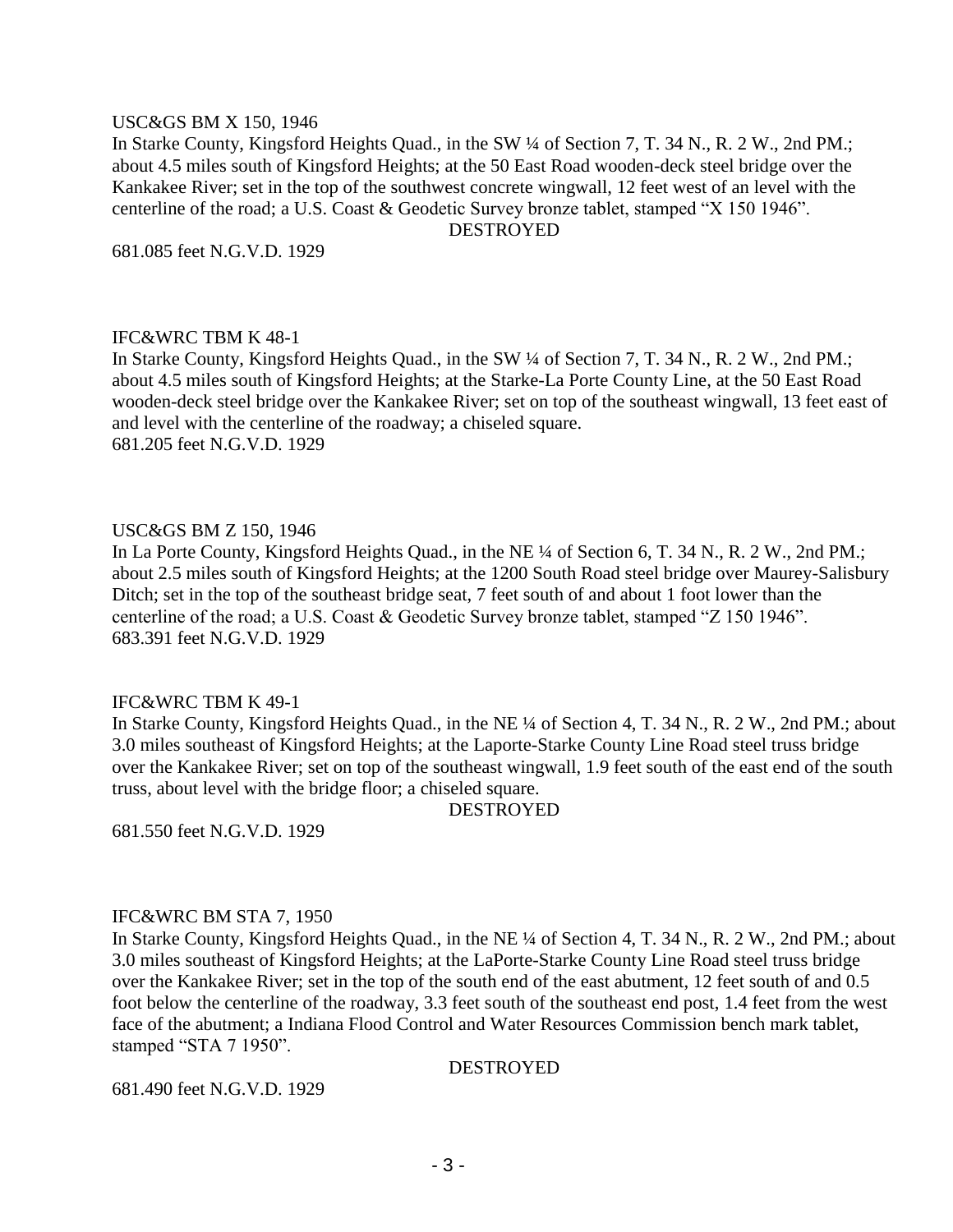USC&GS BM X 150, 1946

In Starke County, Kingsford Heights Quad., in the SW ¼ of Section 7, T. 34 N., R. 2 W., 2nd PM.; about 4.5 miles south of Kingsford Heights; at the 50 East Road wooden-deck steel bridge over the Kankakee River; set in the top of the southwest concrete wingwall, 12 feet west of an level with the centerline of the road; a U.S. Coast & Geodetic Survey bronze tablet, stamped "X 150 1946".

DESTROYED

681.085 feet N.G.V.D. 1929

IFC&WRC TBM K 48-1

In Starke County, Kingsford Heights Quad., in the SW ¼ of Section 7, T. 34 N., R. 2 W., 2nd PM.; about 4.5 miles south of Kingsford Heights; at the Starke-La Porte County Line, at the 50 East Road wooden-deck steel bridge over the Kankakee River; set on top of the southeast wingwall, 13 feet east of and level with the centerline of the roadway; a chiseled square.

681.205 feet N.G.V.D. 1929

USC&GS BM Z 150, 1946

In La Porte County, Kingsford Heights Quad., in the NE ¼ of Section 6, T. 34 N., R. 2 W., 2nd PM.; about 2.5 miles south of Kingsford Heights; at the 1200 South Road steel bridge over Maurey-Salisbury Ditch; set in the top of the southeast bridge seat, 7 feet south of and about 1 foot lower than the centerline of the road; a U.S. Coast & Geodetic Survey bronze tablet, stamped "Z 150 1946".

683.391 feet N.G.V.D. 1929

IFC&WRC TBM K 49-1

In Starke County, Kingsford Heights Quad., in the NE ¼ of Section 4, T. 34 N., R. 2 W., 2nd PM.; about 3.0 miles southeast of Kingsford Heights; at the Laporte-Starke County Line Road steel truss bridge over the Kankakee River; set on top of the southeast wingwall, 1.9 feet south of the east end of the south truss, about level with the bridge floor; a chiseled square.

DESTROYED

681.550 feet N.G.V.D. 1929

IFC&WRC BM STA 7, 1950

In Starke County, Kingsford Heights Quad., in the NE ¼ of Section 4, T. 34 N., R. 2 W., 2nd PM.; about 3.0 miles southeast of Kingsford Heights; at the LaPorte-Starke County Line Road steel truss bridge over the Kankakee River; set in the top of the south end of the east abutment, 12 feet south of and 0.5 foot below the centerline of the roadway, 3.3 feet south of the southeast end post, 1.4 feet from the west face of the abutment; a Indiana Flood Control and Water Resources Commission bench mark tablet, stamped "STA 7 1950".

DESTROYED

681.490 feet N.G.V.D. 1929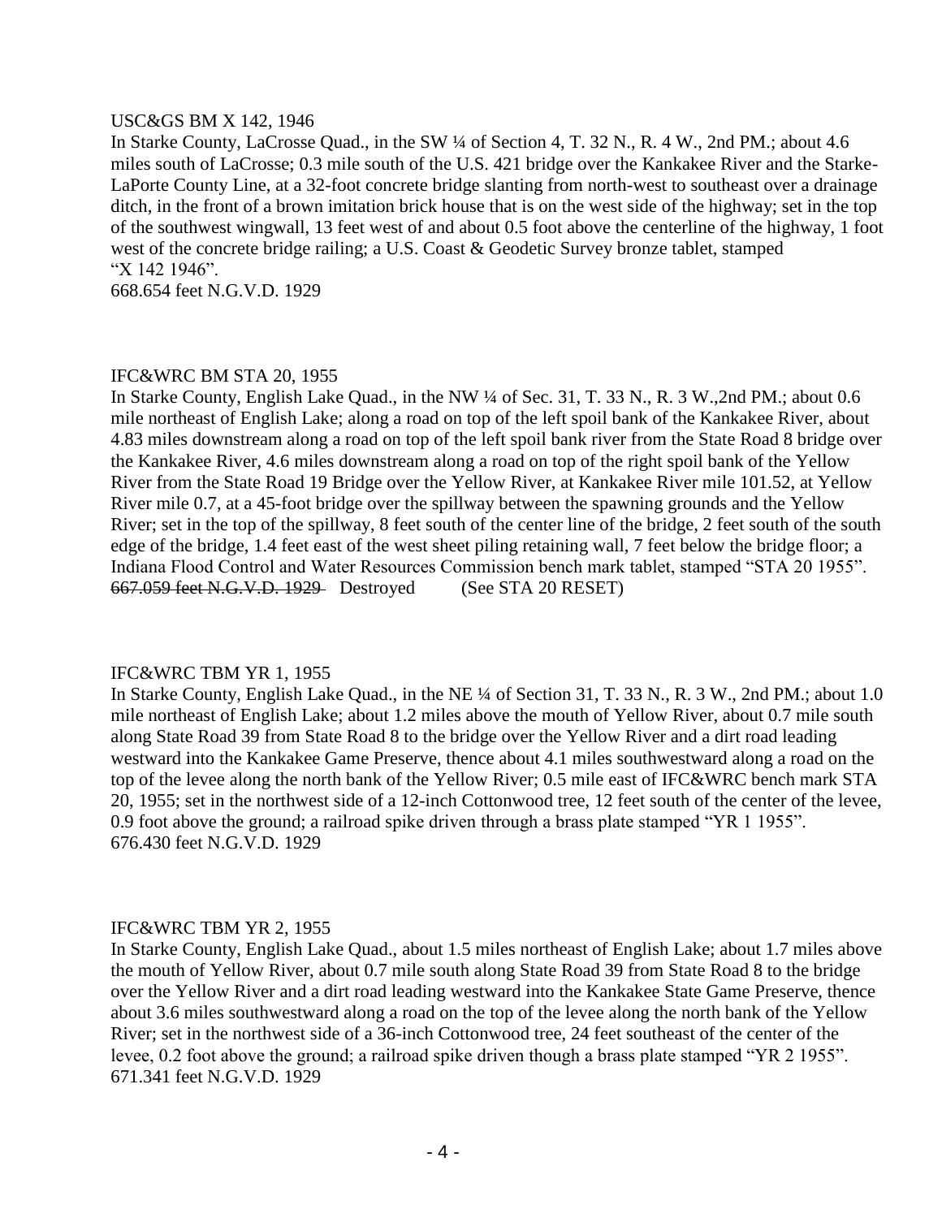USC&GS BM X 142, 1946

In Starke County, LaCrosse Quad., in the SW ¼ of Section 4, T. 32 N., R. 4 W., 2nd PM.; about 4.6 miles south of LaCrosse; 0.3 mile south of the U.S. 421 bridge over the Kankakee River and the Starke-LaPorte County Line, at a 32-foot concrete bridge slanting from north-west to southeast over a drainage ditch, in the front of a brown imitation brick house that is on the west side of the highway; set in the top of the southwest wingwall, 13 feet west of and about 0.5 foot above the centerline of the highway, 1 foot west of the concrete bridge railing; a U.S. Coast & Geodetic Survey bronze tablet, stamped "X 142 1946".

668.654 feet N.G.V.D. 1929

IFC&WRC BM STA 20, 1955

In Starke County, English Lake Quad., in the NW ¼ of Sec. 31, T. 33 N., R. 3 W.,2nd PM.; about 0.6 mile northeast of English Lake; along a road on top of the left spoil bank of the Kankakee River, about 4.83 miles downstream along a road on top of the left spoil bank river from the State Road 8 bridge over the Kankakee River, 4.6 miles downstream along a road on top of the right spoil bank of the Yellow River from the State Road 19 Bridge over the Yellow River, at Kankakee River mile 101.52, at Yellow River mile 0.7, at a 45-foot bridge over the spillway between the spawning grounds and the Yellow River; set in the top of the spillway, 8 feet south of the center line of the bridge, 2 feet south of the south edge of the bridge, 1.4 feet east of the west sheet piling retaining wall, 7 feet below the bridge floor; a Indiana Flood Control and Water Resources Commission bench mark tablet, stamped "STA 20 1955".

~~667.059 feet N.G.V.D. 1929~~ Destroyed (See STA 20 RESET)

IFC&WRC TBM YR 1, 1955

In Starke County, English Lake Quad., in the NE ¼ of Section 31, T. 33 N., R. 3 W., 2nd PM.; about 1.0 mile northeast of English Lake; about 1.2 miles above the mouth of Yellow River, about 0.7 mile south along State Road 39 from State Road 8 to the bridge over the Yellow River and a dirt road leading westward into the Kankakee Game Preserve, thence about 4.1 miles southwestward along a road on the top of the levee along the north bank of the Yellow River; 0.5 mile east of IFC&WRC bench mark STA 20, 1955; set in the northwest side of a 12-inch Cottonwood tree, 12 feet south of the center of the levee, 0.9 foot above the ground; a railroad spike driven through a brass plate stamped "YR 1 1955".

676.430 feet N.G.V.D. 1929

IFC&WRC TBM YR 2, 1955

In Starke County, English Lake Quad., about 1.5 miles northeast of English Lake; about 1.7 miles above the mouth of Yellow River, about 0.7 mile south along State Road 39 from State Road 8 to the bridge over the Yellow River and a dirt road leading westward into the Kankakee State Game Preserve, thence about 3.6 miles southwestward along a road on the top of the levee along the north bank of the Yellow River; set in the northwest side of a 36-inch Cottonwood tree, 24 feet southeast of the center of the levee, 0.2 foot above the ground; a railroad spike driven though a brass plate stamped "YR 2 1955".

671.341 feet N.G.V.D. 1929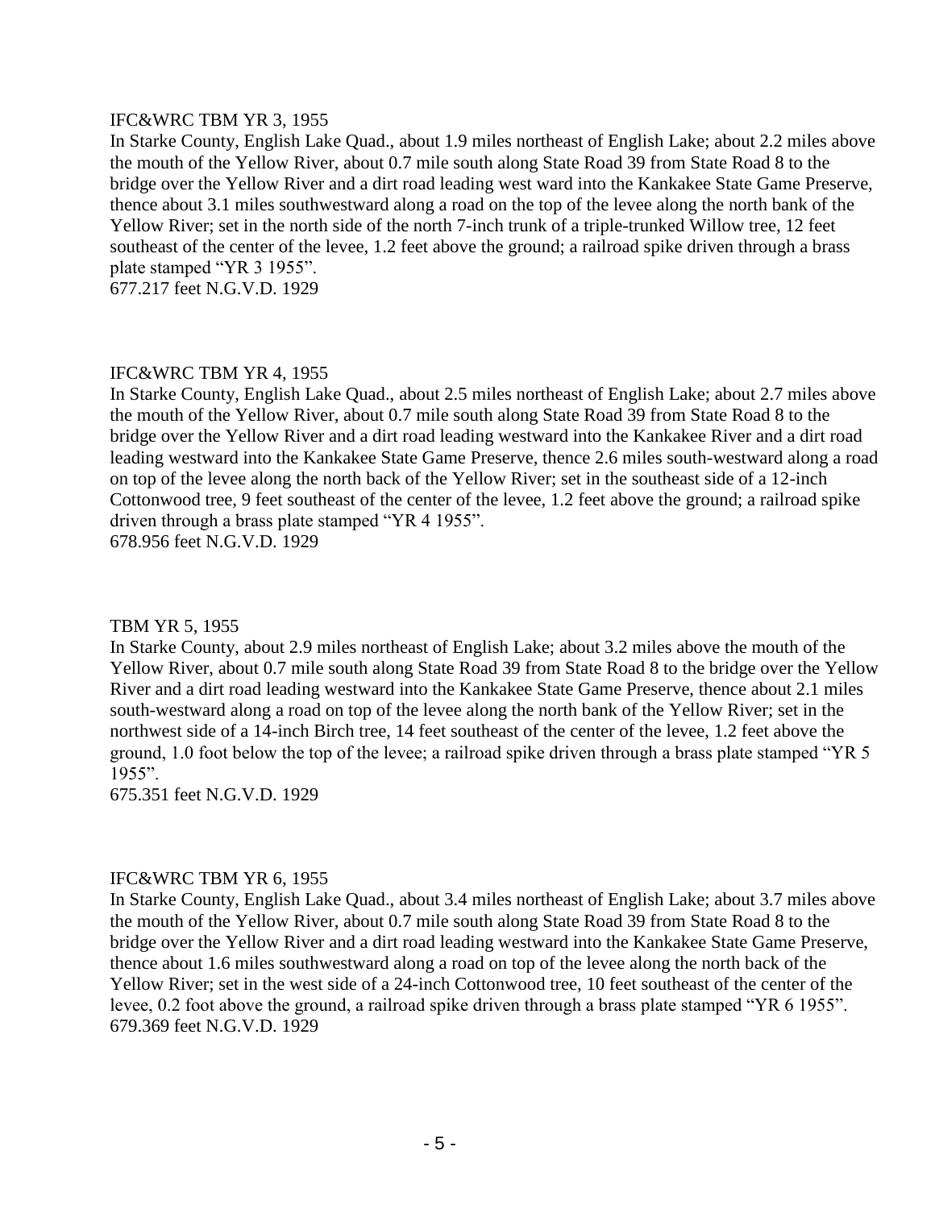IFC&WRC TBM YR 3, 1955
In Starke County, English Lake Quad., about 1.9 miles northeast of English Lake; about 2.2 miles above the mouth of the Yellow River, about 0.7 mile south along State Road 39 from State Road 8 to the bridge over the Yellow River and a dirt road leading west ward into the Kankakee State Game Preserve, thence about 3.1 miles southwestward along a road on the top of the levee along the north bank of the Yellow River; set in the north side of the north 7-inch trunk of a triple-trunked Willow tree, 12 feet southeast of the center of the levee, 1.2 feet above the ground; a railroad spike driven through a brass plate stamped "YR 3 1955".
677.217 feet N.G.V.D. 1929

IFC&WRC TBM YR 4, 1955
In Starke County, English Lake Quad., about 2.5 miles northeast of English Lake; about 2.7 miles above the mouth of the Yellow River, about 0.7 mile south along State Road 39 from State Road 8 to the bridge over the Yellow River and a dirt road leading westward into the Kankakee River and a dirt road leading westward into the Kankakee State Game Preserve, thence 2.6 miles south-westward along a road on top of the levee along the north back of the Yellow River; set in the southeast side of a 12-inch Cottonwood tree, 9 feet southeast of the center of the levee, 1.2 feet above the ground; a railroad spike driven through a brass plate stamped "YR 4 1955".
678.956 feet N.G.V.D. 1929

TBM YR 5, 1955
In Starke County, about 2.9 miles northeast of English Lake; about 3.2 miles above the mouth of the Yellow River, about 0.7 mile south along State Road 39 from State Road 8 to the bridge over the Yellow River and a dirt road leading westward into the Kankakee State Game Preserve, thence about 2.1 miles south-westward along a road on top of the levee along the north bank of the Yellow River; set in the northwest side of a 14-inch Birch tree, 14 feet southeast of the center of the levee, 1.2 feet above the ground, 1.0 foot below the top of the levee; a railroad spike driven through a brass plate stamped "YR 5 1955".
675.351 feet N.G.V.D. 1929

IFC&WRC TBM YR 6, 1955
In Starke County, English Lake Quad., about 3.4 miles northeast of English Lake; about 3.7 miles above the mouth of the Yellow River, about 0.7 mile south along State Road 39 from State Road 8 to the bridge over the Yellow River and a dirt road leading westward into the Kankakee State Game Preserve, thence about 1.6 miles southwestward along a road on top of the levee along the north back of the Yellow River; set in the west side of a 24-inch Cottonwood tree, 10 feet southeast of the center of the levee, 0.2 foot above the ground, a railroad spike driven through a brass plate stamped "YR 6 1955".
679.369 feet N.G.V.D. 1929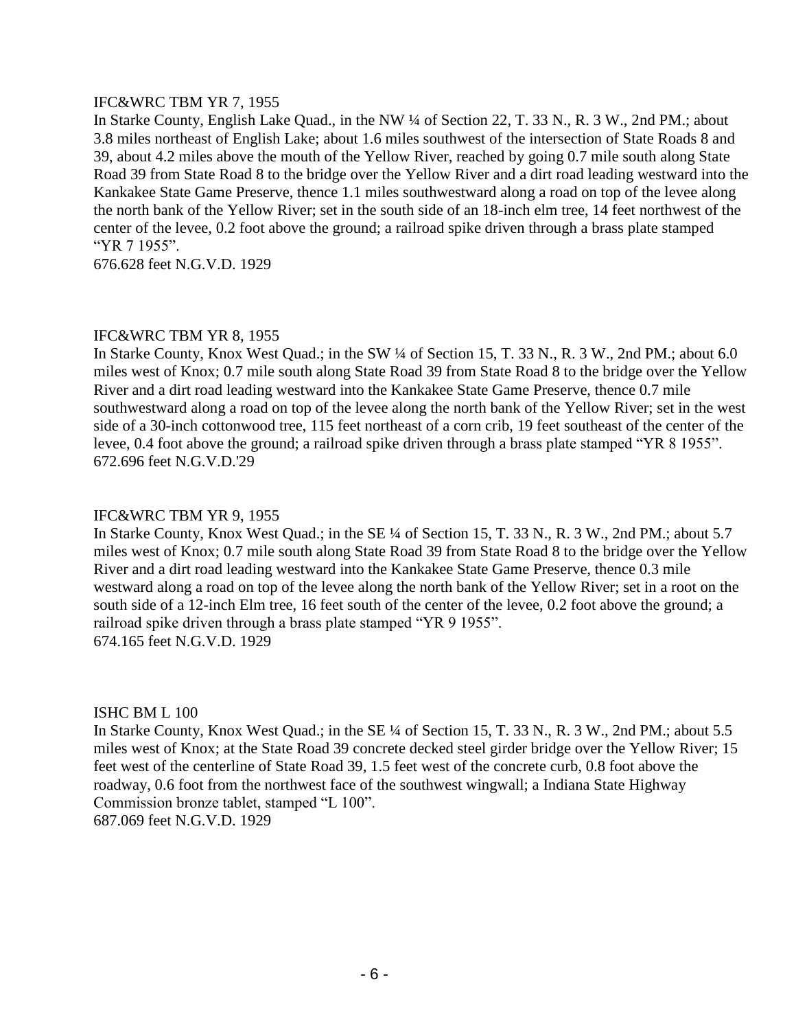IFC&WRC TBM YR 7, 1955

In Starke County, English Lake Quad., in the NW ¼ of Section 22, T. 33 N., R. 3 W., 2nd PM.; about 3.8 miles northeast of English Lake; about 1.6 miles southwest of the intersection of State Roads 8 and 39, about 4.2 miles above the mouth of the Yellow River, reached by going 0.7 mile south along State Road 39 from State Road 8 to the bridge over the Yellow River and a dirt road leading westward into the Kankakee State Game Preserve, thence 1.1 miles southwestward along a road on top of the levee along the north bank of the Yellow River; set in the south side of an 18-inch elm tree, 14 feet northwest of the center of the levee, 0.2 foot above the ground; a railroad spike driven through a brass plate stamped “YR 7 1955”.

676.628 feet N.G.V.D. 1929

IFC&WRC TBM YR 8, 1955

In Starke County, Knox West Quad.; in the SW ¼ of Section 15, T. 33 N., R. 3 W., 2nd PM.; about 6.0 miles west of Knox; 0.7 mile south along State Road 39 from State Road 8 to the bridge over the Yellow River and a dirt road leading westward into the Kankakee State Game Preserve, thence 0.7 mile southwestward along a road on top of the levee along the north bank of the Yellow River; set in the west side of a 30-inch cottonwood tree, 115 feet northeast of a corn crib, 19 feet southeast of the center of the levee, 0.4 foot above the ground; a railroad spike driven through a brass plate stamped “YR 8 1955”.

672.696 feet N.G.V.D.'29

IFC&WRC TBM YR 9, 1955

In Starke County, Knox West Quad.; in the SE ¼ of Section 15, T. 33 N., R. 3 W., 2nd PM.; about 5.7 miles west of Knox; 0.7 mile south along State Road 39 from State Road 8 to the bridge over the Yellow River and a dirt road leading westward into the Kankakee State Game Preserve, thence 0.3 mile westward along a road on top of the levee along the north bank of the Yellow River; set in a root on the south side of a 12-inch Elm tree, 16 feet south of the center of the levee, 0.2 foot above the ground; a railroad spike driven through a brass plate stamped “YR 9 1955”.

674.165 feet N.G.V.D. 1929

ISHC BM L 100

In Starke County, Knox West Quad.; in the SE ¼ of Section 15, T. 33 N., R. 3 W., 2nd PM.; about 5.5 miles west of Knox; at the State Road 39 concrete decked steel girder bridge over the Yellow River; 15 feet west of the centerline of State Road 39, 1.5 feet west of the concrete curb, 0.8 foot above the roadway, 0.6 foot from the northwest face of the southwest wingwall; a Indiana State Highway Commission bronze tablet, stamped “L 100”.

687.069 feet N.G.V.D. 1929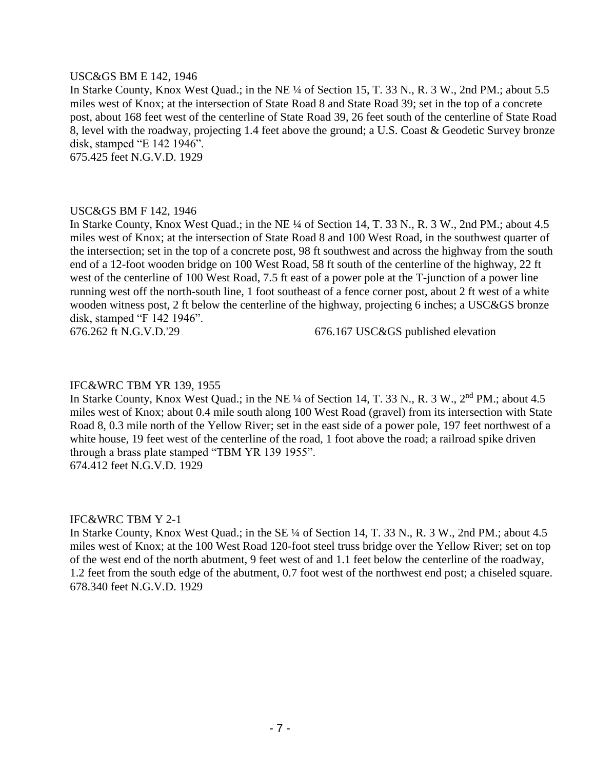USC&GS BM E 142, 1946

In Starke County, Knox West Quad.; in the NE ¼ of Section 15, T. 33 N., R. 3 W., 2nd PM.; about 5.5 miles west of Knox; at the intersection of State Road 8 and State Road 39; set in the top of a concrete post, about 168 feet west of the centerline of State Road 39, 26 feet south of the centerline of State Road 8, level with the roadway, projecting 1.4 feet above the ground; a U.S. Coast & Geodetic Survey bronze disk, stamped "E 142 1946".

675.425 feet N.G.V.D. 1929

USC&GS BM F 142, 1946

In Starke County, Knox West Quad.; in the NE ¼ of Section 14, T. 33 N., R. 3 W., 2nd PM.; about 4.5 miles west of Knox; at the intersection of State Road 8 and 100 West Road, in the southwest quarter of the intersection; set in the top of a concrete post, 98 ft southwest and across the highway from the south end of a 12-foot wooden bridge on 100 West Road, 58 ft south of the centerline of the highway, 22 ft west of the centerline of 100 West Road, 7.5 ft east of a power pole at the T-junction of a power line running west off the north-south line, 1 foot southeast of a fence corner post, about 2 ft west of a white wooden witness post, 2 ft below the centerline of the highway, projecting 6 inches; a USC&GS bronze disk, stamped "F 142 1946".

676.262 ft N.G.V.D.'29 676.167 USC&GS published elevation

IFC&WRC TBM YR 139, 1955

In Starke County, Knox West Quad.; in the NE ¼ of Section 14, T. 33 N., R. 3 W., 2nd PM.; about 4.5 miles west of Knox; about 0.4 mile south along 100 West Road (gravel) from its intersection with State Road 8, 0.3 mile north of the Yellow River; set in the east side of a power pole, 197 feet northwest of a white house, 19 feet west of the centerline of the road, 1 foot above the road; a railroad spike driven through a brass plate stamped "TBM YR 139 1955".

674.412 feet N.G.V.D. 1929

IFC&WRC TBM Y 2-1

In Starke County, Knox West Quad.; in the SE ¼ of Section 14, T. 33 N., R. 3 W., 2nd PM.; about 4.5 miles west of Knox; at the 100 West Road 120-foot steel truss bridge over the Yellow River; set on top of the west end of the north abutment, 9 feet west of and 1.1 feet below the centerline of the roadway, 1.2 feet from the south edge of the abutment, 0.7 foot west of the northwest end post; a chiseled square.

678.340 feet N.G.V.D. 1929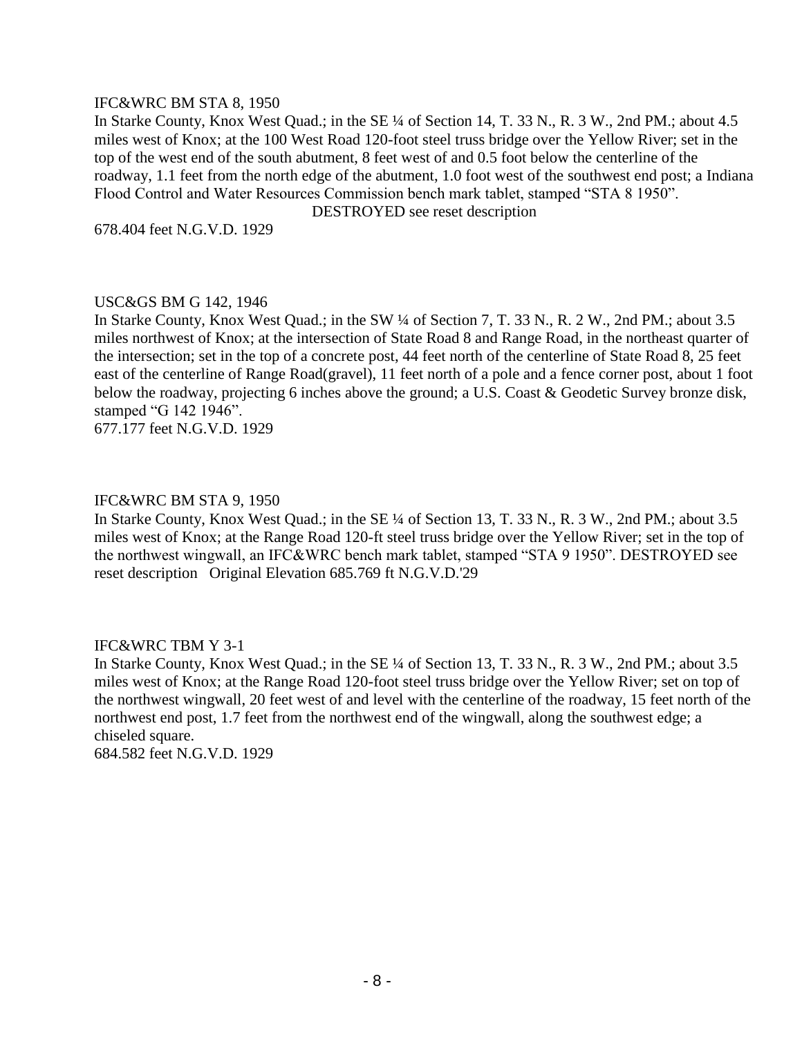IFC&WRC BM STA 8, 1950

In Starke County, Knox West Quad.; in the SE ¼ of Section 14, T. 33 N., R. 3 W., 2nd PM.; about 4.5 miles west of Knox; at the 100 West Road 120-foot steel truss bridge over the Yellow River; set in the top of the west end of the south abutment, 8 feet west of and 0.5 foot below the centerline of the roadway, 1.1 feet from the north edge of the abutment, 1.0 foot west of the southwest end post; a Indiana Flood Control and Water Resources Commission bench mark tablet, stamped "STA 8 1950".

DESTROYED see reset description

678.404 feet N.G.V.D. 1929

USC&GS BM G 142, 1946

In Starke County, Knox West Quad.; in the SW ¼ of Section 7, T. 33 N., R. 2 W., 2nd PM.; about 3.5 miles northwest of Knox; at the intersection of State Road 8 and Range Road, in the northeast quarter of the intersection; set in the top of a concrete post, 44 feet north of the centerline of State Road 8, 25 feet east of the centerline of Range Road(gravel), 11 feet north of a pole and a fence corner post, about 1 foot below the roadway, projecting 6 inches above the ground; a U.S. Coast & Geodetic Survey bronze disk, stamped "G 142 1946".

677.177 feet N.G.V.D. 1929

IFC&WRC BM STA 9, 1950

In Starke County, Knox West Quad.; in the SE ¼ of Section 13, T. 33 N., R. 3 W., 2nd PM.; about 3.5 miles west of Knox; at the Range Road 120-ft steel truss bridge over the Yellow River; set in the top of the northwest wingwall, an IFC&WRC bench mark tablet, stamped "STA 9 1950". DESTROYED see reset description Original Elevation 685.769 ft N.G.V.D.'29

IFC&WRC TBM Y 3-1

In Starke County, Knox West Quad.; in the SE ¼ of Section 13, T. 33 N., R. 3 W., 2nd PM.; about 3.5 miles west of Knox; at the Range Road 120-foot steel truss bridge over the Yellow River; set on top of the northwest wingwall, 20 feet west of and level with the centerline of the roadway, 15 feet north of the northwest end post, 1.7 feet from the northwest end of the wingwall, along the southwest edge; a chiseled square.

684.582 feet N.G.V.D. 1929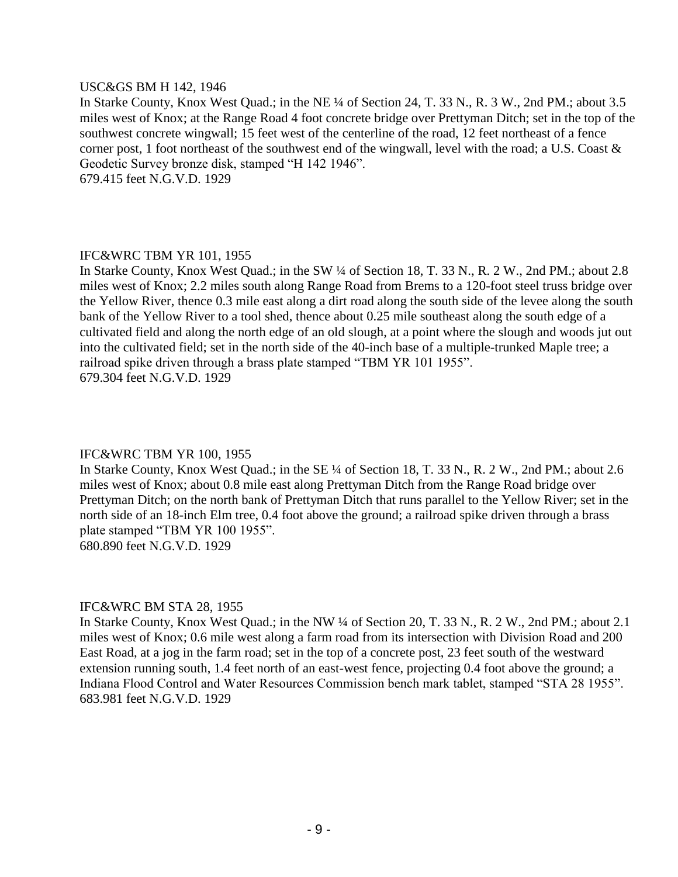USC&GS BM H 142, 1946

In Starke County, Knox West Quad.; in the NE ¼ of Section 24, T. 33 N., R. 3 W., 2nd PM.; about 3.5 miles west of Knox; at the Range Road 4 foot concrete bridge over Prettyman Ditch; set in the top of the southwest concrete wingwall; 15 feet west of the centerline of the road, 12 feet northeast of a fence corner post, 1 foot northeast of the southwest end of the wingwall, level with the road; a U.S. Coast & Geodetic Survey bronze disk, stamped "H 142 1946".

679.415 feet N.G.V.D. 1929

IFC&WRC TBM YR 101, 1955

In Starke County, Knox West Quad.; in the SW ¼ of Section 18, T. 33 N., R. 2 W., 2nd PM.; about 2.8 miles west of Knox; 2.2 miles south along Range Road from Brems to a 120-foot steel truss bridge over the Yellow River, thence 0.3 mile east along a dirt road along the south side of the levee along the south bank of the Yellow River to a tool shed, thence about 0.25 mile southeast along the south edge of a cultivated field and along the north edge of an old slough, at a point where the slough and woods jut out into the cultivated field; set in the north side of the 40-inch base of a multiple-trunked Maple tree; a railroad spike driven through a brass plate stamped "TBM YR 101 1955".

679.304 feet N.G.V.D. 1929

IFC&WRC TBM YR 100, 1955

In Starke County, Knox West Quad.; in the SE ¼ of Section 18, T. 33 N., R. 2 W., 2nd PM.; about 2.6 miles west of Knox; about 0.8 mile east along Prettyman Ditch from the Range Road bridge over Prettyman Ditch; on the north bank of Prettyman Ditch that runs parallel to the Yellow River; set in the north side of an 18-inch Elm tree, 0.4 foot above the ground; a railroad spike driven through a brass plate stamped "TBM YR 100 1955".

680.890 feet N.G.V.D. 1929

IFC&WRC BM STA 28, 1955

In Starke County, Knox West Quad.; in the NW ¼ of Section 20, T. 33 N., R. 2 W., 2nd PM.; about 2.1 miles west of Knox; 0.6 mile west along a farm road from its intersection with Division Road and 200 East Road, at a jog in the farm road; set in the top of a concrete post, 23 feet south of the westward extension running south, 1.4 feet north of an east-west fence, projecting 0.4 foot above the ground; a Indiana Flood Control and Water Resources Commission bench mark tablet, stamped "STA 28 1955".

683.981 feet N.G.V.D. 1929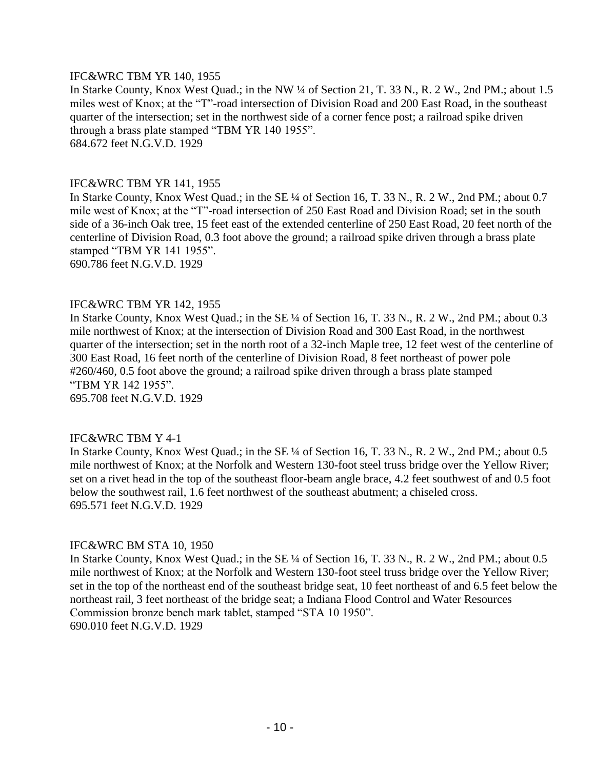IFC&WRC TBM YR 140, 1955
In Starke County, Knox West Quad.; in the NW ¼ of Section 21, T. 33 N., R. 2 W., 2nd PM.; about 1.5 miles west of Knox; at the "T"-road intersection of Division Road and 200 East Road, in the southeast quarter of the intersection; set in the northwest side of a corner fence post; a railroad spike driven through a brass plate stamped "TBM YR 140 1955".
684.672 feet N.G.V.D. 1929

IFC&WRC TBM YR 141, 1955
In Starke County, Knox West Quad.; in the SE ¼ of Section 16, T. 33 N., R. 2 W., 2nd PM.; about 0.7 mile west of Knox; at the "T"-road intersection of 250 East Road and Division Road; set in the south side of a 36-inch Oak tree, 15 feet east of the extended centerline of 250 East Road, 20 feet north of the centerline of Division Road, 0.3 foot above the ground; a railroad spike driven through a brass plate stamped "TBM YR 141 1955".
690.786 feet N.G.V.D. 1929

IFC&WRC TBM YR 142, 1955
In Starke County, Knox West Quad.; in the SE ¼ of Section 16, T. 33 N., R. 2 W., 2nd PM.; about 0.3 mile northwest of Knox; at the intersection of Division Road and 300 East Road, in the northwest quarter of the intersection; set in the north root of a 32-inch Maple tree, 12 feet west of the centerline of 300 East Road, 16 feet north of the centerline of Division Road, 8 feet northeast of power pole #260/460, 0.5 foot above the ground; a railroad spike driven through a brass plate stamped "TBM YR 142 1955".
695.708 feet N.G.V.D. 1929

IFC&WRC TBM Y 4-1
In Starke County, Knox West Quad.; in the SE ¼ of Section 16, T. 33 N., R. 2 W., 2nd PM.; about 0.5 mile northwest of Knox; at the Norfolk and Western 130-foot steel truss bridge over the Yellow River; set on a rivet head in the top of the southeast floor-beam angle brace, 4.2 feet southwest of and 0.5 foot below the southwest rail, 1.6 feet northwest of the southeast abutment; a chiseled cross.
695.571 feet N.G.V.D. 1929

IFC&WRC BM STA 10, 1950
In Starke County, Knox West Quad.; in the SE ¼ of Section 16, T. 33 N., R. 2 W., 2nd PM.; about 0.5 mile northwest of Knox; at the Norfolk and Western 130-foot steel truss bridge over the Yellow River; set in the top of the northeast end of the southeast bridge seat, 10 feet northeast of and 6.5 feet below the northeast rail, 3 feet northeast of the bridge seat; a Indiana Flood Control and Water Resources Commission bronze bench mark tablet, stamped "STA 10 1950".
690.010 feet N.G.V.D. 1929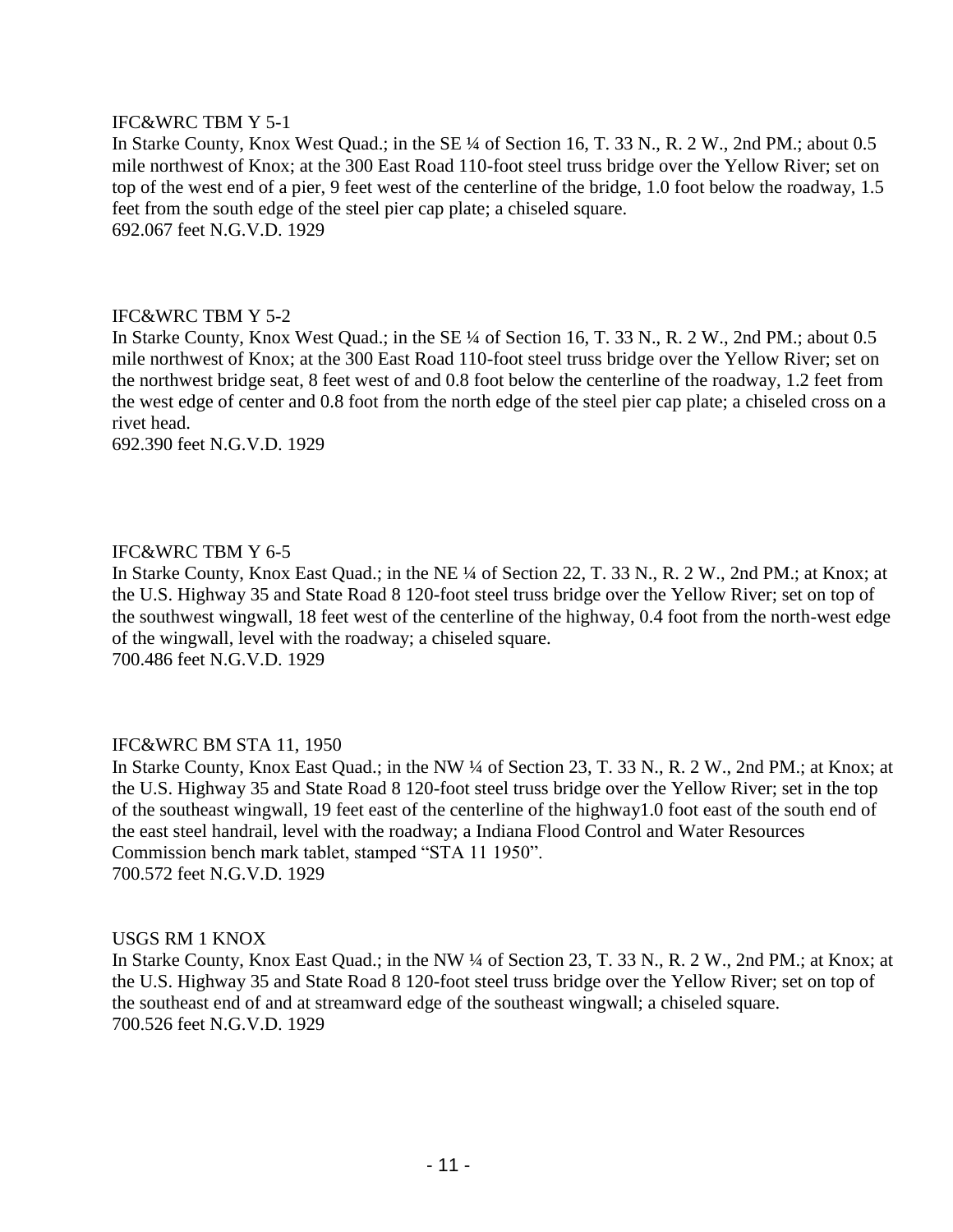IFC&WRC TBM Y 5-1

In Starke County, Knox West Quad.; in the SE ¼ of Section 16, T. 33 N., R. 2 W., 2nd PM.; about 0.5 mile northwest of Knox; at the 300 East Road 110-foot steel truss bridge over the Yellow River; set on top of the west end of a pier, 9 feet west of the centerline of the bridge, 1.0 foot below the roadway, 1.5 feet from the south edge of the steel pier cap plate; a chiseled square.

692.067 feet N.G.V.D. 1929

IFC&WRC TBM Y 5-2

In Starke County, Knox West Quad.; in the SE ¼ of Section 16, T. 33 N., R. 2 W., 2nd PM.; about 0.5 mile northwest of Knox; at the 300 East Road 110-foot steel truss bridge over the Yellow River; set on the northwest bridge seat, 8 feet west of and 0.8 foot below the centerline of the roadway, 1.2 feet from the west edge of center and 0.8 foot from the north edge of the steel pier cap plate; a chiseled cross on a rivet head.

692.390 feet N.G.V.D. 1929

IFC&WRC TBM Y 6-5

In Starke County, Knox East Quad.; in the NE ¼ of Section 22, T. 33 N., R. 2 W., 2nd PM.; at Knox; at the U.S. Highway 35 and State Road 8 120-foot steel truss bridge over the Yellow River; set on top of the southwest wingwall, 18 feet west of the centerline of the highway, 0.4 foot from the north-west edge of the wingwall, level with the roadway; a chiseled square.

700.486 feet N.G.V.D. 1929

IFC&WRC BM STA 11, 1950

In Starke County, Knox East Quad.; in the NW ¼ of Section 23, T. 33 N., R. 2 W., 2nd PM.; at Knox; at the U.S. Highway 35 and State Road 8 120-foot steel truss bridge over the Yellow River; set in the top of the southeast wingwall, 19 feet east of the centerline of the highway1.0 foot east of the south end of the east steel handrail, level with the roadway; a Indiana Flood Control and Water Resources Commission bench mark tablet, stamped "STA 11 1950".

700.572 feet N.G.V.D. 1929

USGS RM 1 KNOX

In Starke County, Knox East Quad.; in the NW ¼ of Section 23, T. 33 N., R. 2 W., 2nd PM.; at Knox; at the U.S. Highway 35 and State Road 8 120-foot steel truss bridge over the Yellow River; set on top of the southeast end of and at streamward edge of the southeast wingwall; a chiseled square.

700.526 feet N.G.V.D. 1929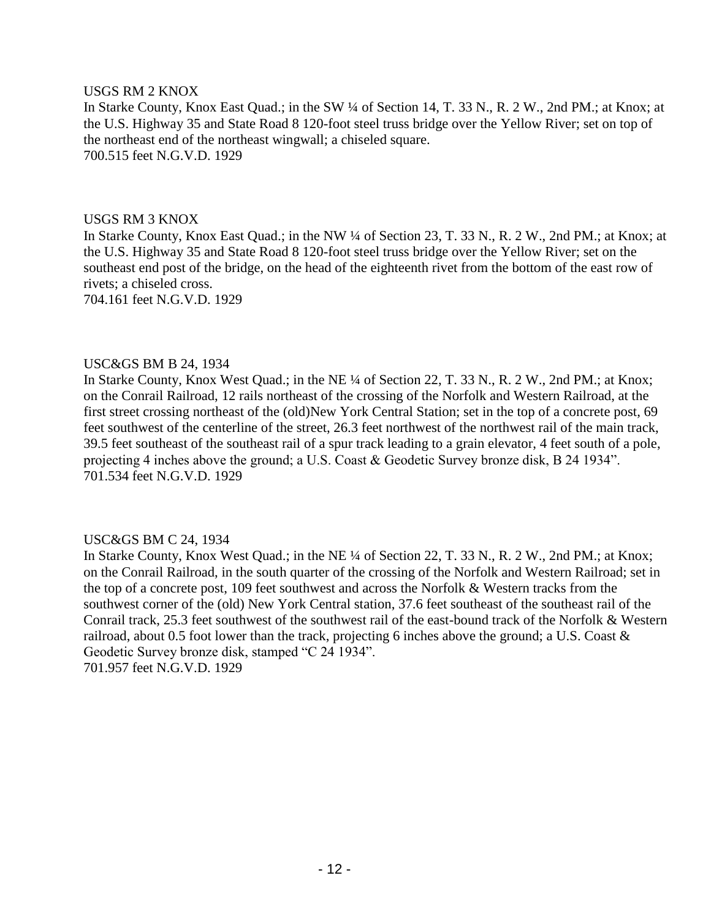USGS RM 2 KNOX

In Starke County, Knox East Quad.; in the SW ¼ of Section 14, T. 33 N., R. 2 W., 2nd PM.; at Knox; at the U.S. Highway 35 and State Road 8 120-foot steel truss bridge over the Yellow River; set on top of the northeast end of the northeast wingwall; a chiseled square.
700.515 feet N.G.V.D. 1929

USGS RM 3 KNOX

In Starke County, Knox East Quad.; in the NW ¼ of Section 23, T. 33 N., R. 2 W., 2nd PM.; at Knox; at the U.S. Highway 35 and State Road 8 120-foot steel truss bridge over the Yellow River; set on the southeast end post of the bridge, on the head of the eighteenth rivet from the bottom of the east row of rivets; a chiseled cross.
704.161 feet N.G.V.D. 1929

USC&GS BM B 24, 1934

In Starke County, Knox West Quad.; in the NE ¼ of Section 22, T. 33 N., R. 2 W., 2nd PM.; at Knox; on the Conrail Railroad, 12 rails northeast of the crossing of the Norfolk and Western Railroad, at the first street crossing northeast of the (old)New York Central Station; set in the top of a concrete post, 69 feet southwest of the centerline of the street, 26.3 feet northwest of the northwest rail of the main track, 39.5 feet southeast of the southeast rail of a spur track leading to a grain elevator, 4 feet south of a pole, projecting 4 inches above the ground; a U.S. Coast & Geodetic Survey bronze disk, B 24 1934".
701.534 feet N.G.V.D. 1929

USC&GS BM C 24, 1934

In Starke County, Knox West Quad.; in the NE ¼ of Section 22, T. 33 N., R. 2 W., 2nd PM.; at Knox; on the Conrail Railroad, in the south quarter of the crossing of the Norfolk and Western Railroad; set in the top of a concrete post, 109 feet southwest and across the Norfolk & Western tracks from the southwest corner of the (old) New York Central station, 37.6 feet southeast of the southeast rail of the Conrail track, 25.3 feet southwest of the southwest rail of the east-bound track of the Norfolk & Western railroad, about 0.5 foot lower than the track, projecting 6 inches above the ground; a U.S. Coast & Geodetic Survey bronze disk, stamped "C 24 1934".
701.957 feet N.G.V.D. 1929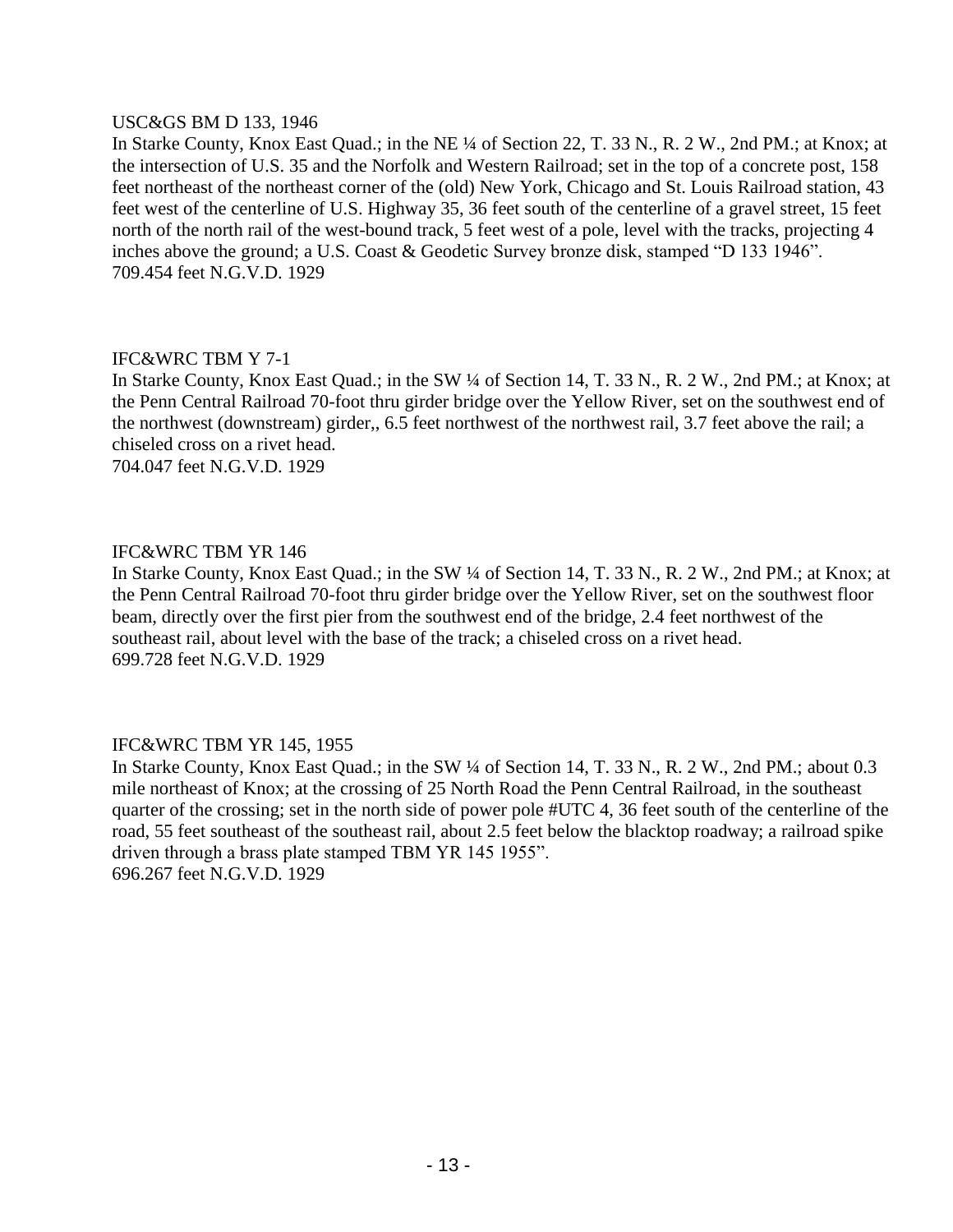USC&GS BM D 133, 1946

In Starke County, Knox East Quad.; in the NE ¼ of Section 22, T. 33 N., R. 2 W., 2nd PM.; at Knox; at the intersection of U.S. 35 and the Norfolk and Western Railroad; set in the top of a concrete post, 158 feet northeast of the northeast corner of the (old) New York, Chicago and St. Louis Railroad station, 43 feet west of the centerline of U.S. Highway 35, 36 feet south of the centerline of a gravel street, 15 feet north of the north rail of the west-bound track, 5 feet west of a pole, level with the tracks, projecting 4 inches above the ground; a U.S. Coast & Geodetic Survey bronze disk, stamped "D 133 1946".

709.454 feet N.G.V.D. 1929

IFC&WRC TBM Y 7-1

In Starke County, Knox East Quad.; in the SW ¼ of Section 14, T. 33 N., R. 2 W., 2nd PM.; at Knox; at the Penn Central Railroad 70-foot thru girder bridge over the Yellow River, set on the southwest end of the northwest (downstream) girder,, 6.5 feet northwest of the northwest rail, 3.7 feet above the rail; a chiseled cross on a rivet head.

704.047 feet N.G.V.D. 1929

IFC&WRC TBM YR 146

In Starke County, Knox East Quad.; in the SW ¼ of Section 14, T. 33 N., R. 2 W., 2nd PM.; at Knox; at the Penn Central Railroad 70-foot thru girder bridge over the Yellow River, set on the southwest floor beam, directly over the first pier from the southwest end of the bridge, 2.4 feet northwest of the southeast rail, about level with the base of the track; a chiseled cross on a rivet head.

699.728 feet N.G.V.D. 1929

IFC&WRC TBM YR 145, 1955

In Starke County, Knox East Quad.; in the SW ¼ of Section 14, T. 33 N., R. 2 W., 2nd PM.; about 0.3 mile northeast of Knox; at the crossing of 25 North Road the Penn Central Railroad, in the southeast quarter of the crossing; set in the north side of power pole #UTC 4, 36 feet south of the centerline of the road, 55 feet southeast of the southeast rail, about 2.5 feet below the blacktop roadway; a railroad spike driven through a brass plate stamped TBM YR 145 1955".

696.267 feet N.G.V.D. 1929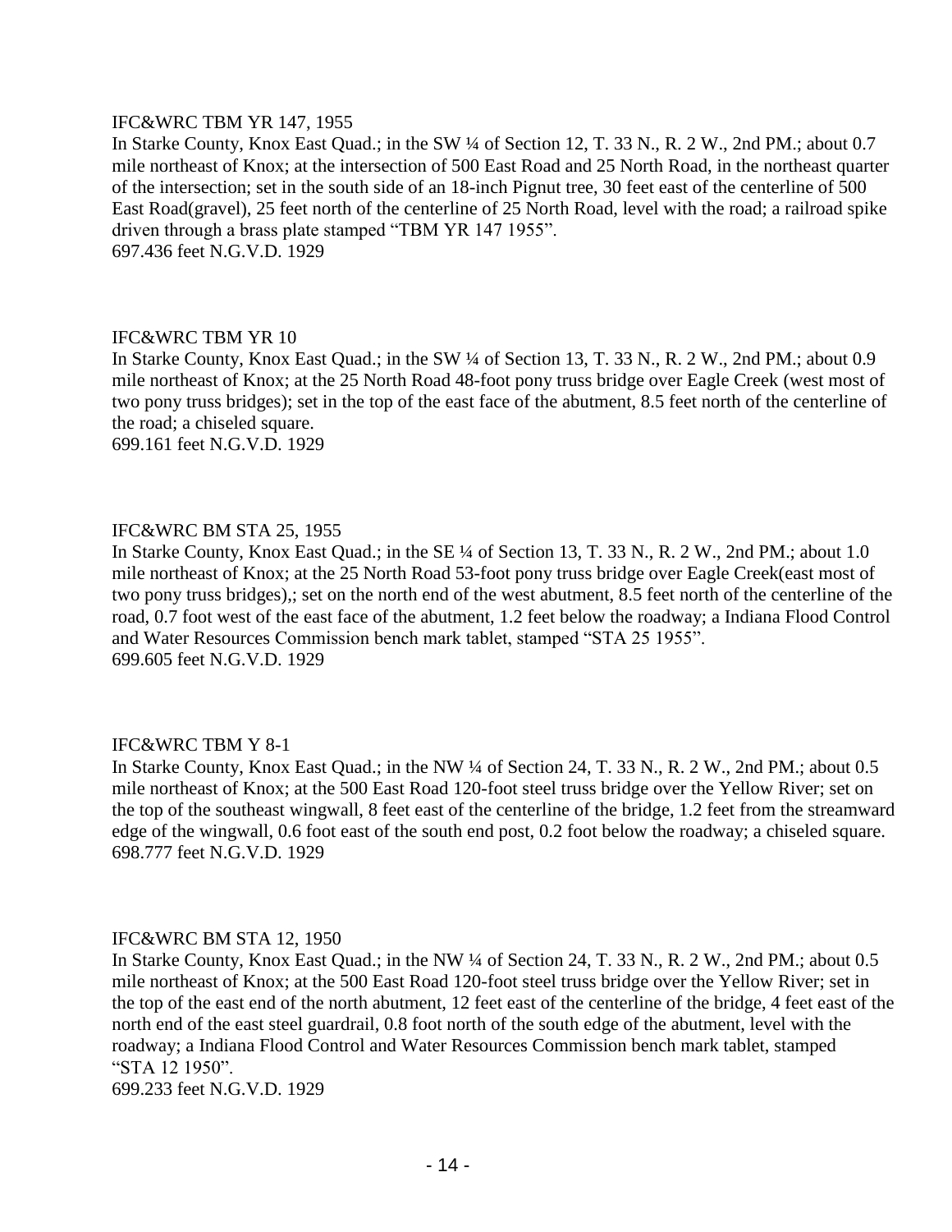IFC&WRC TBM YR 147, 1955

In Starke County, Knox East Quad.; in the SW ¼ of Section 12, T. 33 N., R. 2 W., 2nd PM.; about 0.7 mile northeast of Knox; at the intersection of 500 East Road and 25 North Road, in the northeast quarter of the intersection; set in the south side of an 18-inch Pignut tree, 30 feet east of the centerline of 500 East Road(gravel), 25 feet north of the centerline of 25 North Road, level with the road; a railroad spike driven through a brass plate stamped "TBM YR 147 1955".

697.436 feet N.G.V.D. 1929

IFC&WRC TBM YR 10

In Starke County, Knox East Quad.; in the SW ¼ of Section 13, T. 33 N., R. 2 W., 2nd PM.; about 0.9 mile northeast of Knox; at the 25 North Road 48-foot pony truss bridge over Eagle Creek (west most of two pony truss bridges); set in the top of the east face of the abutment, 8.5 feet north of the centerline of the road; a chiseled square.

699.161 feet N.G.V.D. 1929

IFC&WRC BM STA 25, 1955

In Starke County, Knox East Quad.; in the SE ¼ of Section 13, T. 33 N., R. 2 W., 2nd PM.; about 1.0 mile northeast of Knox; at the 25 North Road 53-foot pony truss bridge over Eagle Creek(east most of two pony truss bridges),; set on the north end of the west abutment, 8.5 feet north of the centerline of the road, 0.7 foot west of the east face of the abutment, 1.2 feet below the roadway; a Indiana Flood Control and Water Resources Commission bench mark tablet, stamped "STA 25 1955".

699.605 feet N.G.V.D. 1929

IFC&WRC TBM Y 8-1

In Starke County, Knox East Quad.; in the NW ¼ of Section 24, T. 33 N., R. 2 W., 2nd PM.; about 0.5 mile northeast of Knox; at the 500 East Road 120-foot steel truss bridge over the Yellow River; set on the top of the southeast wingwall, 8 feet east of the centerline of the bridge, 1.2 feet from the streamward edge of the wingwall, 0.6 foot east of the south end post, 0.2 foot below the roadway; a chiseled square.

698.777 feet N.G.V.D. 1929

IFC&WRC BM STA 12, 1950

In Starke County, Knox East Quad.; in the NW ¼ of Section 24, T. 33 N., R. 2 W., 2nd PM.; about 0.5 mile northeast of Knox; at the 500 East Road 120-foot steel truss bridge over the Yellow River; set in the top of the east end of the north abutment, 12 feet east of the centerline of the bridge, 4 feet east of the north end of the east steel guardrail, 0.8 foot north of the south edge of the abutment, level with the roadway; a Indiana Flood Control and Water Resources Commission bench mark tablet, stamped "STA 12 1950".

699.233 feet N.G.V.D. 1929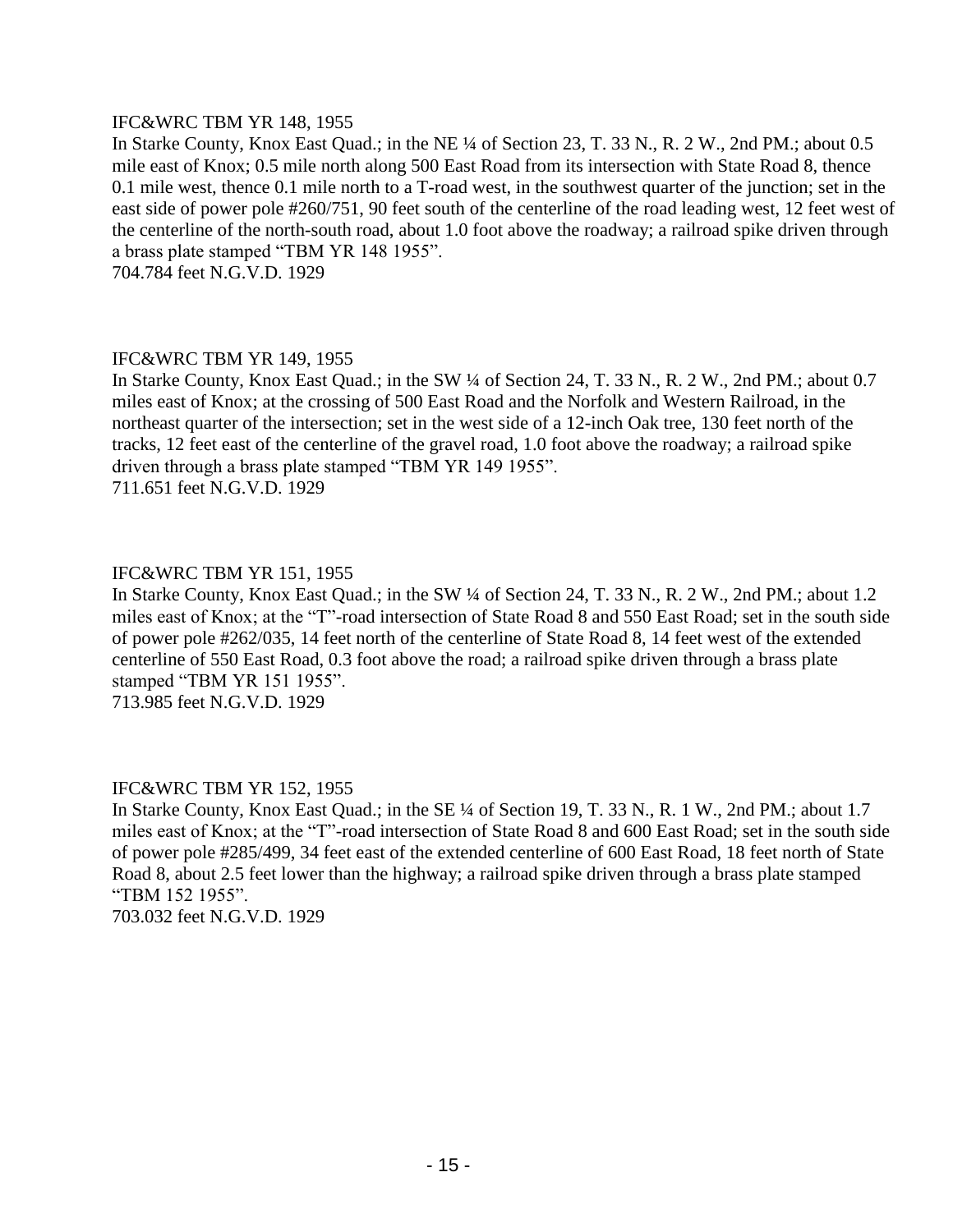IFC&WRC TBM YR 148, 1955

In Starke County, Knox East Quad.; in the NE ¼ of Section 23, T. 33 N., R. 2 W., 2nd PM.; about 0.5 mile east of Knox; 0.5 mile north along 500 East Road from its intersection with State Road 8, thence 0.1 mile west, thence 0.1 mile north to a T-road west, in the southwest quarter of the junction; set in the east side of power pole #260/751, 90 feet south of the centerline of the road leading west, 12 feet west of the centerline of the north-south road, about 1.0 foot above the roadway; a railroad spike driven through a brass plate stamped "TBM YR 148 1955".
704.784 feet N.G.V.D. 1929

IFC&WRC TBM YR 149, 1955

In Starke County, Knox East Quad.; in the SW ¼ of Section 24, T. 33 N., R. 2 W., 2nd PM.; about 0.7 miles east of Knox; at the crossing of 500 East Road and the Norfolk and Western Railroad, in the northeast quarter of the intersection; set in the west side of a 12-inch Oak tree, 130 feet north of the tracks, 12 feet east of the centerline of the gravel road, 1.0 foot above the roadway; a railroad spike driven through a brass plate stamped "TBM YR 149 1955".
711.651 feet N.G.V.D. 1929

IFC&WRC TBM YR 151, 1955

In Starke County, Knox East Quad.; in the SW ¼ of Section 24, T. 33 N., R. 2 W., 2nd PM.; about 1.2 miles east of Knox; at the "T"-road intersection of State Road 8 and 550 East Road; set in the south side of power pole #262/035, 14 feet north of the centerline of State Road 8, 14 feet west of the extended centerline of 550 East Road, 0.3 foot above the road; a railroad spike driven through a brass plate stamped "TBM YR 151 1955".
713.985 feet N.G.V.D. 1929

IFC&WRC TBM YR 152, 1955

In Starke County, Knox East Quad.; in the SE ¼ of Section 19, T. 33 N., R. 1 W., 2nd PM.; about 1.7 miles east of Knox; at the "T"-road intersection of State Road 8 and 600 East Road; set in the south side of power pole #285/499, 34 feet east of the extended centerline of 600 East Road, 18 feet north of State Road 8, about 2.5 feet lower than the highway; a railroad spike driven through a brass plate stamped "TBM 152 1955".
703.032 feet N.G.V.D. 1929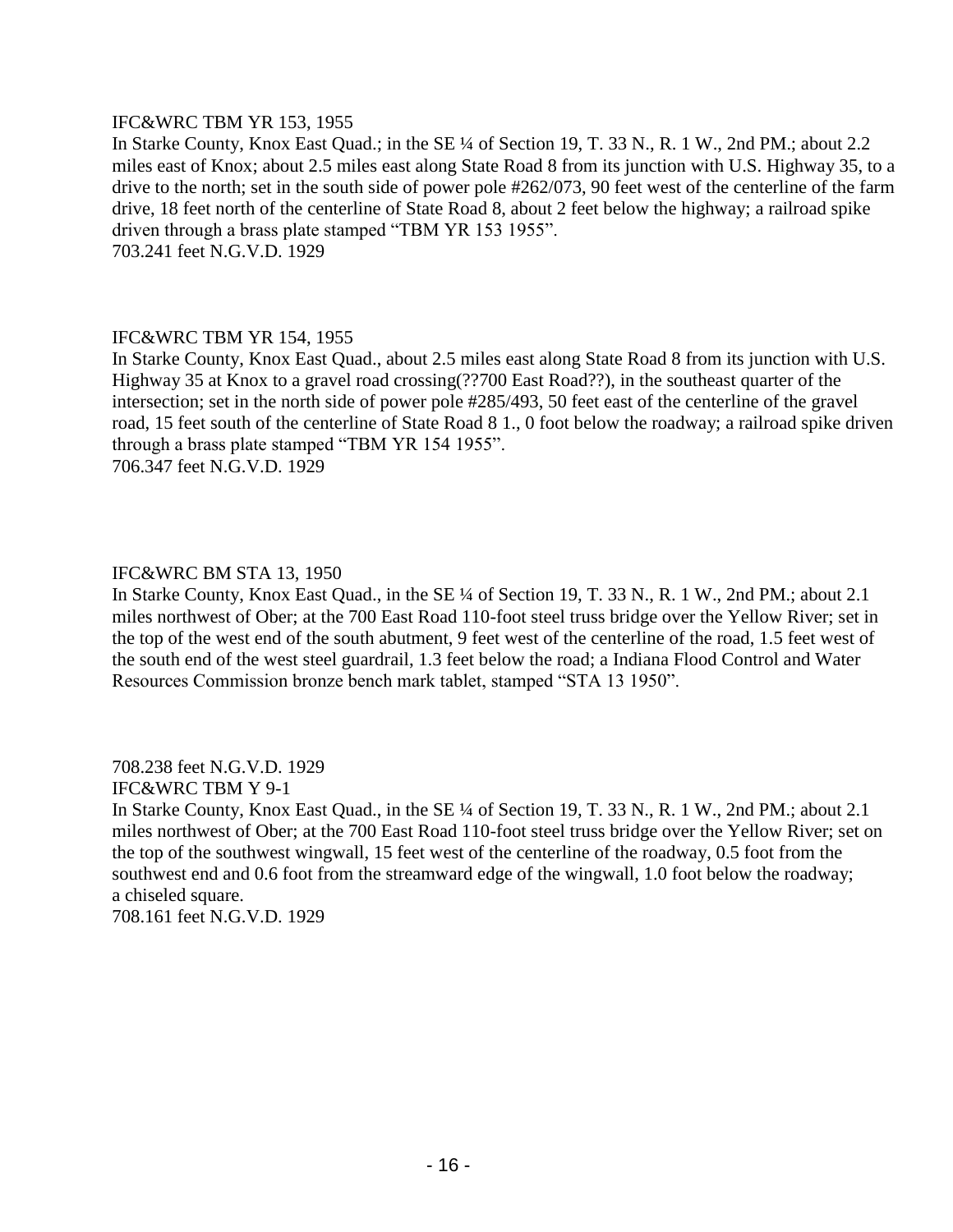IFC&WRC TBM YR 153, 1955
In Starke County, Knox East Quad.; in the SE ¼ of Section 19, T. 33 N., R. 1 W., 2nd PM.; about 2.2 miles east of Knox; about 2.5 miles east along State Road 8 from its junction with U.S. Highway 35, to a drive to the north; set in the south side of power pole #262/073, 90 feet west of the centerline of the farm drive, 18 feet north of the centerline of State Road 8, about 2 feet below the highway; a railroad spike driven through a brass plate stamped "TBM YR 153 1955".
703.241 feet N.G.V.D. 1929

IFC&WRC TBM YR 154, 1955
In Starke County, Knox East Quad., about 2.5 miles east along State Road 8 from its junction with U.S. Highway 35 at Knox to a gravel road crossing(??700 East Road??), in the southeast quarter of the intersection; set in the north side of power pole #285/493, 50 feet east of the centerline of the gravel road, 15 feet south of the centerline of State Road 8 1., 0 foot below the roadway; a railroad spike driven through a brass plate stamped "TBM YR 154 1955".
706.347 feet N.G.V.D. 1929

IFC&WRC BM STA 13, 1950
In Starke County, Knox East Quad., in the SE ¼ of Section 19, T. 33 N., R. 1 W., 2nd PM.; about 2.1 miles northwest of Ober; at the 700 East Road 110-foot steel truss bridge over the Yellow River; set in the top of the west end of the south abutment, 9 feet west of the centerline of the road, 1.5 feet west of the south end of the west steel guardrail, 1.3 feet below the road; a Indiana Flood Control and Water Resources Commission bronze bench mark tablet, stamped "STA 13 1950".

708.238 feet N.G.V.D. 1929
IFC&WRC TBM Y 9-1
In Starke County, Knox East Quad., in the SE ¼ of Section 19, T. 33 N., R. 1 W., 2nd PM.; about 2.1 miles northwest of Ober; at the 700 East Road 110-foot steel truss bridge over the Yellow River; set on the top of the southwest wingwall, 15 feet west of the centerline of the roadway, 0.5 foot from the southwest end and 0.6 foot from the streamward edge of the wingwall, 1.0 foot below the roadway; a chiseled square.
708.161 feet N.G.V.D. 1929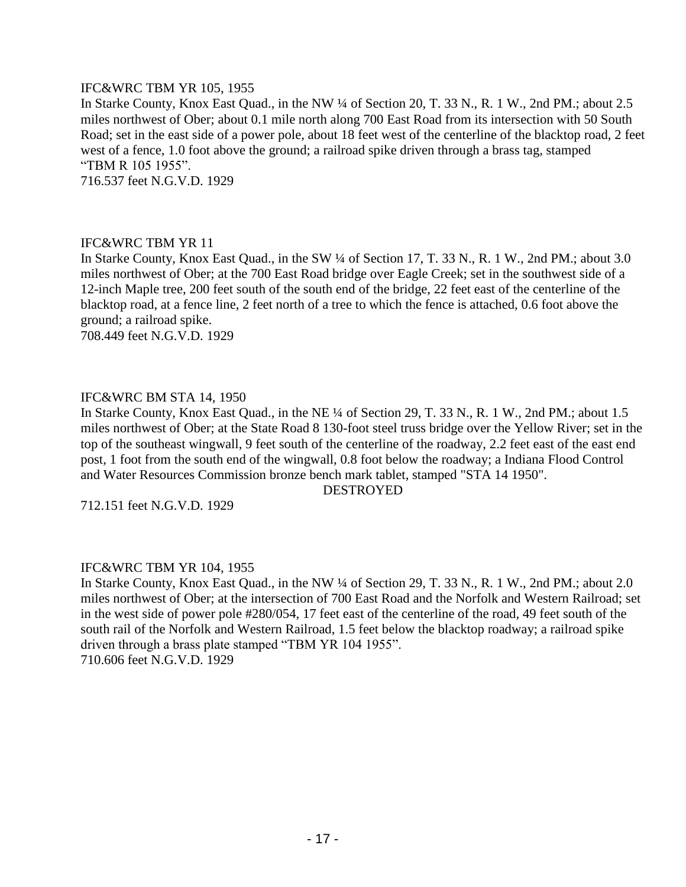IFC&WRC TBM YR 105, 1955
In Starke County, Knox East Quad., in the NW ¼ of Section 20, T. 33 N., R. 1 W., 2nd PM.; about 2.5 miles northwest of Ober; about 0.1 mile north along 700 East Road from its intersection with 50 South Road; set in the east side of a power pole, about 18 feet west of the centerline of the blacktop road, 2 feet west of a fence, 1.0 foot above the ground; a railroad spike driven through a brass tag, stamped "TBM R 105 1955".
716.537 feet N.G.V.D. 1929

IFC&WRC TBM YR 11
In Starke County, Knox East Quad., in the SW ¼ of Section 17, T. 33 N., R. 1 W., 2nd PM.; about 3.0 miles northwest of Ober; at the 700 East Road bridge over Eagle Creek; set in the southwest side of a 12-inch Maple tree, 200 feet south of the south end of the bridge, 22 feet east of the centerline of the blacktop road, at a fence line, 2 feet north of a tree to which the fence is attached, 0.6 foot above the ground; a railroad spike.
708.449 feet N.G.V.D. 1929

IFC&WRC BM STA 14, 1950
In Starke County, Knox East Quad., in the NE ¼ of Section 29, T. 33 N., R. 1 W., 2nd PM.; about 1.5 miles northwest of Ober; at the State Road 8 130-foot steel truss bridge over the Yellow River; set in the top of the southeast wingwall, 9 feet south of the centerline of the roadway, 2.2 feet east of the east end post, 1 foot from the south end of the wingwall, 0.8 foot below the roadway; a Indiana Flood Control and Water Resources Commission bronze bench mark tablet, stamped "STA 14 1950".
DESTROYED
712.151 feet N.G.V.D. 1929

IFC&WRC TBM YR 104, 1955
In Starke County, Knox East Quad., in the NW ¼ of Section 29, T. 33 N., R. 1 W., 2nd PM.; about 2.0 miles northwest of Ober; at the intersection of 700 East Road and the Norfolk and Western Railroad; set in the west side of power pole #280/054, 17 feet east of the centerline of the road, 49 feet south of the south rail of the Norfolk and Western Railroad, 1.5 feet below the blacktop roadway; a railroad spike driven through a brass plate stamped "TBM YR 104 1955".
710.606 feet N.G.V.D. 1929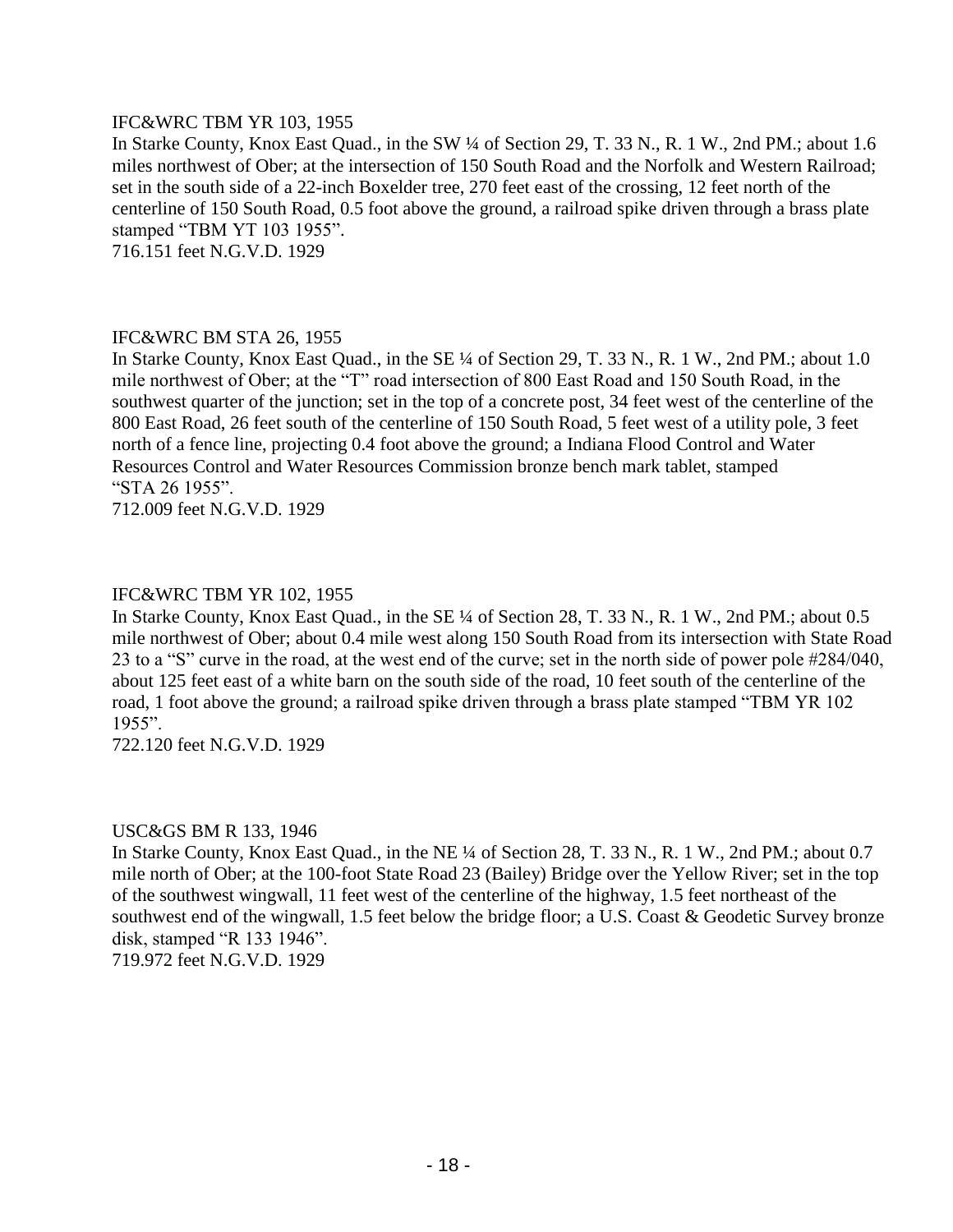IFC&WRC TBM YR 103, 1955

In Starke County, Knox East Quad., in the SW ¼ of Section 29, T. 33 N., R. 1 W., 2nd PM.; about 1.6 miles northwest of Ober; at the intersection of 150 South Road and the Norfolk and Western Railroad; set in the south side of a 22-inch Boxelder tree, 270 feet east of the crossing, 12 feet north of the centerline of 150 South Road, 0.5 foot above the ground, a railroad spike driven through a brass plate stamped "TBM YT 103 1955".

716.151 feet N.G.V.D. 1929

IFC&WRC BM STA 26, 1955

In Starke County, Knox East Quad., in the SE ¼ of Section 29, T. 33 N., R. 1 W., 2nd PM.; about 1.0 mile northwest of Ober; at the "T" road intersection of 800 East Road and 150 South Road, in the southwest quarter of the junction; set in the top of a concrete post, 34 feet west of the centerline of the 800 East Road, 26 feet south of the centerline of 150 South Road, 5 feet west of a utility pole, 3 feet north of a fence line, projecting 0.4 foot above the ground; a Indiana Flood Control and Water Resources Control and Water Resources Commission bronze bench mark tablet, stamped "STA 26 1955".

712.009 feet N.G.V.D. 1929

IFC&WRC TBM YR 102, 1955

In Starke County, Knox East Quad., in the SE ¼ of Section 28, T. 33 N., R. 1 W., 2nd PM.; about 0.5 mile northwest of Ober; about 0.4 mile west along 150 South Road from its intersection with State Road 23 to a "S" curve in the road, at the west end of the curve; set in the north side of power pole #284/040, about 125 feet east of a white barn on the south side of the road, 10 feet south of the centerline of the road, 1 foot above the ground; a railroad spike driven through a brass plate stamped "TBM YR 102 1955".

722.120 feet N.G.V.D. 1929

USC&GS BM R 133, 1946

In Starke County, Knox East Quad., in the NE ¼ of Section 28, T. 33 N., R. 1 W., 2nd PM.; about 0.7 mile north of Ober; at the 100-foot State Road 23 (Bailey) Bridge over the Yellow River; set in the top of the southwest wingwall, 11 feet west of the centerline of the highway, 1.5 feet northeast of the southwest end of the wingwall, 1.5 feet below the bridge floor; a U.S. Coast & Geodetic Survey bronze disk, stamped "R 133 1946".

719.972 feet N.G.V.D. 1929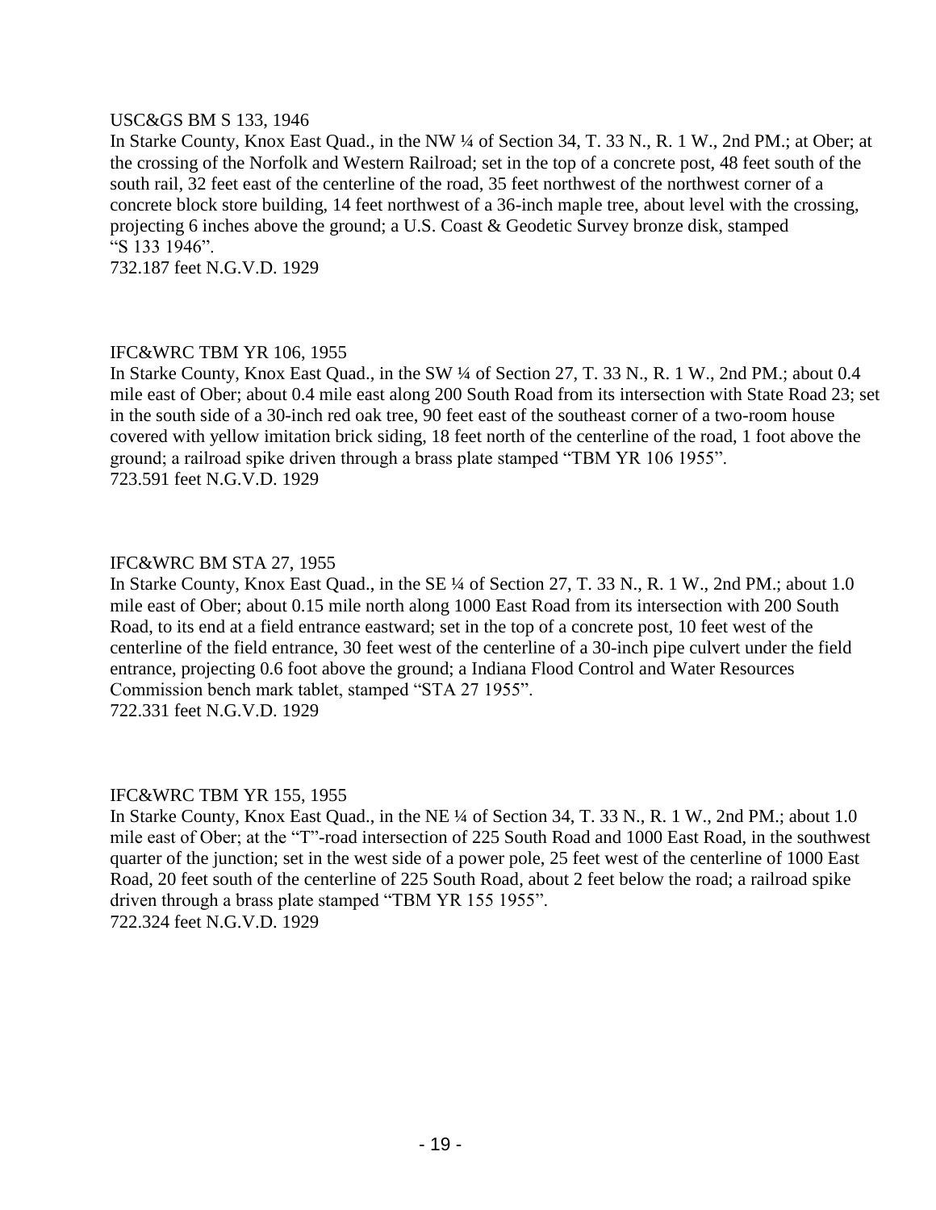USC&GS BM S 133, 1946

In Starke County, Knox East Quad., in the NW ¼ of Section 34, T. 33 N., R. 1 W., 2nd PM.; at Ober; at the crossing of the Norfolk and Western Railroad; set in the top of a concrete post, 48 feet south of the south rail, 32 feet east of the centerline of the road, 35 feet northwest of the northwest corner of a concrete block store building, 14 feet northwest of a 36-inch maple tree, about level with the crossing, projecting 6 inches above the ground; a U.S. Coast & Geodetic Survey bronze disk, stamped "S 133 1946".

732.187 feet N.G.V.D. 1929

IFC&WRC TBM YR 106, 1955

In Starke County, Knox East Quad., in the SW ¼ of Section 27, T. 33 N., R. 1 W., 2nd PM.; about 0.4 mile east of Ober; about 0.4 mile east along 200 South Road from its intersection with State Road 23; set in the south side of a 30-inch red oak tree, 90 feet east of the southeast corner of a two-room house covered with yellow imitation brick siding, 18 feet north of the centerline of the road, 1 foot above the ground; a railroad spike driven through a brass plate stamped "TBM YR 106 1955".

723.591 feet N.G.V.D. 1929

IFC&WRC BM STA 27, 1955

In Starke County, Knox East Quad., in the SE ¼ of Section 27, T. 33 N., R. 1 W., 2nd PM.; about 1.0 mile east of Ober; about 0.15 mile north along 1000 East Road from its intersection with 200 South Road, to its end at a field entrance eastward; set in the top of a concrete post, 10 feet west of the centerline of the field entrance, 30 feet west of the centerline of a 30-inch pipe culvert under the field entrance, projecting 0.6 foot above the ground; a Indiana Flood Control and Water Resources Commission bench mark tablet, stamped "STA 27 1955".

722.331 feet N.G.V.D. 1929

IFC&WRC TBM YR 155, 1955

In Starke County, Knox East Quad., in the NE ¼ of Section 34, T. 33 N., R. 1 W., 2nd PM.; about 1.0 mile east of Ober; at the "T"-road intersection of 225 South Road and 1000 East Road, in the southwest quarter of the junction; set in the west side of a power pole, 25 feet west of the centerline of 1000 East Road, 20 feet south of the centerline of 225 South Road, about 2 feet below the road; a railroad spike driven through a brass plate stamped "TBM YR 155 1955".

722.324 feet N.G.V.D. 1929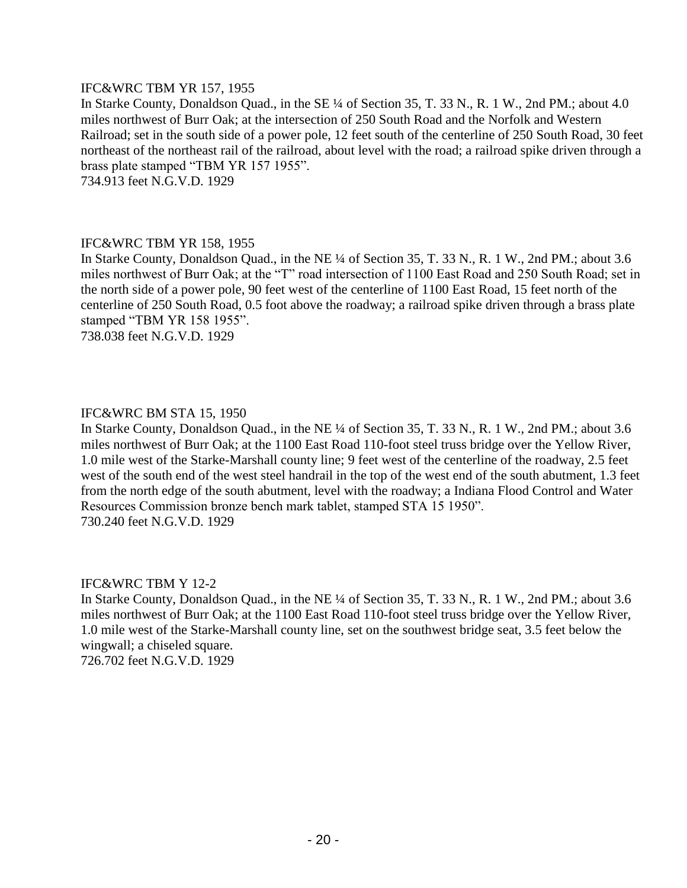IFC&WRC TBM YR 157, 1955

In Starke County, Donaldson Quad., in the SE ¼ of Section 35, T. 33 N., R. 1 W., 2nd PM.; about 4.0 miles northwest of Burr Oak; at the intersection of 250 South Road and the Norfolk and Western Railroad; set in the south side of a power pole, 12 feet south of the centerline of 250 South Road, 30 feet northeast of the northeast rail of the railroad, about level with the road; a railroad spike driven through a brass plate stamped "TBM YR 157 1955".

734.913 feet N.G.V.D. 1929

IFC&WRC TBM YR 158, 1955

In Starke County, Donaldson Quad., in the NE ¼ of Section 35, T. 33 N., R. 1 W., 2nd PM.; about 3.6 miles northwest of Burr Oak; at the "T" road intersection of 1100 East Road and 250 South Road; set in the north side of a power pole, 90 feet west of the centerline of 1100 East Road, 15 feet north of the centerline of 250 South Road, 0.5 foot above the roadway; a railroad spike driven through a brass plate stamped "TBM YR 158 1955".

738.038 feet N.G.V.D. 1929

IFC&WRC BM STA 15, 1950

In Starke County, Donaldson Quad., in the NE ¼ of Section 35, T. 33 N., R. 1 W., 2nd PM.; about 3.6 miles northwest of Burr Oak; at the 1100 East Road 110-foot steel truss bridge over the Yellow River, 1.0 mile west of the Starke-Marshall county line; 9 feet west of the centerline of the roadway, 2.5 feet west of the south end of the west steel handrail in the top of the west end of the south abutment, 1.3 feet from the north edge of the south abutment, level with the roadway; a Indiana Flood Control and Water Resources Commission bronze bench mark tablet, stamped STA 15 1950".

730.240 feet N.G.V.D. 1929

IFC&WRC TBM Y 12-2

In Starke County, Donaldson Quad., in the NE ¼ of Section 35, T. 33 N., R. 1 W., 2nd PM.; about 3.6 miles northwest of Burr Oak; at the 1100 East Road 110-foot steel truss bridge over the Yellow River, 1.0 mile west of the Starke-Marshall county line, set on the southwest bridge seat, 3.5 feet below the wingwall; a chiseled square.

726.702 feet N.G.V.D. 1929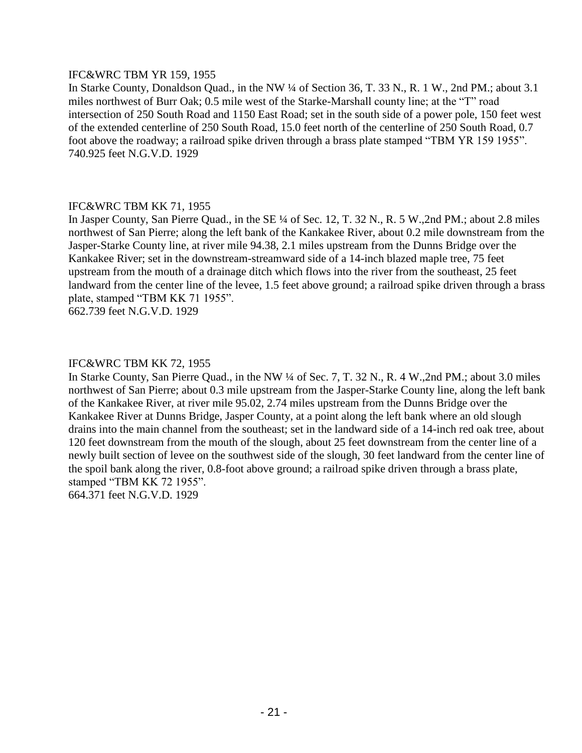IFC&WRC TBM YR 159, 1955

In Starke County, Donaldson Quad., in the NW ¼ of Section 36, T. 33 N., R. 1 W., 2nd PM.; about 3.1 miles northwest of Burr Oak; 0.5 mile west of the Starke-Marshall county line; at the "T" road intersection of 250 South Road and 1150 East Road; set in the south side of a power pole, 150 feet west of the extended centerline of 250 South Road, 15.0 feet north of the centerline of 250 South Road, 0.7 foot above the roadway; a railroad spike driven through a brass plate stamped "TBM YR 159 1955".

740.925 feet N.G.V.D. 1929

IFC&WRC TBM KK 71, 1955

In Jasper County, San Pierre Quad., in the SE ¼ of Sec. 12, T. 32 N., R. 5 W.,2nd PM.; about 2.8 miles northwest of San Pierre; along the left bank of the Kankakee River, about 0.2 mile downstream from the Jasper-Starke County line, at river mile 94.38, 2.1 miles upstream from the Dunns Bridge over the Kankakee River; set in the downstream-streamward side of a 14-inch blazed maple tree, 75 feet upstream from the mouth of a drainage ditch which flows into the river from the southeast, 25 feet landward from the center line of the levee, 1.5 feet above ground; a railroad spike driven through a brass plate, stamped "TBM KK 71 1955".

662.739 feet N.G.V.D. 1929

IFC&WRC TBM KK 72, 1955

In Starke County, San Pierre Quad., in the NW ¼ of Sec. 7, T. 32 N., R. 4 W.,2nd PM.; about 3.0 miles northwest of San Pierre; about 0.3 mile upstream from the Jasper-Starke County line, along the left bank of the Kankakee River, at river mile 95.02, 2.74 miles upstream from the Dunns Bridge over the Kankakee River at Dunns Bridge, Jasper County, at a point along the left bank where an old slough drains into the main channel from the southeast; set in the landward side of a 14-inch red oak tree, about 120 feet downstream from the mouth of the slough, about 25 feet downstream from the center line of a newly built section of levee on the southwest side of the slough, 30 feet landward from the center line of the spoil bank along the river, 0.8-foot above ground; a railroad spike driven through a brass plate, stamped "TBM KK 72 1955".

664.371 feet N.G.V.D. 1929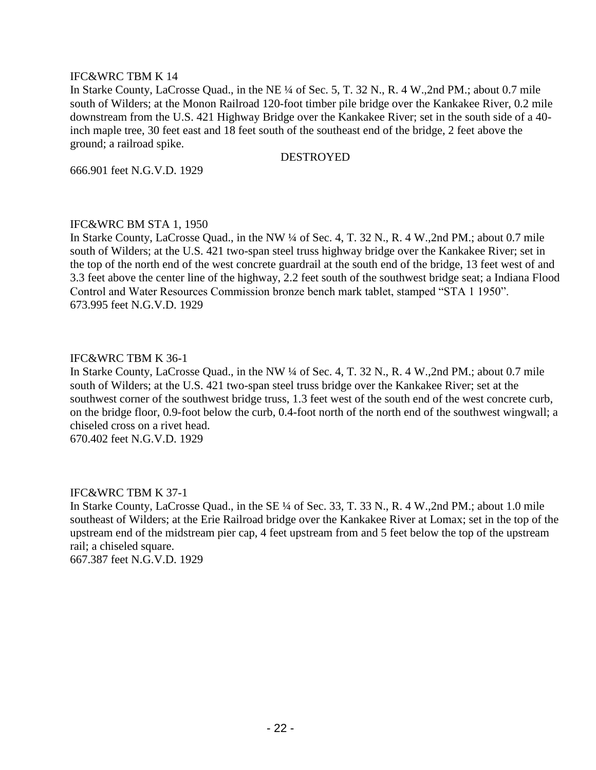IFC&WRC TBM K 14

In Starke County, LaCrosse Quad., in the NE ¼ of Sec. 5, T. 32 N., R. 4 W.,2nd PM.; about 0.7 mile south of Wilders; at the Monon Railroad 120-foot timber pile bridge over the Kankakee River, 0.2 mile downstream from the U.S. 421 Highway Bridge over the Kankakee River; set in the south side of a 40-inch maple tree, 30 feet east and 18 feet south of the southeast end of the bridge, 2 feet above the ground; a railroad spike.

DESTROYED

666.901 feet N.G.V.D. 1929

IFC&WRC BM STA 1, 1950

In Starke County, LaCrosse Quad., in the NW ¼ of Sec. 4, T. 32 N., R. 4 W.,2nd PM.; about 0.7 mile south of Wilders; at the U.S. 421 two-span steel truss highway bridge over the Kankakee River; set in the top of the north end of the west concrete guardrail at the south end of the bridge, 13 feet west of and 3.3 feet above the center line of the highway, 2.2 feet south of the southwest bridge seat; a Indiana Flood Control and Water Resources Commission bronze bench mark tablet, stamped "STA 1 1950".

673.995 feet N.G.V.D. 1929

IFC&WRC TBM K 36-1

In Starke County, LaCrosse Quad., in the NW ¼ of Sec. 4, T. 32 N., R. 4 W.,2nd PM.; about 0.7 mile south of Wilders; at the U.S. 421 two-span steel truss bridge over the Kankakee River; set at the southwest corner of the southwest bridge truss, 1.3 feet west of the south end of the west concrete curb, on the bridge floor, 0.9-foot below the curb, 0.4-foot north of the north end of the southwest wingwall; a chiseled cross on a rivet head.

670.402 feet N.G.V.D. 1929

IFC&WRC TBM K 37-1

In Starke County, LaCrosse Quad., in the SE ¼ of Sec. 33, T. 33 N., R. 4 W.,2nd PM.; about 1.0 mile southeast of Wilders; at the Erie Railroad bridge over the Kankakee River at Lomax; set in the top of the upstream end of the midstream pier cap, 4 feet upstream from and 5 feet below the top of the upstream rail; a chiseled square.

667.387 feet N.G.V.D. 1929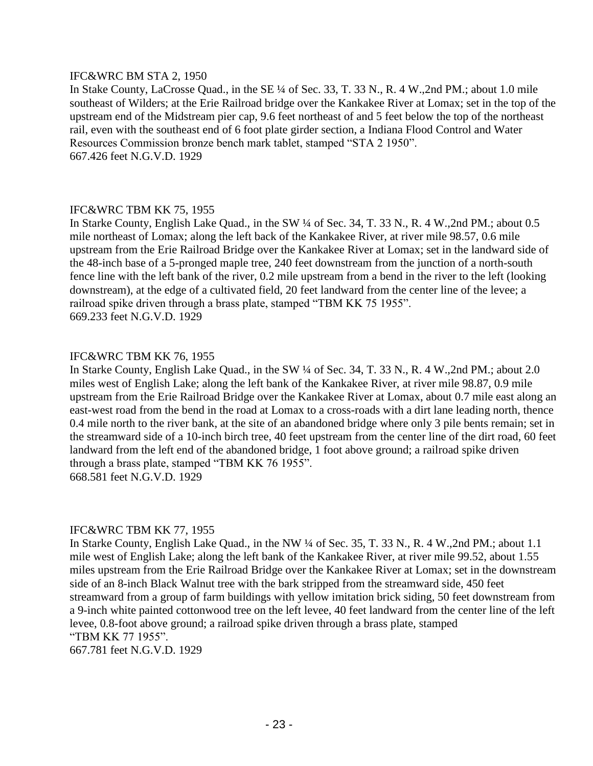IFC&WRC BM STA 2, 1950

In Stake County, LaCrosse Quad., in the SE ¼ of Sec. 33, T. 33 N., R. 4 W.,2nd PM.; about 1.0 mile southeast of Wilders; at the Erie Railroad bridge over the Kankakee River at Lomax; set in the top of the upstream end of the Midstream pier cap, 9.6 feet northeast of and 5 feet below the top of the northeast rail, even with the southeast end of 6 foot plate girder section, a Indiana Flood Control and Water Resources Commission bronze bench mark tablet, stamped "STA 2 1950".

667.426 feet N.G.V.D. 1929

IFC&WRC TBM KK 75, 1955

In Starke County, English Lake Quad., in the SW ¼ of Sec. 34, T. 33 N., R. 4 W.,2nd PM.; about 0.5 mile northeast of Lomax; along the left back of the Kankakee River, at river mile 98.57, 0.6 mile upstream from the Erie Railroad Bridge over the Kankakee River at Lomax; set in the landward side of the 48-inch base of a 5-pronged maple tree, 240 feet downstream from the junction of a north-south fence line with the left bank of the river, 0.2 mile upstream from a bend in the river to the left (looking downstream), at the edge of a cultivated field, 20 feet landward from the center line of the levee; a railroad spike driven through a brass plate, stamped "TBM KK 75 1955".

669.233 feet N.G.V.D. 1929

IFC&WRC TBM KK 76, 1955

In Starke County, English Lake Quad., in the SW ¼ of Sec. 34, T. 33 N., R. 4 W.,2nd PM.; about 2.0 miles west of English Lake; along the left bank of the Kankakee River, at river mile 98.87, 0.9 mile upstream from the Erie Railroad Bridge over the Kankakee River at Lomax, about 0.7 mile east along an east-west road from the bend in the road at Lomax to a cross-roads with a dirt lane leading north, thence 0.4 mile north to the river bank, at the site of an abandoned bridge where only 3 pile bents remain; set in the streamward side of a 10-inch birch tree, 40 feet upstream from the center line of the dirt road, 60 feet landward from the left end of the abandoned bridge, 1 foot above ground; a railroad spike driven through a brass plate, stamped "TBM KK 76 1955".

668.581 feet N.G.V.D. 1929

IFC&WRC TBM KK 77, 1955

In Starke County, English Lake Quad., in the NW ¼ of Sec. 35, T. 33 N., R. 4 W.,2nd PM.; about 1.1 mile west of English Lake; along the left bank of the Kankakee River, at river mile 99.52, about 1.55 miles upstream from the Erie Railroad Bridge over the Kankakee River at Lomax; set in the downstream side of an 8-inch Black Walnut tree with the bark stripped from the streamward side, 450 feet streamward from a group of farm buildings with yellow imitation brick siding, 50 feet downstream from a 9-inch white painted cottonwood tree on the left levee, 40 feet landward from the center line of the left levee, 0.8-foot above ground; a railroad spike driven through a brass plate, stamped "TBM KK 77 1955".

667.781 feet N.G.V.D. 1929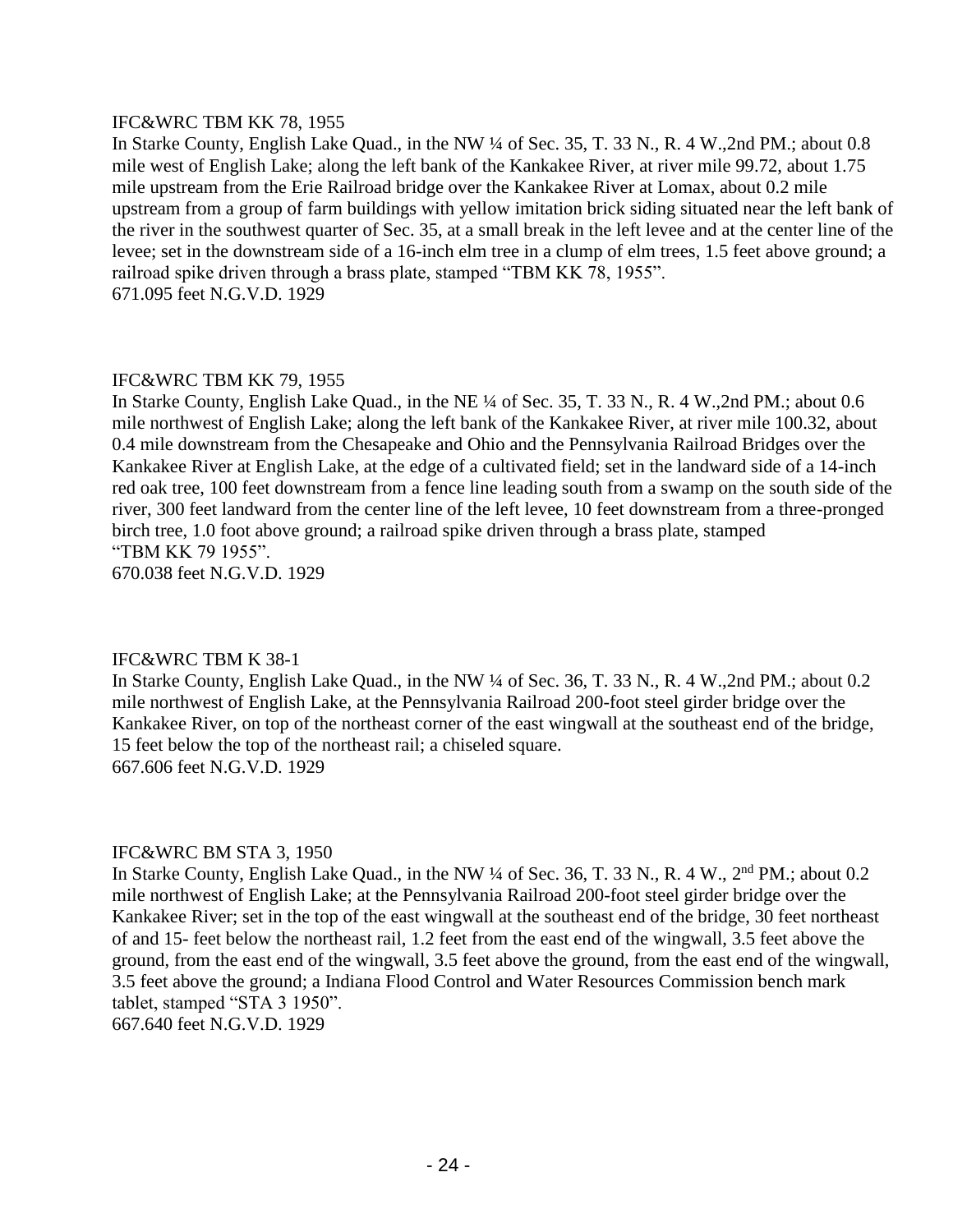IFC&WRC TBM KK 78, 1955

In Starke County, English Lake Quad., in the NW ¼ of Sec. 35, T. 33 N., R. 4 W.,2nd PM.; about 0.8 mile west of English Lake; along the left bank of the Kankakee River, at river mile 99.72, about 1.75 mile upstream from the Erie Railroad bridge over the Kankakee River at Lomax, about 0.2 mile upstream from a group of farm buildings with yellow imitation brick siding situated near the left bank of the river in the southwest quarter of Sec. 35, at a small break in the left levee and at the center line of the levee; set in the downstream side of a 16-inch elm tree in a clump of elm trees, 1.5 feet above ground; a railroad spike driven through a brass plate, stamped "TBM KK 78, 1955".

671.095 feet N.G.V.D. 1929

IFC&WRC TBM KK 79, 1955

In Starke County, English Lake Quad., in the NE ¼ of Sec. 35, T. 33 N., R. 4 W.,2nd PM.; about 0.6 mile northwest of English Lake; along the left bank of the Kankakee River, at river mile 100.32, about 0.4 mile downstream from the Chesapeake and Ohio and the Pennsylvania Railroad Bridges over the Kankakee River at English Lake, at the edge of a cultivated field; set in the landward side of a 14-inch red oak tree, 100 feet downstream from a fence line leading south from a swamp on the south side of the river, 300 feet landward from the center line of the left levee, 10 feet downstream from a three-pronged birch tree, 1.0 foot above ground; a railroad spike driven through a brass plate, stamped "TBM KK 79 1955".

670.038 feet N.G.V.D. 1929

IFC&WRC TBM K 38-1

In Starke County, English Lake Quad., in the NW ¼ of Sec. 36, T. 33 N., R. 4 W.,2nd PM.; about 0.2 mile northwest of English Lake, at the Pennsylvania Railroad 200-foot steel girder bridge over the Kankakee River, on top of the northeast corner of the east wingwall at the southeast end of the bridge, 15 feet below the top of the northeast rail; a chiseled square.

667.606 feet N.G.V.D. 1929

IFC&WRC BM STA 3, 1950

In Starke County, English Lake Quad., in the NW ¼ of Sec. 36, T. 33 N., R. 4 W., 2nd PM.; about 0.2 mile northwest of English Lake; at the Pennsylvania Railroad 200-foot steel girder bridge over the Kankakee River; set in the top of the east wingwall at the southeast end of the bridge, 30 feet northeast of and 15- feet below the northeast rail, 1.2 feet from the east end of the wingwall, 3.5 feet above the ground, from the east end of the wingwall, 3.5 feet above the ground, from the east end of the wingwall, 3.5 feet above the ground; a Indiana Flood Control and Water Resources Commission bench mark tablet, stamped "STA 3 1950".

667.640 feet N.G.V.D. 1929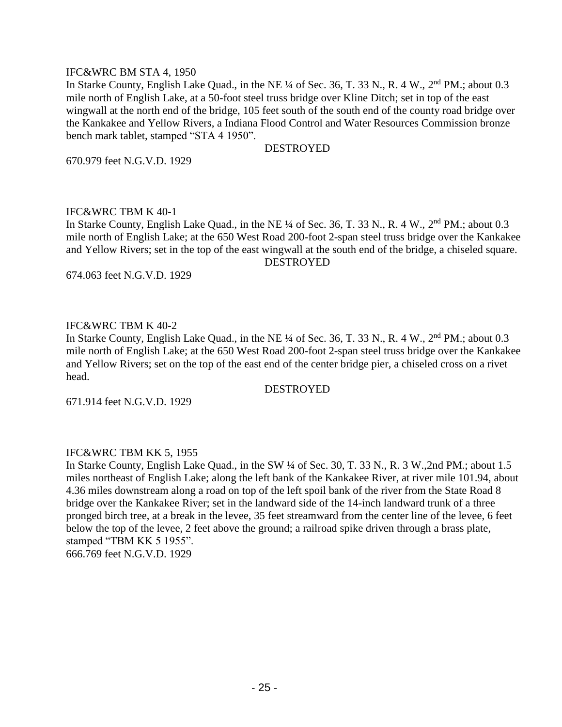IFC&WRC BM STA 4, 1950

In Starke County, English Lake Quad., in the NE ¼ of Sec. 36, T. 33 N., R. 4 W., 2nd PM.; about 0.3 mile north of English Lake, at a 50-foot steel truss bridge over Kline Ditch; set in top of the east wingwall at the north end of the bridge, 105 feet south of the south end of the county road bridge over the Kankakee and Yellow Rivers, a Indiana Flood Control and Water Resources Commission bronze bench mark tablet, stamped "STA 4 1950".

DESTROYED

670.979 feet N.G.V.D. 1929

IFC&WRC TBM K 40-1

In Starke County, English Lake Quad., in the NE ¼ of Sec. 36, T. 33 N., R. 4 W., 2nd PM.; about 0.3 mile north of English Lake; at the 650 West Road 200-foot 2-span steel truss bridge over the Kankakee and Yellow Rivers; set in the top of the east wingwall at the south end of the bridge, a chiseled square.

DESTROYED

674.063 feet N.G.V.D. 1929

IFC&WRC TBM K 40-2

In Starke County, English Lake Quad., in the NE ¼ of Sec. 36, T. 33 N., R. 4 W., 2nd PM.; about 0.3 mile north of English Lake; at the 650 West Road 200-foot 2-span steel truss bridge over the Kankakee and Yellow Rivers; set on the top of the east end of the center bridge pier, a chiseled cross on a rivet head.

DESTROYED

671.914 feet N.G.V.D. 1929

IFC&WRC TBM KK 5, 1955

In Starke County, English Lake Quad., in the SW ¼ of Sec. 30, T. 33 N., R. 3 W.,2nd PM.; about 1.5 miles northeast of English Lake; along the left bank of the Kankakee River, at river mile 101.94, about 4.36 miles downstream along a road on top of the left spoil bank of the river from the State Road 8 bridge over the Kankakee River; set in the landward side of the 14-inch landward trunk of a three pronged birch tree, at a break in the levee, 35 feet streamward from the center line of the levee, 6 feet below the top of the levee, 2 feet above the ground; a railroad spike driven through a brass plate, stamped "TBM KK 5 1955".

666.769 feet N.G.V.D. 1929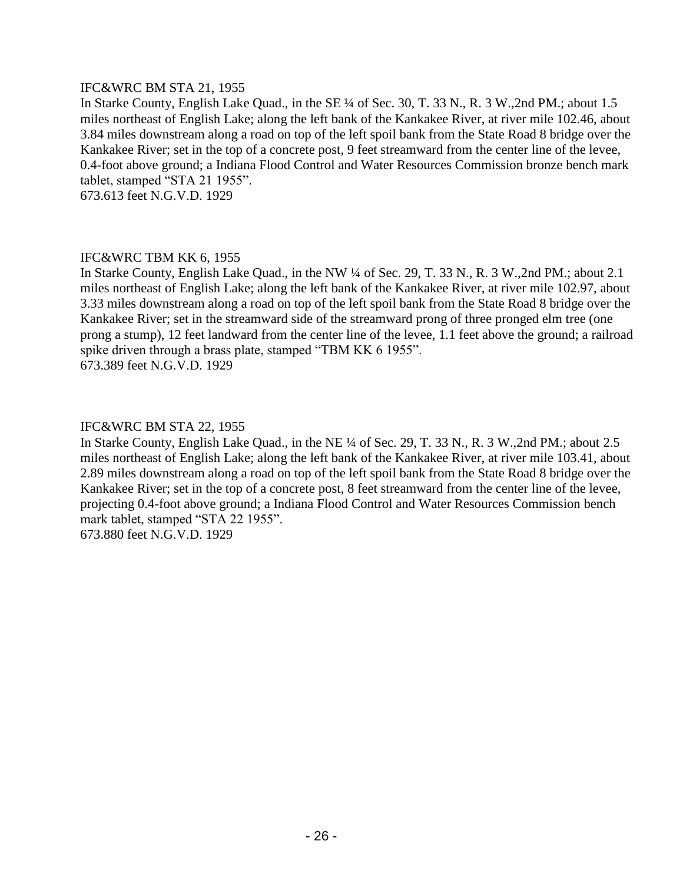IFC&WRC BM STA 21, 1955
In Starke County, English Lake Quad., in the SE ¼ of Sec. 30, T. 33 N., R. 3 W.,2nd PM.; about 1.5 miles northeast of English Lake; along the left bank of the Kankakee River, at river mile 102.46, about 3.84 miles downstream along a road on top of the left spoil bank from the State Road 8 bridge over the Kankakee River; set in the top of a concrete post, 9 feet streamward from the center line of the levee, 0.4-foot above ground; a Indiana Flood Control and Water Resources Commission bronze bench mark tablet, stamped “STA 21 1955”.
673.613 feet N.G.V.D. 1929

IFC&WRC TBM KK 6, 1955
In Starke County, English Lake Quad., in the NW ¼ of Sec. 29, T. 33 N., R. 3 W.,2nd PM.; about 2.1 miles northeast of English Lake; along the left bank of the Kankakee River, at river mile 102.97, about 3.33 miles downstream along a road on top of the left spoil bank from the State Road 8 bridge over the Kankakee River; set in the streamward side of the streamward prong of three pronged elm tree (one prong a stump), 12 feet landward from the center line of the levee, 1.1 feet above the ground; a railroad spike driven through a brass plate, stamped “TBM KK 6 1955”.
673.389 feet N.G.V.D. 1929

IFC&WRC BM STA 22, 1955
In Starke County, English Lake Quad., in the NE ¼ of Sec. 29, T. 33 N., R. 3 W.,2nd PM.; about 2.5 miles northeast of English Lake; along the left bank of the Kankakee River, at river mile 103.41, about 2.89 miles downstream along a road on top of the left spoil bank from the State Road 8 bridge over the Kankakee River; set in the top of a concrete post, 8 feet streamward from the center line of the levee, projecting 0.4-foot above ground; a Indiana Flood Control and Water Resources Commission bench mark tablet, stamped “STA 22 1955”.
673.880 feet N.G.V.D. 1929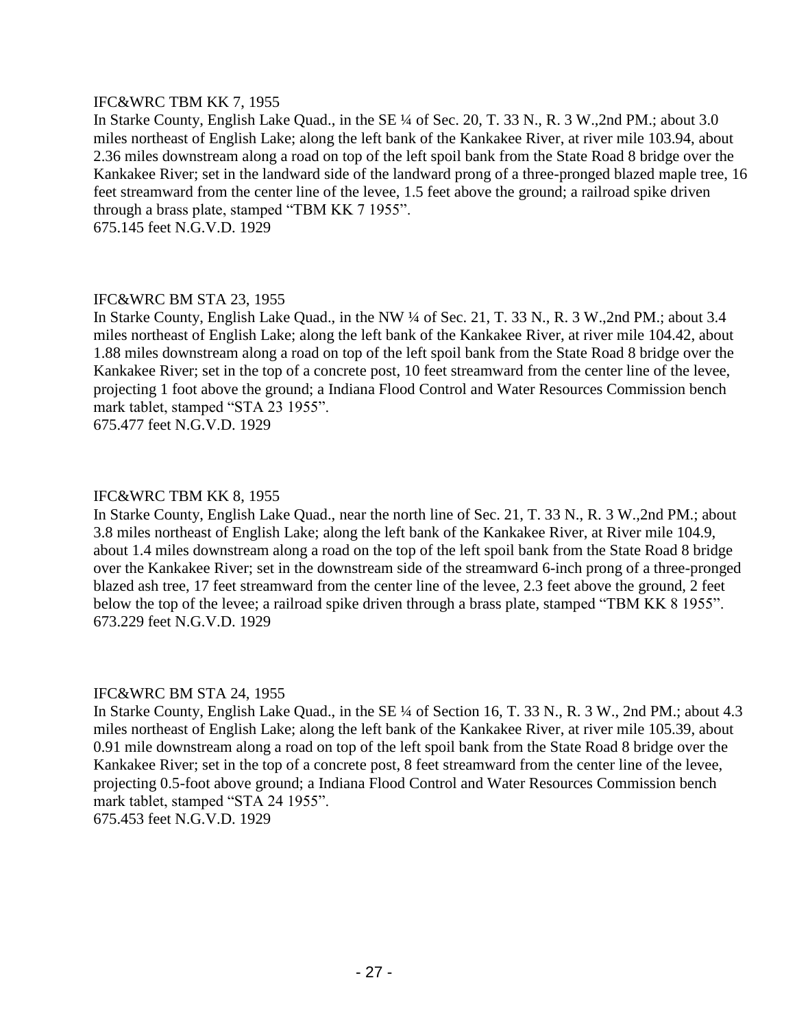IFC&WRC TBM KK 7, 1955

In Starke County, English Lake Quad., in the SE ¼ of Sec. 20, T. 33 N., R. 3 W.,2nd PM.; about 3.0 miles northeast of English Lake; along the left bank of the Kankakee River, at river mile 103.94, about 2.36 miles downstream along a road on top of the left spoil bank from the State Road 8 bridge over the Kankakee River; set in the landward side of the landward prong of a three-pronged blazed maple tree, 16 feet streamward from the center line of the levee, 1.5 feet above the ground; a railroad spike driven through a brass plate, stamped "TBM KK 7 1955".

675.145 feet N.G.V.D. 1929

IFC&WRC BM STA 23, 1955

In Starke County, English Lake Quad., in the NW ¼ of Sec. 21, T. 33 N., R. 3 W.,2nd PM.; about 3.4 miles northeast of English Lake; along the left bank of the Kankakee River, at river mile 104.42, about 1.88 miles downstream along a road on top of the left spoil bank from the State Road 8 bridge over the Kankakee River; set in the top of a concrete post, 10 feet streamward from the center line of the levee, projecting 1 foot above the ground; a Indiana Flood Control and Water Resources Commission bench mark tablet, stamped "STA 23 1955".

675.477 feet N.G.V.D. 1929

IFC&WRC TBM KK 8, 1955

In Starke County, English Lake Quad., near the north line of Sec. 21, T. 33 N., R. 3 W.,2nd PM.; about 3.8 miles northeast of English Lake; along the left bank of the Kankakee River, at River mile 104.9, about 1.4 miles downstream along a road on the top of the left spoil bank from the State Road 8 bridge over the Kankakee River; set in the downstream side of the streamward 6-inch prong of a three-pronged blazed ash tree, 17 feet streamward from the center line of the levee, 2.3 feet above the ground, 2 feet below the top of the levee; a railroad spike driven through a brass plate, stamped "TBM KK 8 1955".

673.229 feet N.G.V.D. 1929

IFC&WRC BM STA 24, 1955

In Starke County, English Lake Quad., in the SE ¼ of Section 16, T. 33 N., R. 3 W., 2nd PM.; about 4.3 miles northeast of English Lake; along the left bank of the Kankakee River, at river mile 105.39, about 0.91 mile downstream along a road on top of the left spoil bank from the State Road 8 bridge over the Kankakee River; set in the top of a concrete post, 8 feet streamward from the center line of the levee, projecting 0.5-foot above ground; a Indiana Flood Control and Water Resources Commission bench mark tablet, stamped "STA 24 1955".

675.453 feet N.G.V.D. 1929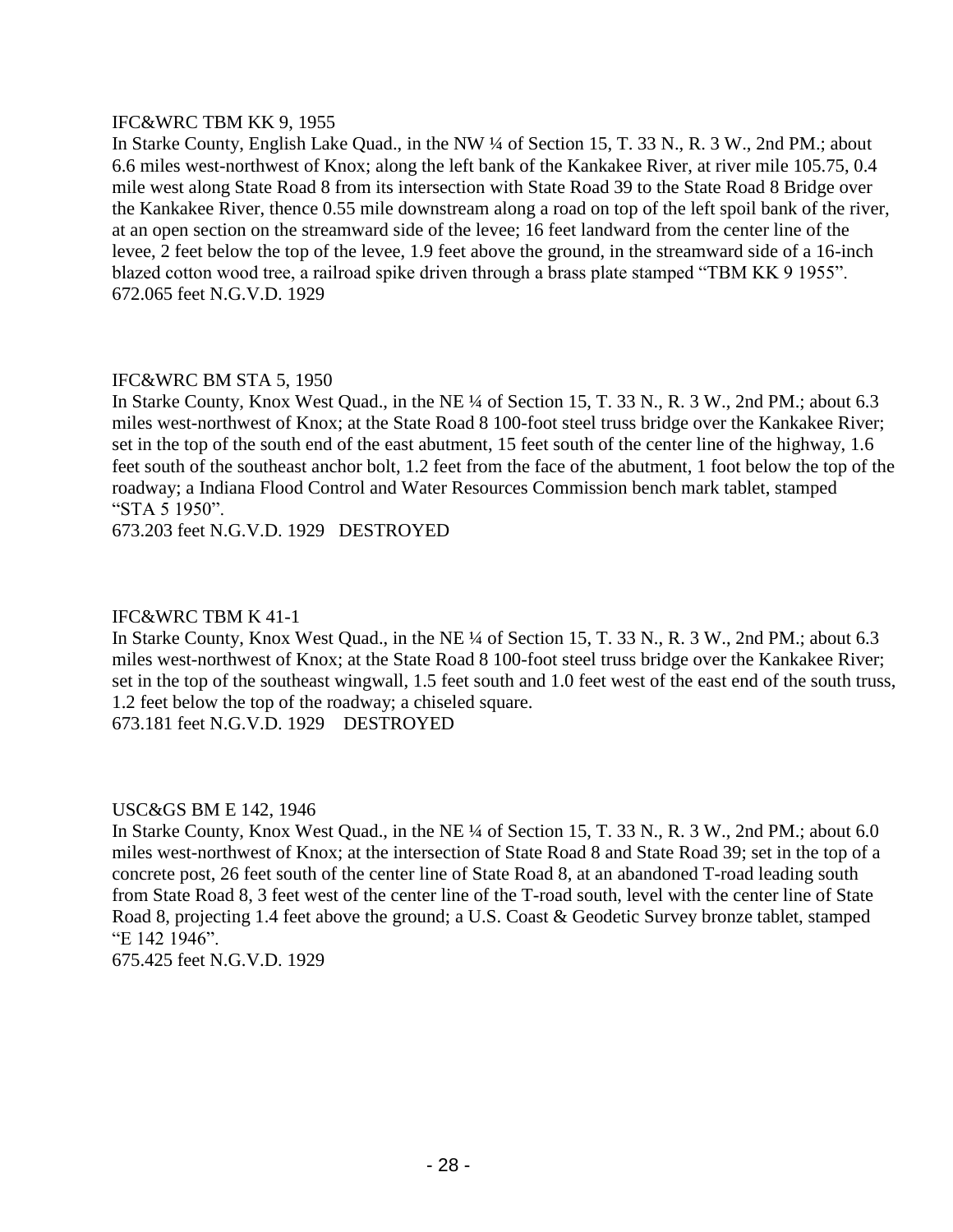IFC&WRC TBM KK 9, 1955
In Starke County, English Lake Quad., in the NW ¼ of Section 15, T. 33 N., R. 3 W., 2nd PM.; about 6.6 miles west-northwest of Knox; along the left bank of the Kankakee River, at river mile 105.75, 0.4 mile west along State Road 8 from its intersection with State Road 39 to the State Road 8 Bridge over the Kankakee River, thence 0.55 mile downstream along a road on top of the left spoil bank of the river, at an open section on the streamward side of the levee; 16 feet landward from the center line of the levee, 2 feet below the top of the levee, 1.9 feet above the ground, in the streamward side of a 16-inch blazed cotton wood tree, a railroad spike driven through a brass plate stamped "TBM KK 9 1955".
672.065 feet N.G.V.D. 1929

IFC&WRC BM STA 5, 1950
In Starke County, Knox West Quad., in the NE ¼ of Section 15, T. 33 N., R. 3 W., 2nd PM.; about 6.3 miles west-northwest of Knox; at the State Road 8 100-foot steel truss bridge over the Kankakee River; set in the top of the south end of the east abutment, 15 feet south of the center line of the highway, 1.6 feet south of the southeast anchor bolt, 1.2 feet from the face of the abutment, 1 foot below the top of the roadway; a Indiana Flood Control and Water Resources Commission bench mark tablet, stamped "STA 5 1950".
673.203 feet N.G.V.D. 1929 DESTROYED

IFC&WRC TBM K 41-1
In Starke County, Knox West Quad., in the NE ¼ of Section 15, T. 33 N., R. 3 W., 2nd PM.; about 6.3 miles west-northwest of Knox; at the State Road 8 100-foot steel truss bridge over the Kankakee River; set in the top of the southeast wingwall, 1.5 feet south and 1.0 feet west of the east end of the south truss, 1.2 feet below the top of the roadway; a chiseled square.
673.181 feet N.G.V.D. 1929 DESTROYED

USC&GS BM E 142, 1946
In Starke County, Knox West Quad., in the NE ¼ of Section 15, T. 33 N., R. 3 W., 2nd PM.; about 6.0 miles west-northwest of Knox; at the intersection of State Road 8 and State Road 39; set in the top of a concrete post, 26 feet south of the center line of State Road 8, at an abandoned T-road leading south from State Road 8, 3 feet west of the center line of the T-road south, level with the center line of State Road 8, projecting 1.4 feet above the ground; a U.S. Coast & Geodetic Survey bronze tablet, stamped "E 142 1946".
675.425 feet N.G.V.D. 1929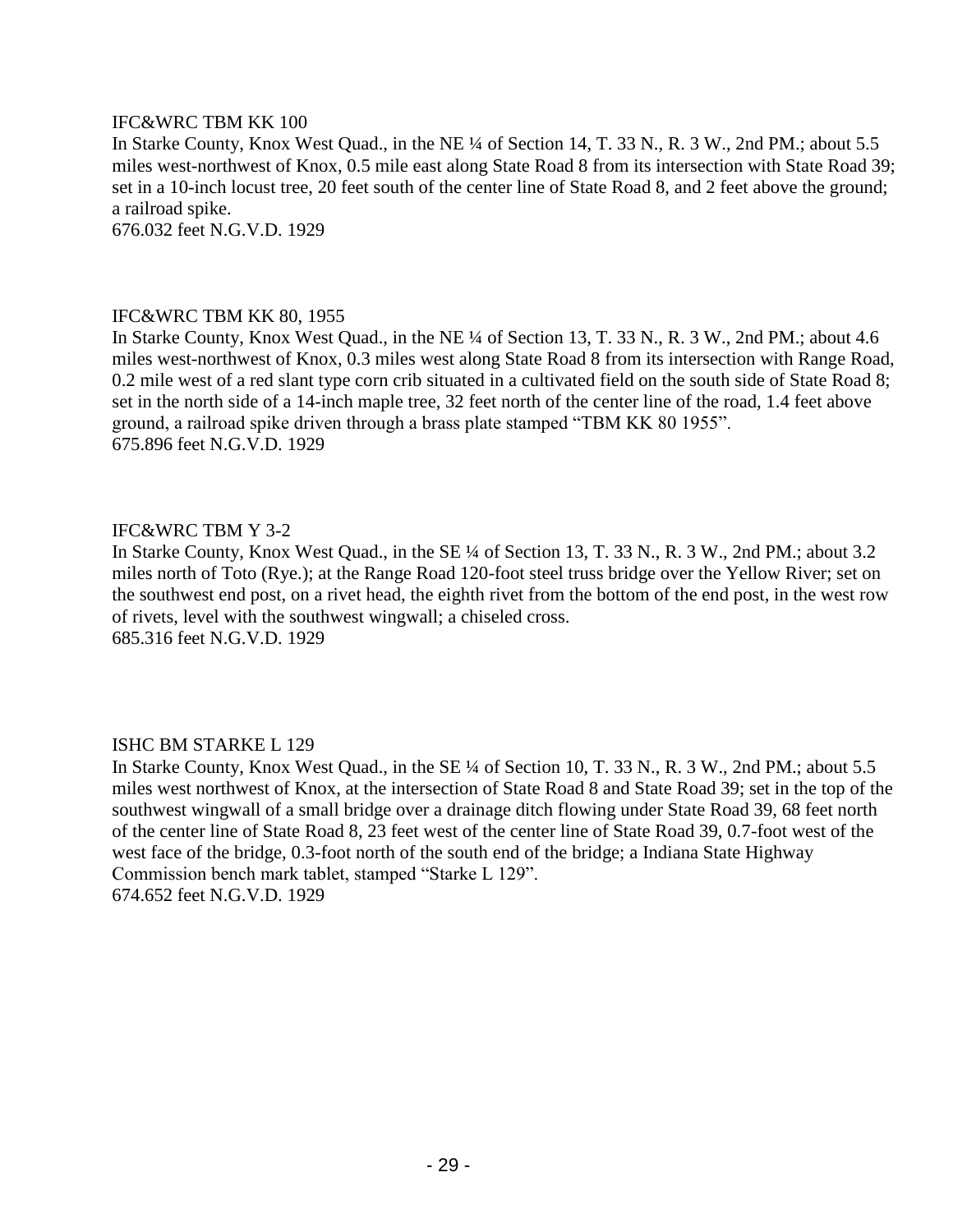IFC&WRC TBM KK 100

In Starke County, Knox West Quad., in the NE ¼ of Section 14, T. 33 N., R. 3 W., 2nd PM.; about 5.5 miles west-northwest of Knox, 0.5 mile east along State Road 8 from its intersection with State Road 39; set in a 10-inch locust tree, 20 feet south of the center line of State Road 8, and 2 feet above the ground; a railroad spike.

676.032 feet N.G.V.D. 1929

IFC&WRC TBM KK 80, 1955

In Starke County, Knox West Quad., in the NE ¼ of Section 13, T. 33 N., R. 3 W., 2nd PM.; about 4.6 miles west-northwest of Knox, 0.3 miles west along State Road 8 from its intersection with Range Road, 0.2 mile west of a red slant type corn crib situated in a cultivated field on the south side of State Road 8; set in the north side of a 14-inch maple tree, 32 feet north of the center line of the road, 1.4 feet above ground, a railroad spike driven through a brass plate stamped "TBM KK 80 1955".

675.896 feet N.G.V.D. 1929

IFC&WRC TBM Y 3-2

In Starke County, Knox West Quad., in the SE ¼ of Section 13, T. 33 N., R. 3 W., 2nd PM.; about 3.2 miles north of Toto (Rye.); at the Range Road 120-foot steel truss bridge over the Yellow River; set on the southwest end post, on a rivet head, the eighth rivet from the bottom of the end post, in the west row of rivets, level with the southwest wingwall; a chiseled cross.

685.316 feet N.G.V.D. 1929

ISHC BM STARKE L 129

In Starke County, Knox West Quad., in the SE ¼ of Section 10, T. 33 N., R. 3 W., 2nd PM.; about 5.5 miles west northwest of Knox, at the intersection of State Road 8 and State Road 39; set in the top of the southwest wingwall of a small bridge over a drainage ditch flowing under State Road 39, 68 feet north of the center line of State Road 8, 23 feet west of the center line of State Road 39, 0.7-foot west of the west face of the bridge, 0.3-foot north of the south end of the bridge; a Indiana State Highway Commission bench mark tablet, stamped "Starke L 129".

674.652 feet N.G.V.D. 1929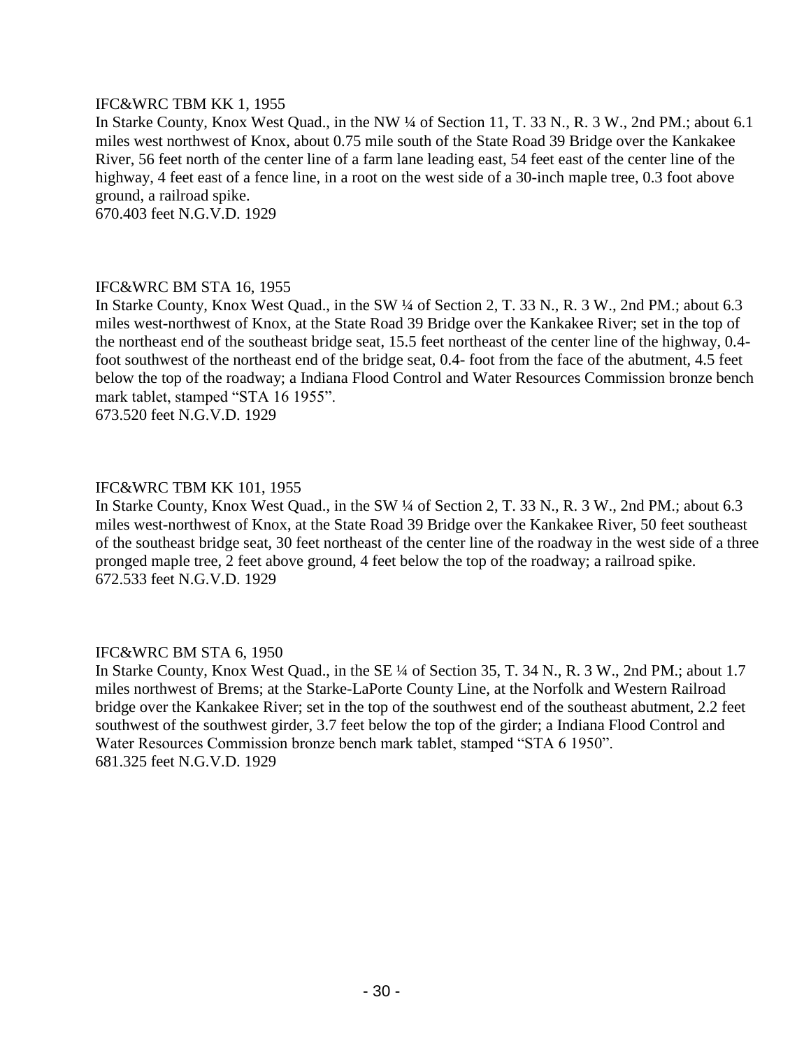IFC&WRC TBM KK 1, 1955

In Starke County, Knox West Quad., in the NW ¼ of Section 11, T. 33 N., R. 3 W., 2nd PM.; about 6.1 miles west northwest of Knox, about 0.75 mile south of the State Road 39 Bridge over the Kankakee River, 56 feet north of the center line of a farm lane leading east, 54 feet east of the center line of the highway, 4 feet east of a fence line, in a root on the west side of a 30-inch maple tree, 0.3 foot above ground, a railroad spike.

670.403 feet N.G.V.D. 1929

IFC&WRC BM STA 16, 1955

In Starke County, Knox West Quad., in the SW ¼ of Section 2, T. 33 N., R. 3 W., 2nd PM.; about 6.3 miles west-northwest of Knox, at the State Road 39 Bridge over the Kankakee River; set in the top of the northeast end of the southeast bridge seat, 15.5 feet northeast of the center line of the highway, 0.4-foot southwest of the northeast end of the bridge seat, 0.4- foot from the face of the abutment, 4.5 feet below the top of the roadway; a Indiana Flood Control and Water Resources Commission bronze bench mark tablet, stamped "STA 16 1955".

673.520 feet N.G.V.D. 1929

IFC&WRC TBM KK 101, 1955

In Starke County, Knox West Quad., in the SW ¼ of Section 2, T. 33 N., R. 3 W., 2nd PM.; about 6.3 miles west-northwest of Knox, at the State Road 39 Bridge over the Kankakee River, 50 feet southeast of the southeast bridge seat, 30 feet northeast of the center line of the roadway in the west side of a three pronged maple tree, 2 feet above ground, 4 feet below the top of the roadway; a railroad spike.

672.533 feet N.G.V.D. 1929

IFC&WRC BM STA 6, 1950

In Starke County, Knox West Quad., in the SE ¼ of Section 35, T. 34 N., R. 3 W., 2nd PM.; about 1.7 miles northwest of Brems; at the Starke-LaPorte County Line, at the Norfolk and Western Railroad bridge over the Kankakee River; set in the top of the southwest end of the southeast abutment, 2.2 feet southwest of the southwest girder, 3.7 feet below the top of the girder; a Indiana Flood Control and Water Resources Commission bronze bench mark tablet, stamped "STA 6 1950".

681.325 feet N.G.V.D. 1929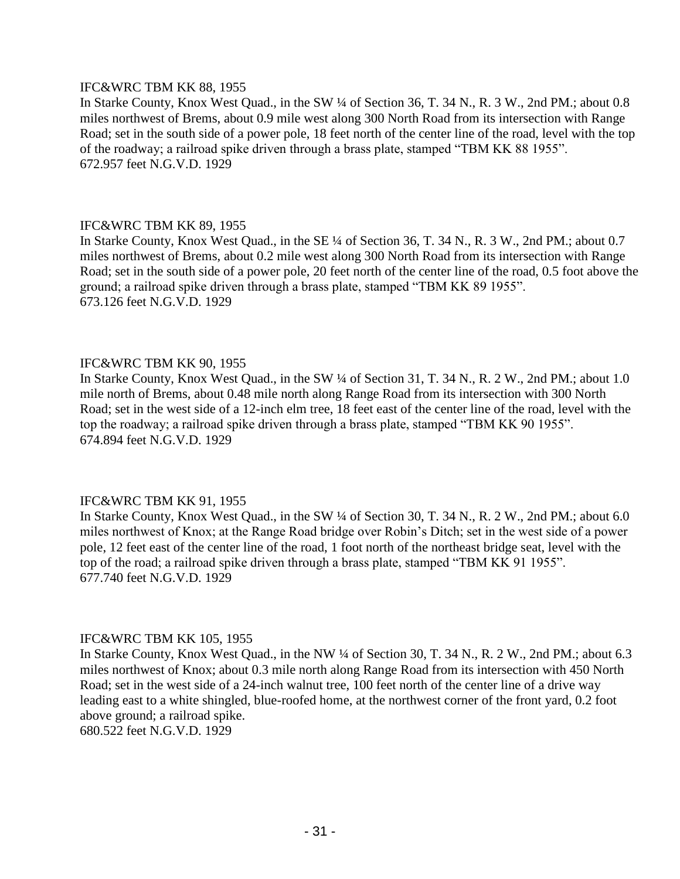IFC&WRC TBM KK 88, 1955

In Starke County, Knox West Quad., in the SW ¼ of Section 36, T. 34 N., R. 3 W., 2nd PM.; about 0.8 miles northwest of Brems, about 0.9 mile west along 300 North Road from its intersection with Range Road; set in the south side of a power pole, 18 feet north of the center line of the road, level with the top of the roadway; a railroad spike driven through a brass plate, stamped "TBM KK 88 1955".

672.957 feet N.G.V.D. 1929

IFC&WRC TBM KK 89, 1955

In Starke County, Knox West Quad., in the SE ¼ of Section 36, T. 34 N., R. 3 W., 2nd PM.; about 0.7 miles northwest of Brems, about 0.2 mile west along 300 North Road from its intersection with Range Road; set in the south side of a power pole, 20 feet north of the center line of the road, 0.5 foot above the ground; a railroad spike driven through a brass plate, stamped "TBM KK 89 1955".

673.126 feet N.G.V.D. 1929

IFC&WRC TBM KK 90, 1955

In Starke County, Knox West Quad., in the SW ¼ of Section 31, T. 34 N., R. 2 W., 2nd PM.; about 1.0 mile north of Brems, about 0.48 mile north along Range Road from its intersection with 300 North Road; set in the west side of a 12-inch elm tree, 18 feet east of the center line of the road, level with the top the roadway; a railroad spike driven through a brass plate, stamped "TBM KK 90 1955".

674.894 feet N.G.V.D. 1929

IFC&WRC TBM KK 91, 1955

In Starke County, Knox West Quad., in the SW ¼ of Section 30, T. 34 N., R. 2 W., 2nd PM.; about 6.0 miles northwest of Knox; at the Range Road bridge over Robin's Ditch; set in the west side of a power pole, 12 feet east of the center line of the road, 1 foot north of the northeast bridge seat, level with the top of the road; a railroad spike driven through a brass plate, stamped "TBM KK 91 1955".

677.740 feet N.G.V.D. 1929

IFC&WRC TBM KK 105, 1955

In Starke County, Knox West Quad., in the NW ¼ of Section 30, T. 34 N., R. 2 W., 2nd PM.; about 6.3 miles northwest of Knox; about 0.3 mile north along Range Road from its intersection with 450 North Road; set in the west side of a 24-inch walnut tree, 100 feet north of the center line of a drive way leading east to a white shingled, blue-roofed home, at the northwest corner of the front yard, 0.2 foot above ground; a railroad spike.

680.522 feet N.G.V.D. 1929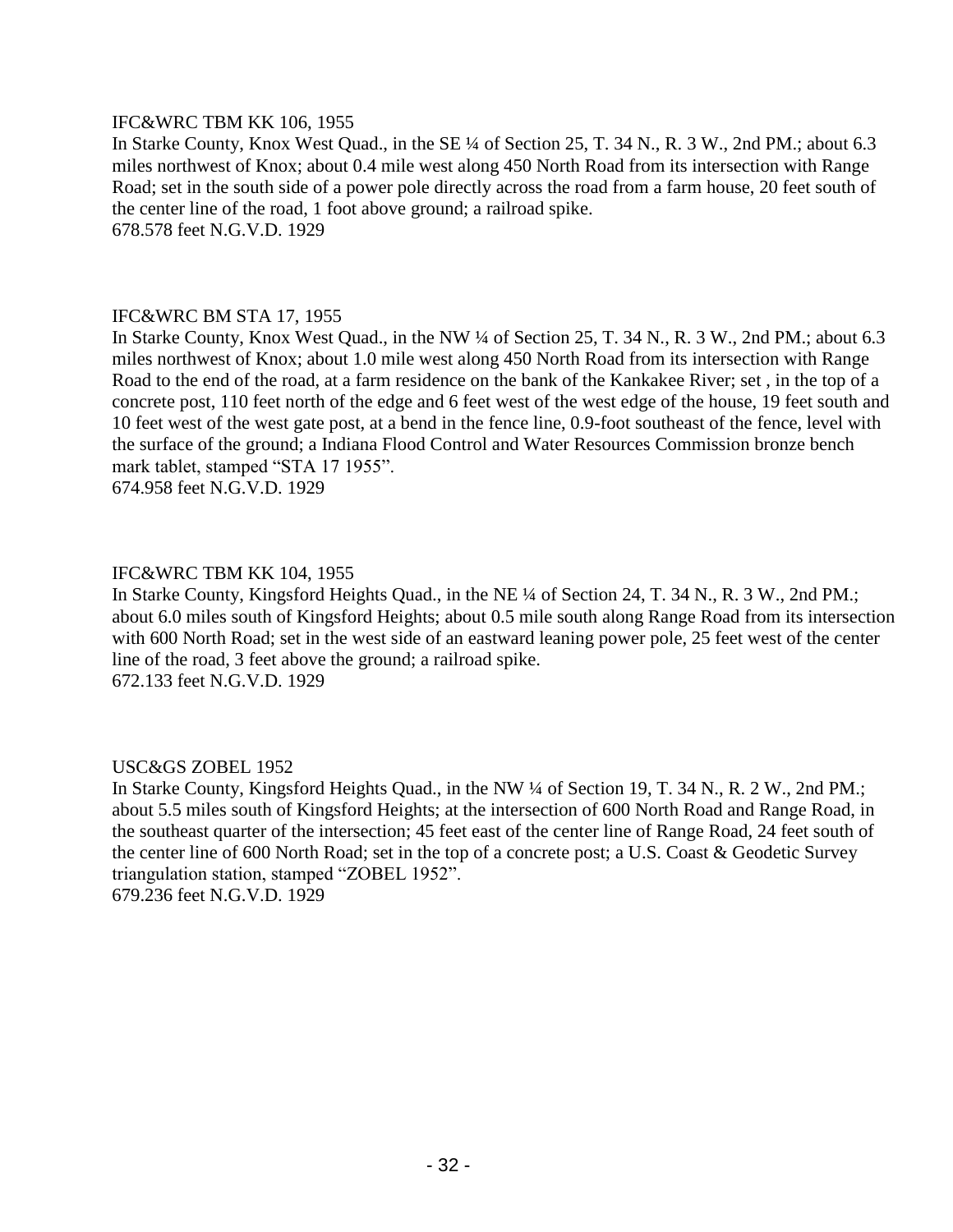IFC&WRC TBM KK 106, 1955

In Starke County, Knox West Quad., in the SE ¼ of Section 25, T. 34 N., R. 3 W., 2nd PM.; about 6.3 miles northwest of Knox; about 0.4 mile west along 450 North Road from its intersection with Range Road; set in the south side of a power pole directly across the road from a farm house, 20 feet south of the center line of the road, 1 foot above ground; a railroad spike.

678.578 feet N.G.V.D. 1929

IFC&WRC BM STA 17, 1955

In Starke County, Knox West Quad., in the NW ¼ of Section 25, T. 34 N., R. 3 W., 2nd PM.; about 6.3 miles northwest of Knox; about 1.0 mile west along 450 North Road from its intersection with Range Road to the end of the road, at a farm residence on the bank of the Kankakee River; set , in the top of a concrete post, 110 feet north of the edge and 6 feet west of the west edge of the house, 19 feet south and 10 feet west of the west gate post, at a bend in the fence line, 0.9-foot southeast of the fence, level with the surface of the ground; a Indiana Flood Control and Water Resources Commission bronze bench mark tablet, stamped “STA 17 1955”.

674.958 feet N.G.V.D. 1929

IFC&WRC TBM KK 104, 1955

In Starke County, Kingsford Heights Quad., in the NE ¼ of Section 24, T. 34 N., R. 3 W., 2nd PM.; about 6.0 miles south of Kingsford Heights; about 0.5 mile south along Range Road from its intersection with 600 North Road; set in the west side of an eastward leaning power pole, 25 feet west of the center line of the road, 3 feet above the ground; a railroad spike.

672.133 feet N.G.V.D. 1929

USC&GS ZOBEL 1952

In Starke County, Kingsford Heights Quad., in the NW ¼ of Section 19, T. 34 N., R. 2 W., 2nd PM.; about 5.5 miles south of Kingsford Heights; at the intersection of 600 North Road and Range Road, in the southeast quarter of the intersection; 45 feet east of the center line of Range Road, 24 feet south of the center line of 600 North Road; set in the top of a concrete post; a U.S. Coast & Geodetic Survey triangulation station, stamped “ZOBEL 1952”.

679.236 feet N.G.V.D. 1929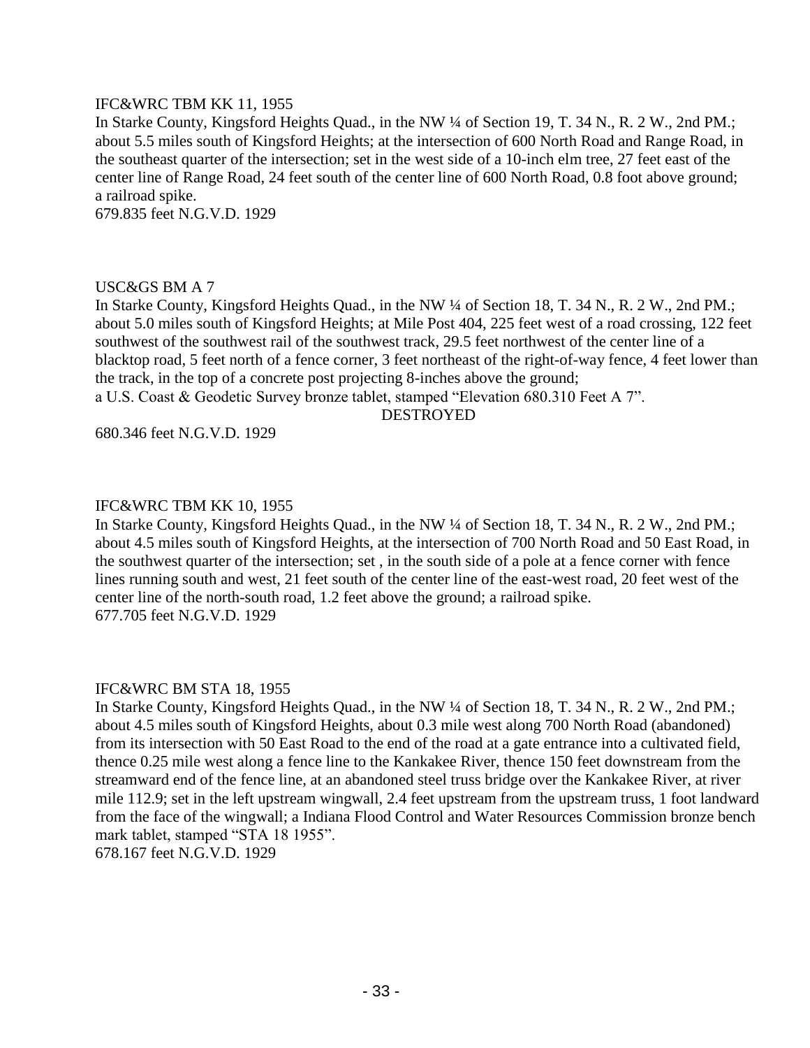IFC&WRC TBM KK 11, 1955

In Starke County, Kingsford Heights Quad., in the NW ¼ of Section 19, T. 34 N., R. 2 W., 2nd PM.; about 5.5 miles south of Kingsford Heights; at the intersection of 600 North Road and Range Road, in the southeast quarter of the intersection; set in the west side of a 10-inch elm tree, 27 feet east of the center line of Range Road, 24 feet south of the center line of 600 North Road, 0.8 foot above ground; a railroad spike.

679.835 feet N.G.V.D. 1929

USC&GS BM A 7

In Starke County, Kingsford Heights Quad., in the NW ¼ of Section 18, T. 34 N., R. 2 W., 2nd PM.; about 5.0 miles south of Kingsford Heights; at Mile Post 404, 225 feet west of a road crossing, 122 feet southwest of the southwest rail of the southwest track, 29.5 feet northwest of the center line of a blacktop road, 5 feet north of a fence corner, 3 feet northeast of the right-of-way fence, 4 feet lower than the track, in the top of a concrete post projecting 8-inches above the ground;
a U.S. Coast & Geodetic Survey bronze tablet, stamped "Elevation 680.310 Feet A 7".

DESTROYED

680.346 feet N.G.V.D. 1929

IFC&WRC TBM KK 10, 1955

In Starke County, Kingsford Heights Quad., in the NW ¼ of Section 18, T. 34 N., R. 2 W., 2nd PM.; about 4.5 miles south of Kingsford Heights, at the intersection of 700 North Road and 50 East Road, in the southwest quarter of the intersection; set , in the south side of a pole at a fence corner with fence lines running south and west, 21 feet south of the center line of the east-west road, 20 feet west of the center line of the north-south road, 1.2 feet above the ground; a railroad spike.

677.705 feet N.G.V.D. 1929

IFC&WRC BM STA 18, 1955

In Starke County, Kingsford Heights Quad., in the NW ¼ of Section 18, T. 34 N., R. 2 W., 2nd PM.; about 4.5 miles south of Kingsford Heights, about 0.3 mile west along 700 North Road (abandoned) from its intersection with 50 East Road to the end of the road at a gate entrance into a cultivated field, thence 0.25 mile west along a fence line to the Kankakee River, thence 150 feet downstream from the streamward end of the fence line, at an abandoned steel truss bridge over the Kankakee River, at river mile 112.9; set in the left upstream wingwall, 2.4 feet upstream from the upstream truss, 1 foot landward from the face of the wingwall; a Indiana Flood Control and Water Resources Commission bronze bench mark tablet, stamped "STA 18 1955".

678.167 feet N.G.V.D. 1929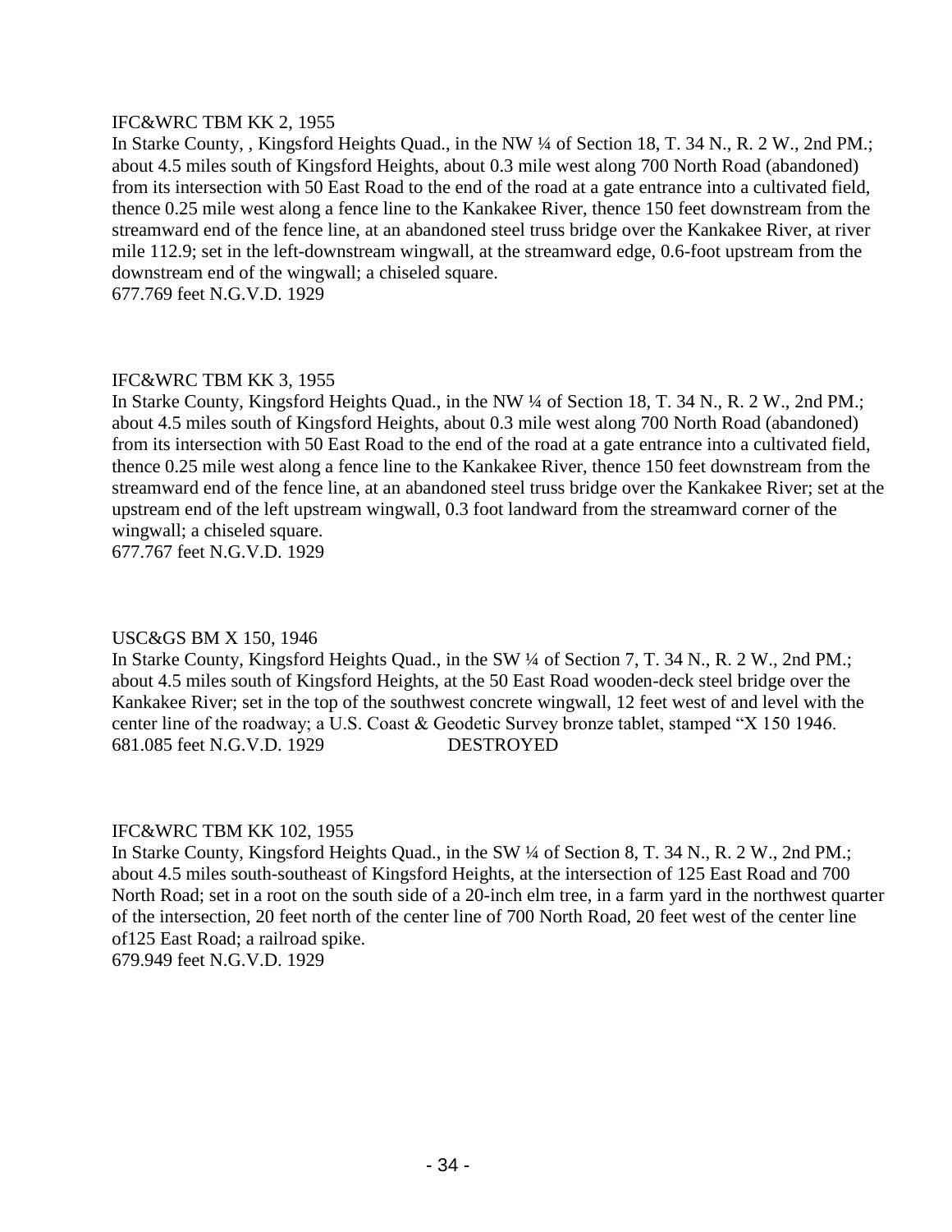IFC&WRC TBM KK 2, 1955

In Starke County, , Kingsford Heights Quad., in the NW ¼ of Section 18, T. 34 N., R. 2 W., 2nd PM.; about 4.5 miles south of Kingsford Heights, about 0.3 mile west along 700 North Road (abandoned) from its intersection with 50 East Road to the end of the road at a gate entrance into a cultivated field, thence 0.25 mile west along a fence line to the Kankakee River, thence 150 feet downstream from the streamward end of the fence line, at an abandoned steel truss bridge over the Kankakee River, at river mile 112.9; set in the left-downstream wingwall, at the streamward edge, 0.6-foot upstream from the downstream end of the wingwall; a chiseled square.

677.769 feet N.G.V.D. 1929

IFC&WRC TBM KK 3, 1955

In Starke County, Kingsford Heights Quad., in the NW ¼ of Section 18, T. 34 N., R. 2 W., 2nd PM.; about 4.5 miles south of Kingsford Heights, about 0.3 mile west along 700 North Road (abandoned) from its intersection with 50 East Road to the end of the road at a gate entrance into a cultivated field, thence 0.25 mile west along a fence line to the Kankakee River, thence 150 feet downstream from the streamward end of the fence line, at an abandoned steel truss bridge over the Kankakee River; set at the upstream end of the left upstream wingwall, 0.3 foot landward from the streamward corner of the wingwall; a chiseled square.

677.767 feet N.G.V.D. 1929

USC&GS BM X 150, 1946

In Starke County, Kingsford Heights Quad., in the SW ¼ of Section 7, T. 34 N., R. 2 W., 2nd PM.; about 4.5 miles south of Kingsford Heights, at the 50 East Road wooden-deck steel bridge over the Kankakee River; set in the top of the southwest concrete wingwall, 12 feet west of and level with the center line of the roadway; a U.S. Coast & Geodetic Survey bronze tablet, stamped "X 150 1946.

681.085 feet N.G.V.D. 1929 DESTROYED

IFC&WRC TBM KK 102, 1955

In Starke County, Kingsford Heights Quad., in the SW ¼ of Section 8, T. 34 N., R. 2 W., 2nd PM.; about 4.5 miles south-southeast of Kingsford Heights, at the intersection of 125 East Road and 700 North Road; set in a root on the south side of a 20-inch elm tree, in a farm yard in the northwest quarter of the intersection, 20 feet north of the center line of 700 North Road, 20 feet west of the center line of125 East Road; a railroad spike.

679.949 feet N.G.V.D. 1929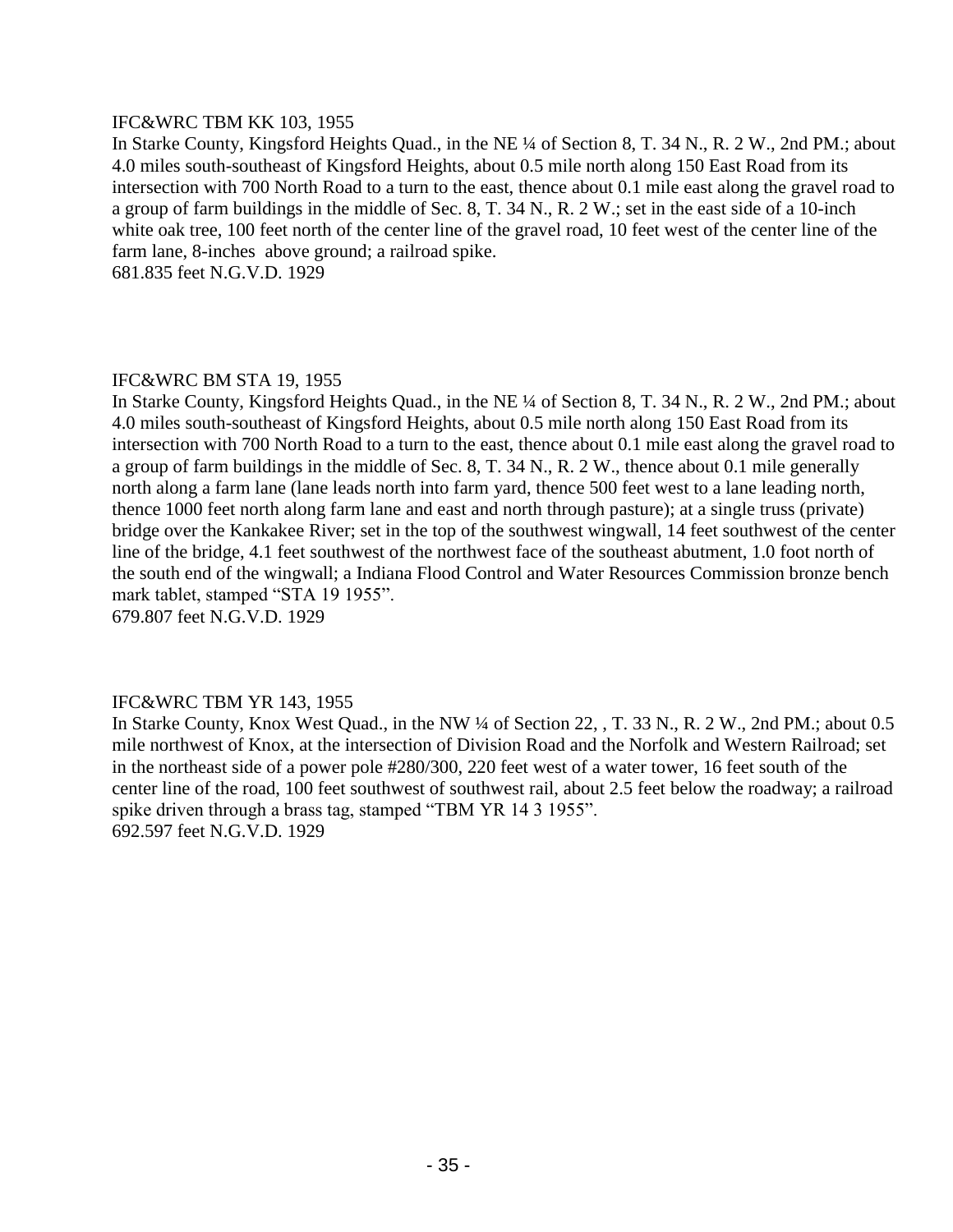IFC&WRC TBM KK 103, 1955

In Starke County, Kingsford Heights Quad., in the NE ¼ of Section 8, T. 34 N., R. 2 W., 2nd PM.; about 4.0 miles south-southeast of Kingsford Heights, about 0.5 mile north along 150 East Road from its intersection with 700 North Road to a turn to the east, thence about 0.1 mile east along the gravel road to a group of farm buildings in the middle of Sec. 8, T. 34 N., R. 2 W.; set in the east side of a 10-inch white oak tree, 100 feet north of the center line of the gravel road, 10 feet west of the center line of the farm lane, 8-inches above ground; a railroad spike.

681.835 feet N.G.V.D. 1929

IFC&WRC BM STA 19, 1955

In Starke County, Kingsford Heights Quad., in the NE ¼ of Section 8, T. 34 N., R. 2 W., 2nd PM.; about 4.0 miles south-southeast of Kingsford Heights, about 0.5 mile north along 150 East Road from its intersection with 700 North Road to a turn to the east, thence about 0.1 mile east along the gravel road to a group of farm buildings in the middle of Sec. 8, T. 34 N., R. 2 W., thence about 0.1 mile generally north along a farm lane (lane leads north into farm yard, thence 500 feet west to a lane leading north, thence 1000 feet north along farm lane and east and north through pasture); at a single truss (private) bridge over the Kankakee River; set in the top of the southwest wingwall, 14 feet southwest of the center line of the bridge, 4.1 feet southwest of the northwest face of the southeast abutment, 1.0 foot north of the south end of the wingwall; a Indiana Flood Control and Water Resources Commission bronze bench mark tablet, stamped "STA 19 1955".

679.807 feet N.G.V.D. 1929

IFC&WRC TBM YR 143, 1955

In Starke County, Knox West Quad., in the NW ¼ of Section 22, , T. 33 N., R. 2 W., 2nd PM.; about 0.5 mile northwest of Knox, at the intersection of Division Road and the Norfolk and Western Railroad; set in the northeast side of a power pole #280/300, 220 feet west of a water tower, 16 feet south of the center line of the road, 100 feet southwest of southwest rail, about 2.5 feet below the roadway; a railroad spike driven through a brass tag, stamped "TBM YR 14 3 1955".

692.597 feet N.G.V.D. 1929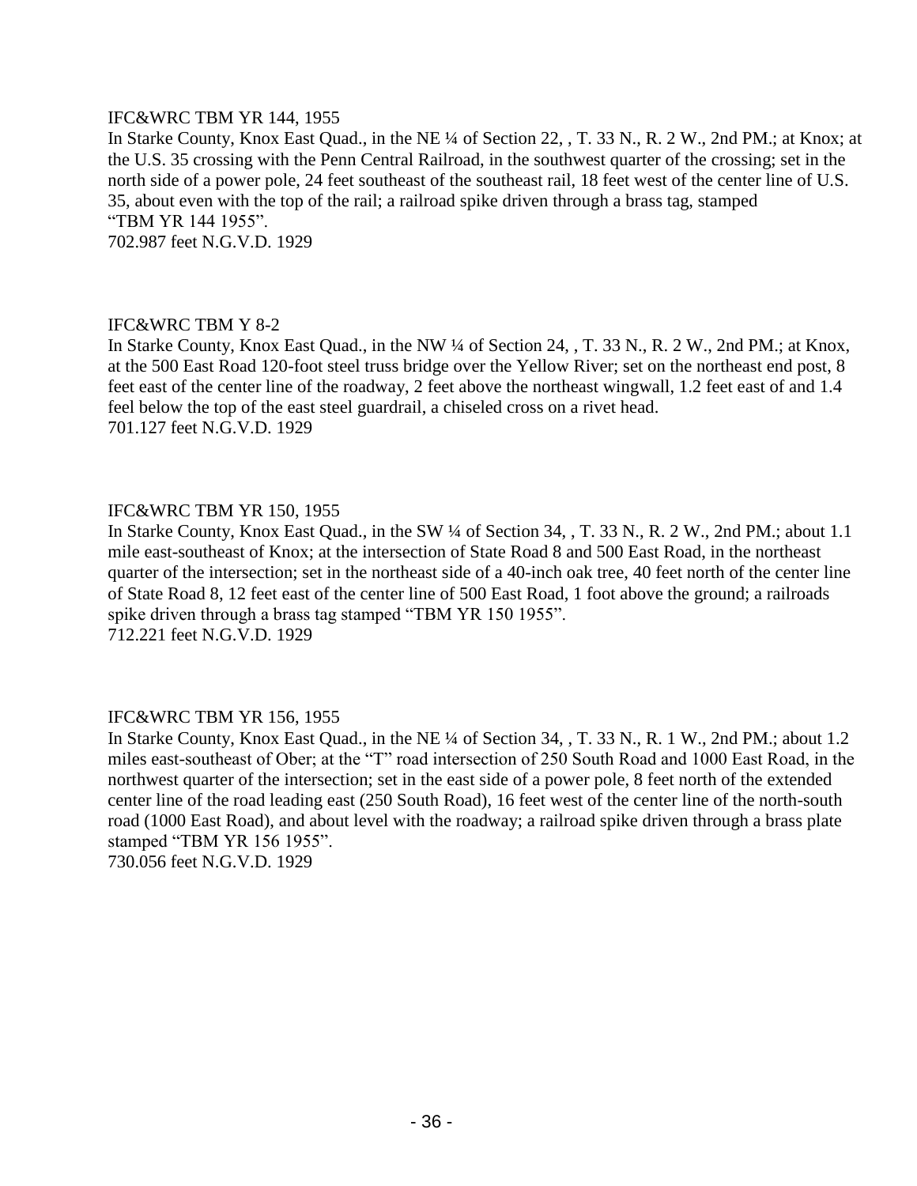IFC&WRC TBM YR 144, 1955

In Starke County, Knox East Quad., in the NE ¼ of Section 22, , T. 33 N., R. 2 W., 2nd PM.; at Knox; at the U.S. 35 crossing with the Penn Central Railroad, in the southwest quarter of the crossing; set in the north side of a power pole, 24 feet southeast of the southeast rail, 18 feet west of the center line of U.S. 35, about even with the top of the rail; a railroad spike driven through a brass tag, stamped "TBM YR 144 1955".

702.987 feet N.G.V.D. 1929

IFC&WRC TBM Y 8-2

In Starke County, Knox East Quad., in the NW ¼ of Section 24, , T. 33 N., R. 2 W., 2nd PM.; at Knox, at the 500 East Road 120-foot steel truss bridge over the Yellow River; set on the northeast end post, 8 feet east of the center line of the roadway, 2 feet above the northeast wingwall, 1.2 feet east of and 1.4 feel below the top of the east steel guardrail, a chiseled cross on a rivet head.

701.127 feet N.G.V.D. 1929

IFC&WRC TBM YR 150, 1955

In Starke County, Knox East Quad., in the SW ¼ of Section 34, , T. 33 N., R. 2 W., 2nd PM.; about 1.1 mile east-southeast of Knox; at the intersection of State Road 8 and 500 East Road, in the northeast quarter of the intersection; set in the northeast side of a 40-inch oak tree, 40 feet north of the center line of State Road 8, 12 feet east of the center line of 500 East Road, 1 foot above the ground; a railroads spike driven through a brass tag stamped "TBM YR 150 1955".

712.221 feet N.G.V.D. 1929

IFC&WRC TBM YR 156, 1955

In Starke County, Knox East Quad., in the NE ¼ of Section 34, , T. 33 N., R. 1 W., 2nd PM.; about 1.2 miles east-southeast of Ober; at the "T" road intersection of 250 South Road and 1000 East Road, in the northwest quarter of the intersection; set in the east side of a power pole, 8 feet north of the extended center line of the road leading east (250 South Road), 16 feet west of the center line of the north-south road (1000 East Road), and about level with the roadway; a railroad spike driven through a brass plate stamped "TBM YR 156 1955".

730.056 feet N.G.V.D. 1929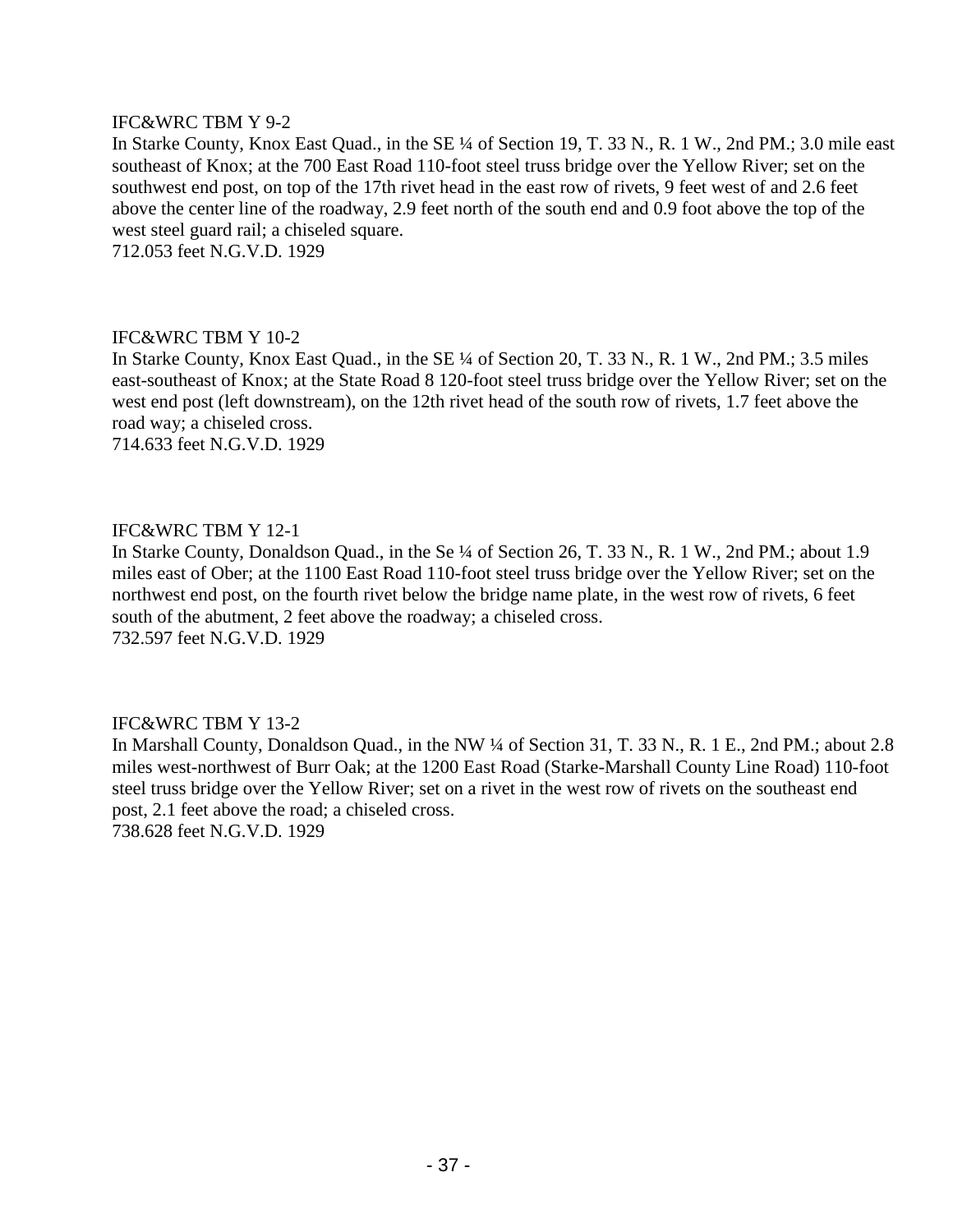IFC&WRC TBM Y 9-2
In Starke County, Knox East Quad., in the SE ¼ of Section 19, T. 33 N., R. 1 W., 2nd PM.; 3.0 mile east southeast of Knox; at the 700 East Road 110-foot steel truss bridge over the Yellow River; set on the southwest end post, on top of the 17th rivet head in the east row of rivets, 9 feet west of and 2.6 feet above the center line of the roadway, 2.9 feet north of the south end and 0.9 foot above the top of the west steel guard rail; a chiseled square.
712.053 feet N.G.V.D. 1929

IFC&WRC TBM Y 10-2
In Starke County, Knox East Quad., in the SE ¼ of Section 20, T. 33 N., R. 1 W., 2nd PM.; 3.5 miles east-southeast of Knox; at the State Road 8 120-foot steel truss bridge over the Yellow River; set on the west end post (left downstream), on the 12th rivet head of the south row of rivets, 1.7 feet above the road way; a chiseled cross.
714.633 feet N.G.V.D. 1929

IFC&WRC TBM Y 12-1
In Starke County, Donaldson Quad., in the Se ¼ of Section 26, T. 33 N., R. 1 W., 2nd PM.; about 1.9 miles east of Ober; at the 1100 East Road 110-foot steel truss bridge over the Yellow River; set on the northwest end post, on the fourth rivet below the bridge name plate, in the west row of rivets, 6 feet south of the abutment, 2 feet above the roadway; a chiseled cross.
732.597 feet N.G.V.D. 1929

IFC&WRC TBM Y 13-2
In Marshall County, Donaldson Quad., in the NW ¼ of Section 31, T. 33 N., R. 1 E., 2nd PM.; about 2.8 miles west-northwest of Burr Oak; at the 1200 East Road (Starke-Marshall County Line Road) 110-foot steel truss bridge over the Yellow River; set on a rivet in the west row of rivets on the southeast end post, 2.1 feet above the road; a chiseled cross.
738.628 feet N.G.V.D. 1929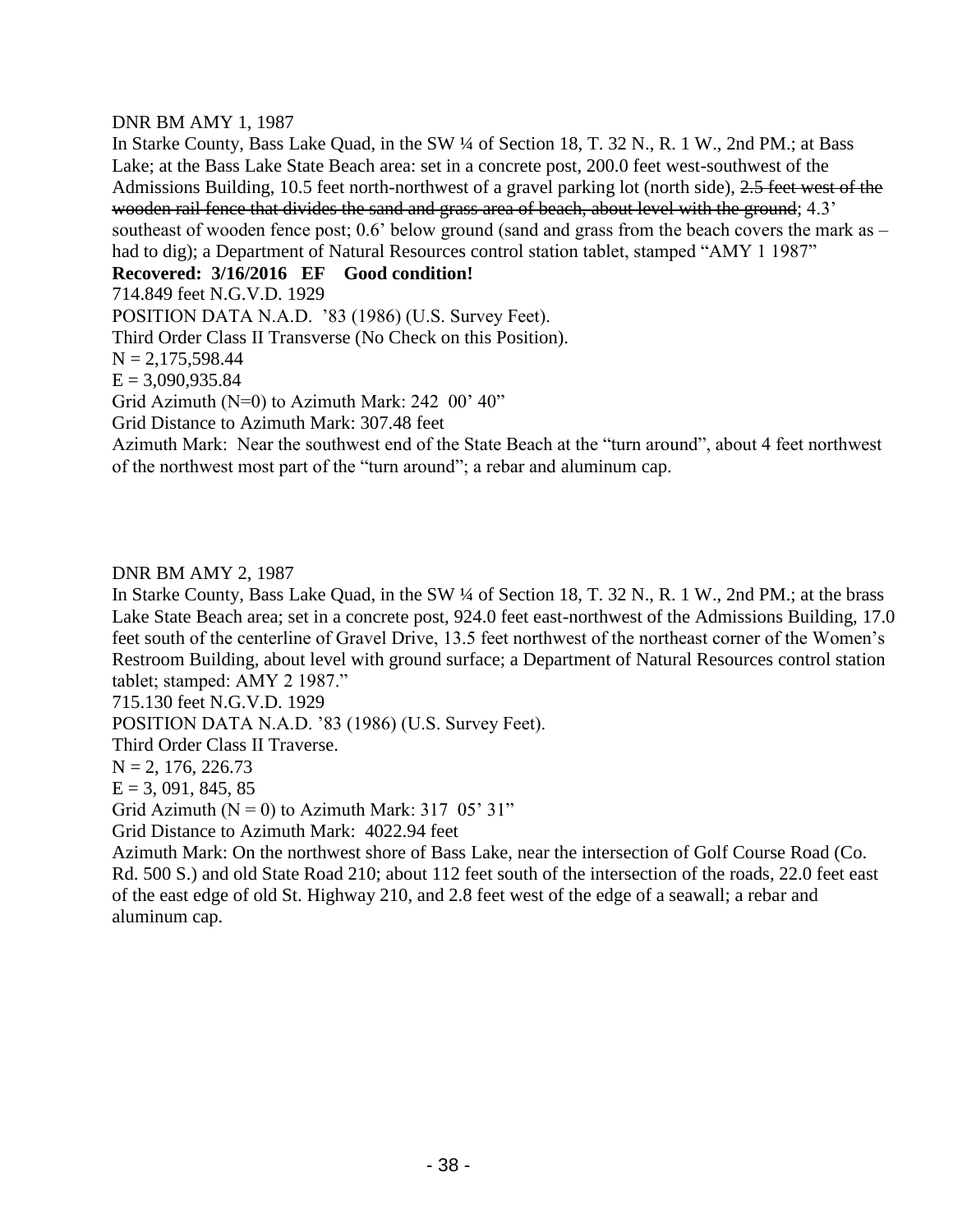DNR BM AMY 1, 1987

In Starke County, Bass Lake Quad, in the SW ¼ of Section 18, T. 32 N., R. 1 W., 2nd PM.; at Bass Lake; at the Bass Lake State Beach area: set in a concrete post, 200.0 feet west-southwest of the Admissions Building, 10.5 feet north-northwest of a gravel parking lot (north side), ~~2.5 feet west of the wooden rail fence that divides the sand and grass area of beach, about level with the ground~~; 4.3' southeast of wooden fence post; 0.6' below ground (sand and grass from the beach covers the mark as – had to dig); a Department of Natural Resources control station tablet, stamped "AMY 1 1987"

**Recovered: 3/16/2016 EF Good condition!**

714.849 feet N.G.V.D. 1929

POSITION DATA N.A.D. '83 (1986) (U.S. Survey Feet).

Third Order Class II Transverse (No Check on this Position).

N = 2,175,598.44

E = 3,090,935.84

Grid Azimuth (N=0) to Azimuth Mark: 242 00' 40"

Grid Distance to Azimuth Mark: 307.48 feet

Azimuth Mark: Near the southwest end of the State Beach at the "turn around", about 4 feet northwest of the northwest most part of the "turn around"; a rebar and aluminum cap.

DNR BM AMY 2, 1987

In Starke County, Bass Lake Quad, in the SW ¼ of Section 18, T. 32 N., R. 1 W., 2nd PM.; at the brass Lake State Beach area; set in a concrete post, 924.0 feet east-northwest of the Admissions Building, 17.0 feet south of the centerline of Gravel Drive, 13.5 feet northwest of the northeast corner of the Women's Restroom Building, about level with ground surface; a Department of Natural Resources control station tablet; stamped: AMY 2 1987."

715.130 feet N.G.V.D. 1929

POSITION DATA N.A.D. '83 (1986) (U.S. Survey Feet).

Third Order Class II Traverse.

N = 2, 176, 226.73

E = 3, 091, 845, 85

Grid Azimuth (N = 0) to Azimuth Mark: 317 05' 31"

Grid Distance to Azimuth Mark: 4022.94 feet

Azimuth Mark: On the northwest shore of Bass Lake, near the intersection of Golf Course Road (Co. Rd. 500 S.) and old State Road 210; about 112 feet south of the intersection of the roads, 22.0 feet east of the east edge of old St. Highway 210, and 2.8 feet west of the edge of a seawall; a rebar and aluminum cap.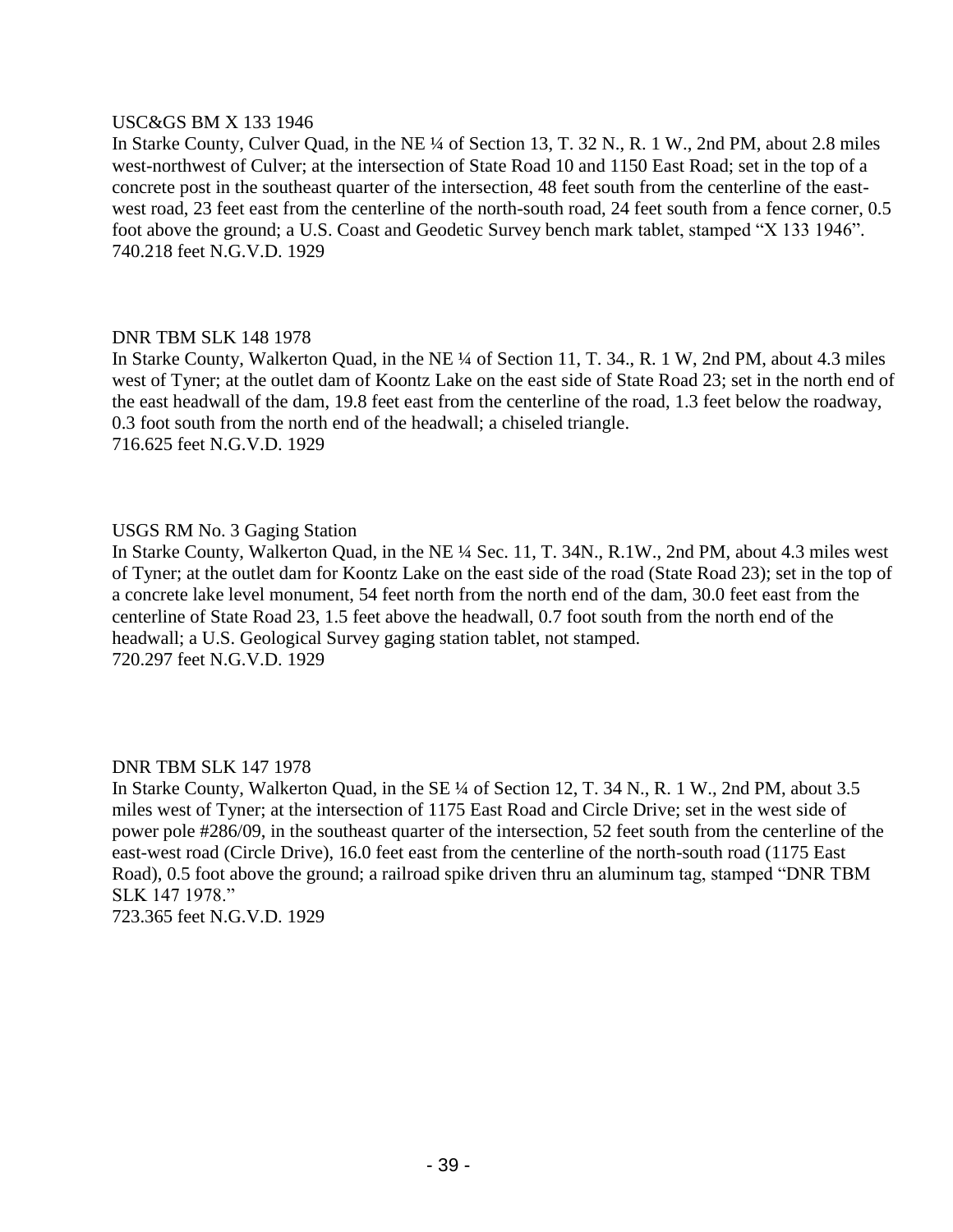USC&GS BM X 133 1946
In Starke County, Culver Quad, in the NE ¼ of Section 13, T. 32 N., R. 1 W., 2nd PM, about 2.8 miles west-northwest of Culver; at the intersection of State Road 10 and 1150 East Road; set in the top of a concrete post in the southeast quarter of the intersection, 48 feet south from the centerline of the east-west road, 23 feet east from the centerline of the north-south road, 24 feet south from a fence corner, 0.5 foot above the ground; a U.S. Coast and Geodetic Survey bench mark tablet, stamped "X 133 1946".
740.218 feet N.G.V.D. 1929

DNR TBM SLK 148 1978
In Starke County, Walkerton Quad, in the NE ¼ of Section 11, T. 34., R. 1 W, 2nd PM, about 4.3 miles west of Tyner; at the outlet dam of Koontz Lake on the east side of State Road 23; set in the north end of the east headwall of the dam, 19.8 feet east from the centerline of the road, 1.3 feet below the roadway, 0.3 foot south from the north end of the headwall; a chiseled triangle.
716.625 feet N.G.V.D. 1929

USGS RM No. 3 Gaging Station
In Starke County, Walkerton Quad, in the NE ¼ Sec. 11, T. 34N., R.1W., 2nd PM, about 4.3 miles west of Tyner; at the outlet dam for Koontz Lake on the east side of the road (State Road 23); set in the top of a concrete lake level monument, 54 feet north from the north end of the dam, 30.0 feet east from the centerline of State Road 23, 1.5 feet above the headwall, 0.7 foot south from the north end of the headwall; a U.S. Geological Survey gaging station tablet, not stamped.
720.297 feet N.G.V.D. 1929

DNR TBM SLK 147 1978
In Starke County, Walkerton Quad, in the SE ¼ of Section 12, T. 34 N., R. 1 W., 2nd PM, about 3.5 miles west of Tyner; at the intersection of 1175 East Road and Circle Drive; set in the west side of power pole #286/09, in the southeast quarter of the intersection, 52 feet south from the centerline of the east-west road (Circle Drive), 16.0 feet east from the centerline of the north-south road (1175 East Road), 0.5 foot above the ground; a railroad spike driven thru an aluminum tag, stamped "DNR TBM SLK 147 1978."
723.365 feet N.G.V.D. 1929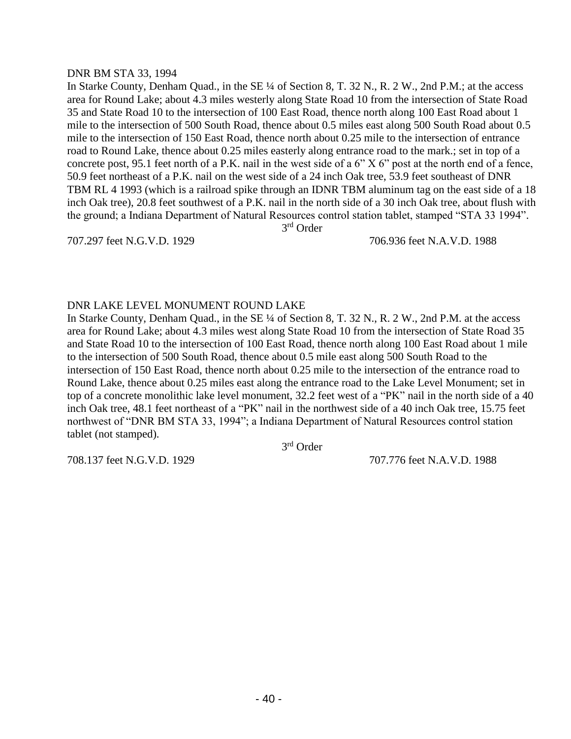DNR BM STA 33, 1994

In Starke County, Denham Quad., in the SE ¼ of Section 8, T. 32 N., R. 2 W., 2nd P.M.; at the access area for Round Lake; about 4.3 miles westerly along State Road 10 from the intersection of State Road 35 and State Road 10 to the intersection of 100 East Road, thence north along 100 East Road about 1 mile to the intersection of 500 South Road, thence about 0.5 miles east along 500 South Road about 0.5 mile to the intersection of 150 East Road, thence north about 0.25 mile to the intersection of entrance road to Round Lake, thence about 0.25 miles easterly along entrance road to the mark.; set in top of a concrete post, 95.1 feet north of a P.K. nail in the west side of a 6" X 6" post at the north end of a fence, 50.9 feet northeast of a P.K. nail on the west side of a 24 inch Oak tree, 53.9 feet southeast of DNR TBM RL 4 1993 (which is a railroad spike through an IDNR TBM aluminum tag on the east side of a 18 inch Oak tree), 20.8 feet southwest of a P.K. nail in the north side of a 30 inch Oak tree, about flush with the ground; a Indiana Department of Natural Resources control station tablet, stamped "STA 33 1994".

3rd Order

707.297 feet N.G.V.D. 1929 706.936 feet N.A.V.D. 1988

DNR LAKE LEVEL MONUMENT ROUND LAKE

In Starke County, Denham Quad., in the SE ¼ of Section 8, T. 32 N., R. 2 W., 2nd P.M. at the access area for Round Lake; about 4.3 miles west along State Road 10 from the intersection of State Road 35 and State Road 10 to the intersection of 100 East Road, thence north along 100 East Road about 1 mile to the intersection of 500 South Road, thence about 0.5 mile east along 500 South Road to the intersection of 150 East Road, thence north about 0.25 mile to the intersection of the entrance road to Round Lake, thence about 0.25 miles east along the entrance road to the Lake Level Monument; set in top of a concrete monolithic lake level monument, 32.2 feet west of a "PK" nail in the north side of a 40 inch Oak tree, 48.1 feet northeast of a "PK" nail in the northwest side of a 40 inch Oak tree, 15.75 feet northwest of "DNR BM STA 33, 1994"; a Indiana Department of Natural Resources control station tablet (not stamped).

3rd Order

708.137 feet N.G.V.D. 1929 707.776 feet N.A.V.D. 1988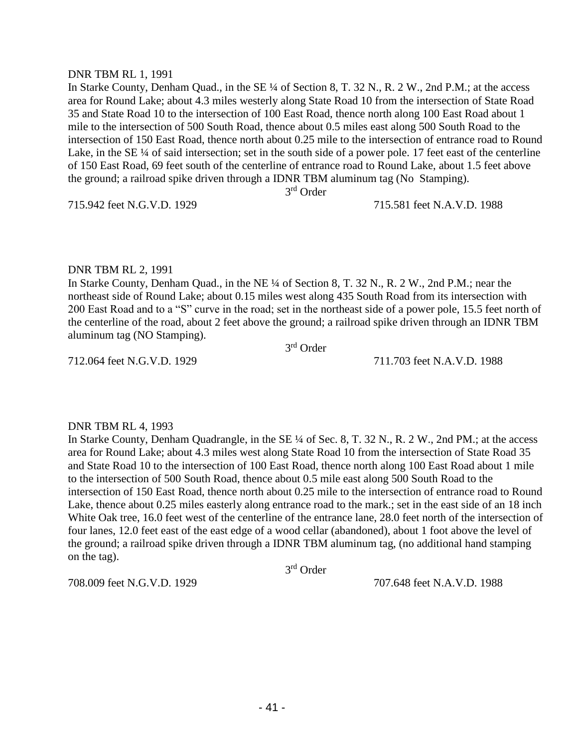DNR TBM RL 1, 1991

In Starke County, Denham Quad., in the SE ¼ of Section 8, T. 32 N., R. 2 W., 2nd P.M.; at the access area for Round Lake; about 4.3 miles westerly along State Road 10 from the intersection of State Road 35 and State Road 10 to the intersection of 100 East Road, thence north along 100 East Road about 1 mile to the intersection of 500 South Road, thence about 0.5 miles east along 500 South Road to the intersection of 150 East Road, thence north about 0.25 mile to the intersection of entrance road to Round Lake, in the SE ¼ of said intersection; set in the south side of a power pole. 17 feet east of the centerline of 150 East Road, 69 feet south of the centerline of entrance road to Round Lake, about 1.5 feet above the ground; a railroad spike driven through a IDNR TBM aluminum tag (No Stamping).

3rd Order

715.942 feet N.G.V.D. 1929 715.581 feet N.A.V.D. 1988

DNR TBM RL 2, 1991

In Starke County, Denham Quad., in the NE ¼ of Section 8, T. 32 N., R. 2 W., 2nd P.M.; near the northeast side of Round Lake; about 0.15 miles west along 435 South Road from its intersection with 200 East Road and to a "S" curve in the road; set in the northeast side of a power pole, 15.5 feet north of the centerline of the road, about 2 feet above the ground; a railroad spike driven through an IDNR TBM aluminum tag (NO Stamping).

3rd Order

712.064 feet N.G.V.D. 1929 711.703 feet N.A.V.D. 1988

DNR TBM RL 4, 1993

In Starke County, Denham Quadrangle, in the SE ¼ of Sec. 8, T. 32 N., R. 2 W., 2nd PM.; at the access area for Round Lake; about 4.3 miles west along State Road 10 from the intersection of State Road 35 and State Road 10 to the intersection of 100 East Road, thence north along 100 East Road about 1 mile to the intersection of 500 South Road, thence about 0.5 mile east along 500 South Road to the intersection of 150 East Road, thence north about 0.25 mile to the intersection of entrance road to Round Lake, thence about 0.25 miles easterly along entrance road to the mark.; set in the east side of an 18 inch White Oak tree, 16.0 feet west of the centerline of the entrance lane, 28.0 feet north of the intersection of four lanes, 12.0 feet east of the east edge of a wood cellar (abandoned), about 1 foot above the level of the ground; a railroad spike driven through a IDNR TBM aluminum tag, (no additional hand stamping on the tag).

3rd Order

708.009 feet N.G.V.D. 1929 707.648 feet N.A.V.D. 1988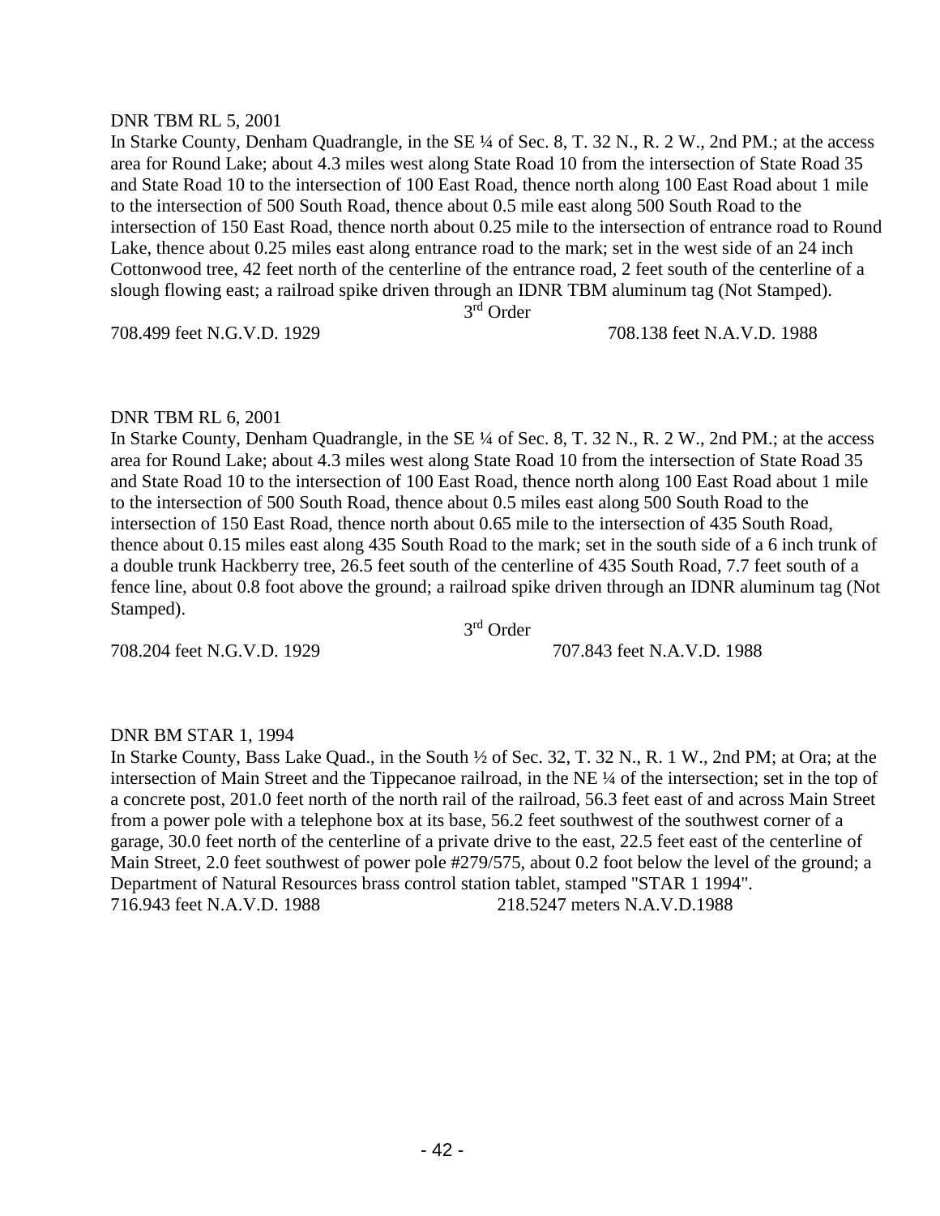DNR TBM RL 5, 2001

In Starke County, Denham Quadrangle, in the SE ¼ of Sec. 8, T. 32 N., R. 2 W., 2nd PM.; at the access area for Round Lake; about 4.3 miles west along State Road 10 from the intersection of State Road 35 and State Road 10 to the intersection of 100 East Road, thence north along 100 East Road about 1 mile to the intersection of 500 South Road, thence about 0.5 mile east along 500 South Road to the intersection of 150 East Road, thence north about 0.25 mile to the intersection of entrance road to Round Lake, thence about 0.25 miles east along entrance road to the mark; set in the west side of an 24 inch Cottonwood tree, 42 feet north of the centerline of the entrance road, 2 feet south of the centerline of a slough flowing east; a railroad spike driven through an IDNR TBM aluminum tag (Not Stamped).

3rd Order

708.499 feet N.G.V.D. 1929 | 708.138 feet N.A.V.D. 1988

DNR TBM RL 6, 2001

In Starke County, Denham Quadrangle, in the SE ¼ of Sec. 8, T. 32 N., R. 2 W., 2nd PM.; at the access area for Round Lake; about 4.3 miles west along State Road 10 from the intersection of State Road 35 and State Road 10 to the intersection of 100 East Road, thence north along 100 East Road about 1 mile to the intersection of 500 South Road, thence about 0.5 miles east along 500 South Road to the intersection of 150 East Road, thence north about 0.65 mile to the intersection of 435 South Road, thence about 0.15 miles east along 435 South Road to the mark; set in the south side of a 6 inch trunk of a double trunk Hackberry tree, 26.5 feet south of the centerline of 435 South Road, 7.7 feet south of a fence line, about 0.8 foot above the ground; a railroad spike driven through an IDNR aluminum tag (Not Stamped).

3rd Order

708.204 feet N.G.V.D. 1929 | 707.843 feet N.A.V.D. 1988

DNR BM STAR 1, 1994

In Starke County, Bass Lake Quad., in the South ½ of Sec. 32, T. 32 N., R. 1 W., 2nd PM; at Ora; at the intersection of Main Street and the Tippecanoe railroad, in the NE ¼ of the intersection; set in the top of a concrete post, 201.0 feet north of the north rail of the railroad, 56.3 feet east of and across Main Street from a power pole with a telephone box at its base, 56.2 feet southwest of the southwest corner of a garage, 30.0 feet north of the centerline of a private drive to the east, 22.5 feet east of the centerline of Main Street, 2.0 feet southwest of power pole #279/575, about 0.2 foot below the level of the ground; a Department of Natural Resources brass control station tablet, stamped "STAR 1 1994".

716.943 feet N.A.V.D. 1988 | 218.5247 meters N.A.V.D.1988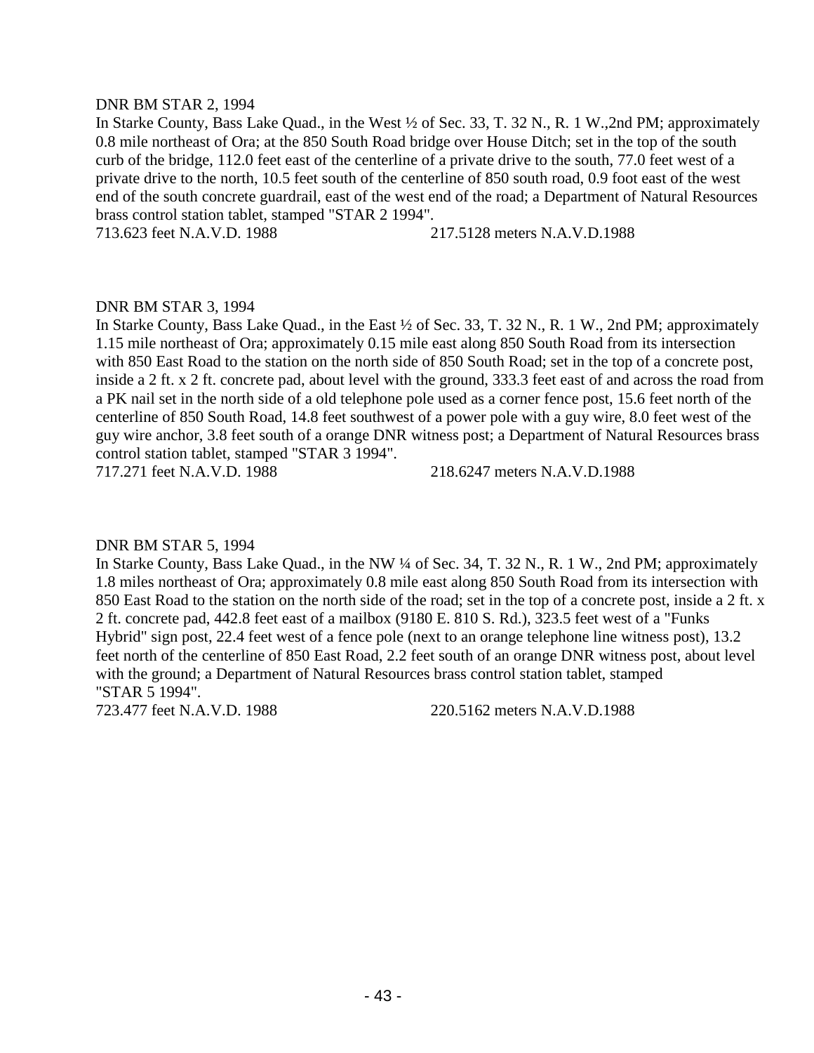DNR BM STAR 2, 1994

In Starke County, Bass Lake Quad., in the West ½ of Sec. 33, T. 32 N., R. 1 W.,2nd PM; approximately 0.8 mile northeast of Ora; at the 850 South Road bridge over House Ditch; set in the top of the south curb of the bridge, 112.0 feet east of the centerline of a private drive to the south, 77.0 feet west of a private drive to the north, 10.5 feet south of the centerline of 850 south road, 0.9 foot east of the west end of the south concrete guardrail, east of the west end of the road; a Department of Natural Resources brass control station tablet, stamped "STAR 2 1994".

713.623 feet N.A.V.D. 1988 217.5128 meters N.A.V.D.1988

DNR BM STAR 3, 1994

In Starke County, Bass Lake Quad., in the East ½ of Sec. 33, T. 32 N., R. 1 W., 2nd PM; approximately 1.15 mile northeast of Ora; approximately 0.15 mile east along 850 South Road from its intersection with 850 East Road to the station on the north side of 850 South Road; set in the top of a concrete post, inside a 2 ft. x 2 ft. concrete pad, about level with the ground, 333.3 feet east of and across the road from a PK nail set in the north side of a old telephone pole used as a corner fence post, 15.6 feet north of the centerline of 850 South Road, 14.8 feet southwest of a power pole with a guy wire, 8.0 feet west of the guy wire anchor, 3.8 feet south of a orange DNR witness post; a Department of Natural Resources brass control station tablet, stamped "STAR 3 1994".

717.271 feet N.A.V.D. 1988 218.6247 meters N.A.V.D.1988

DNR BM STAR 5, 1994

In Starke County, Bass Lake Quad., in the NW ¼ of Sec. 34, T. 32 N., R. 1 W., 2nd PM; approximately 1.8 miles northeast of Ora; approximately 0.8 mile east along 850 South Road from its intersection with 850 East Road to the station on the north side of the road; set in the top of a concrete post, inside a 2 ft. x 2 ft. concrete pad, 442.8 feet east of a mailbox (9180 E. 810 S. Rd.), 323.5 feet west of a "Funks Hybrid" sign post, 22.4 feet west of a fence pole (next to an orange telephone line witness post), 13.2 feet north of the centerline of 850 East Road, 2.2 feet south of an orange DNR witness post, about level with the ground; a Department of Natural Resources brass control station tablet, stamped "STAR 5 1994".

723.477 feet N.A.V.D. 1988 220.5162 meters N.A.V.D.1988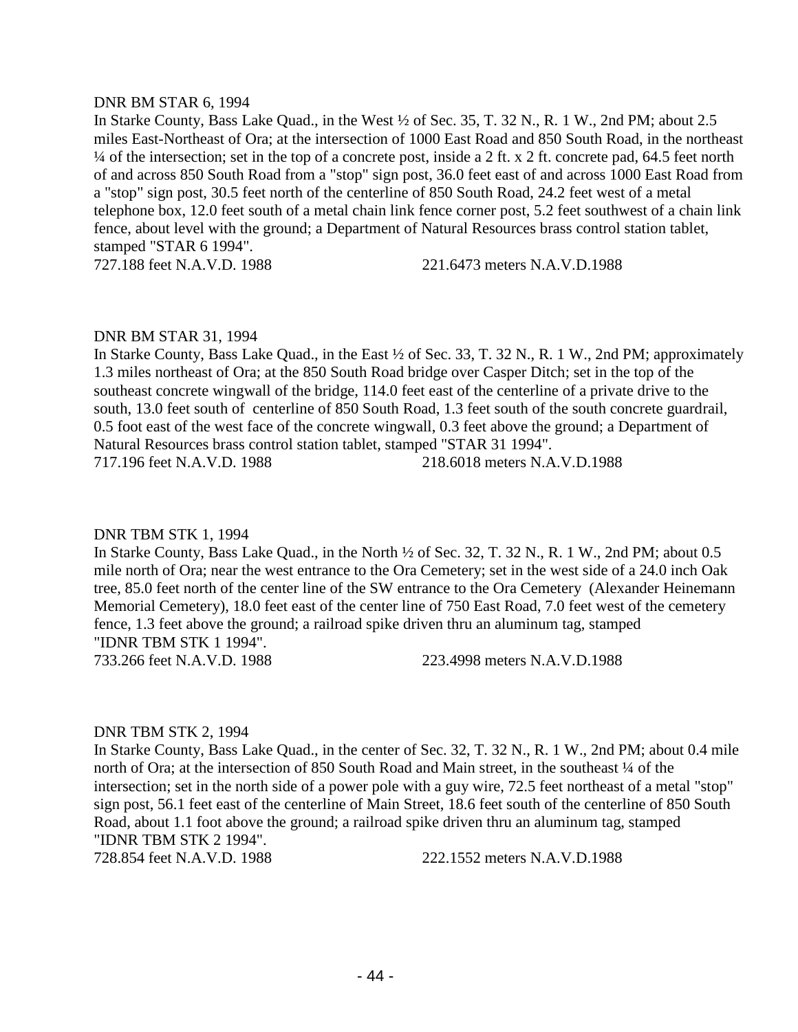DNR BM STAR 6, 1994

In Starke County, Bass Lake Quad., in the West ½ of Sec. 35, T. 32 N., R. 1 W., 2nd PM; about 2.5 miles East-Northeast of Ora; at the intersection of 1000 East Road and 850 South Road, in the northeast ¼ of the intersection; set in the top of a concrete post, inside a 2 ft. x 2 ft. concrete pad, 64.5 feet north of and across 850 South Road from a "stop" sign post, 36.0 feet east of and across 1000 East Road from a "stop" sign post, 30.5 feet north of the centerline of 850 South Road, 24.2 feet west of a metal telephone box, 12.0 feet south of a metal chain link fence corner post, 5.2 feet southwest of a chain link fence, about level with the ground; a Department of Natural Resources brass control station tablet, stamped "STAR 6 1994".

727.188 feet N.A.V.D. 1988 221.6473 meters N.A.V.D.1988

DNR BM STAR 31, 1994

In Starke County, Bass Lake Quad., in the East ½ of Sec. 33, T. 32 N., R. 1 W., 2nd PM; approximately 1.3 miles northeast of Ora; at the 850 South Road bridge over Casper Ditch; set in the top of the southeast concrete wingwall of the bridge, 114.0 feet east of the centerline of a private drive to the south, 13.0 feet south of centerline of 850 South Road, 1.3 feet south of the south concrete guardrail, 0.5 foot east of the west face of the concrete wingwall, 0.3 feet above the ground; a Department of Natural Resources brass control station tablet, stamped "STAR 31 1994".

717.196 feet N.A.V.D. 1988 218.6018 meters N.A.V.D.1988

DNR TBM STK 1, 1994

In Starke County, Bass Lake Quad., in the North ½ of Sec. 32, T. 32 N., R. 1 W., 2nd PM; about 0.5 mile north of Ora; near the west entrance to the Ora Cemetery; set in the west side of a 24.0 inch Oak tree, 85.0 feet north of the center line of the SW entrance to the Ora Cemetery (Alexander Heinemann Memorial Cemetery), 18.0 feet east of the center line of 750 East Road, 7.0 feet west of the cemetery fence, 1.3 feet above the ground; a railroad spike driven thru an aluminum tag, stamped "IDNR TBM STK 1 1994".

733.266 feet N.A.V.D. 1988 223.4998 meters N.A.V.D.1988

DNR TBM STK 2, 1994

In Starke County, Bass Lake Quad., in the center of Sec. 32, T. 32 N., R. 1 W., 2nd PM; about 0.4 mile north of Ora; at the intersection of 850 South Road and Main street, in the southeast ¼ of the intersection; set in the north side of a power pole with a guy wire, 72.5 feet northeast of a metal "stop" sign post, 56.1 feet east of the centerline of Main Street, 18.6 feet south of the centerline of 850 South Road, about 1.1 foot above the ground; a railroad spike driven thru an aluminum tag, stamped "IDNR TBM STK 2 1994".

728.854 feet N.A.V.D. 1988 222.1552 meters N.A.V.D.1988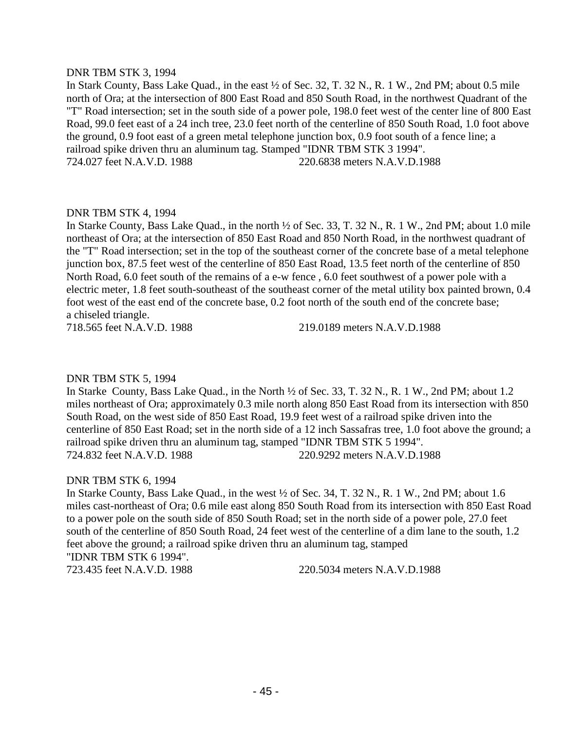DNR TBM STK 3, 1994

In Stark County, Bass Lake Quad., in the east ½ of Sec. 32, T. 32 N., R. 1 W., 2nd PM; about 0.5 mile north of Ora; at the intersection of 800 East Road and 850 South Road, in the northwest Quadrant of the "T" Road intersection; set in the south side of a power pole, 198.0 feet west of the center line of 800 East Road, 99.0 feet east of a 24 inch tree, 23.0 feet north of the centerline of 850 South Road, 1.0 foot above the ground, 0.9 foot east of a green metal telephone junction box, 0.9 foot south of a fence line; a railroad spike driven thru an aluminum tag. Stamped "IDNR TBM STK 3 1994".

724.027 feet N.A.V.D. 1988 220.6838 meters N.A.V.D.1988

DNR TBM STK 4, 1994

In Starke County, Bass Lake Quad., in the north ½ of Sec. 33, T. 32 N., R. 1 W., 2nd PM; about 1.0 mile northeast of Ora; at the intersection of 850 East Road and 850 North Road, in the northwest quadrant of the "T" Road intersection; set in the top of the southeast corner of the concrete base of a metal telephone junction box, 87.5 feet west of the centerline of 850 East Road, 13.5 feet north of the centerline of 850 North Road, 6.0 feet south of the remains of a e-w fence , 6.0 feet southwest of a power pole with a electric meter, 1.8 feet south-southeast of the southeast corner of the metal utility box painted brown, 0.4 foot west of the east end of the concrete base, 0.2 foot north of the south end of the concrete base; a chiseled triangle.

718.565 feet N.A.V.D. 1988 219.0189 meters N.A.V.D.1988

DNR TBM STK 5, 1994

In Starke County, Bass Lake Quad., in the North ½ of Sec. 33, T. 32 N., R. 1 W., 2nd PM; about 1.2 miles northeast of Ora; approximately 0.3 mile north along 850 East Road from its intersection with 850 South Road, on the west side of 850 East Road, 19.9 feet west of a railroad spike driven into the centerline of 850 East Road; set in the north side of a 12 inch Sassafras tree, 1.0 foot above the ground; a railroad spike driven thru an aluminum tag, stamped "IDNR TBM STK 5 1994".

724.832 feet N.A.V.D. 1988 220.9292 meters N.A.V.D.1988

DNR TBM STK 6, 1994

In Starke County, Bass Lake Quad., in the west ½ of Sec. 34, T. 32 N., R. 1 W., 2nd PM; about 1.6 miles cast-northeast of Ora; 0.6 mile east along 850 South Road from its intersection with 850 East Road to a power pole on the south side of 850 South Road; set in the north side of a power pole, 27.0 feet south of the centerline of 850 South Road, 24 feet west of the centerline of a dim lane to the south, 1.2 feet above the ground; a railroad spike driven thru an aluminum tag, stamped "IDNR TBM STK 6 1994".

723.435 feet N.A.V.D. 1988 220.5034 meters N.A.V.D.1988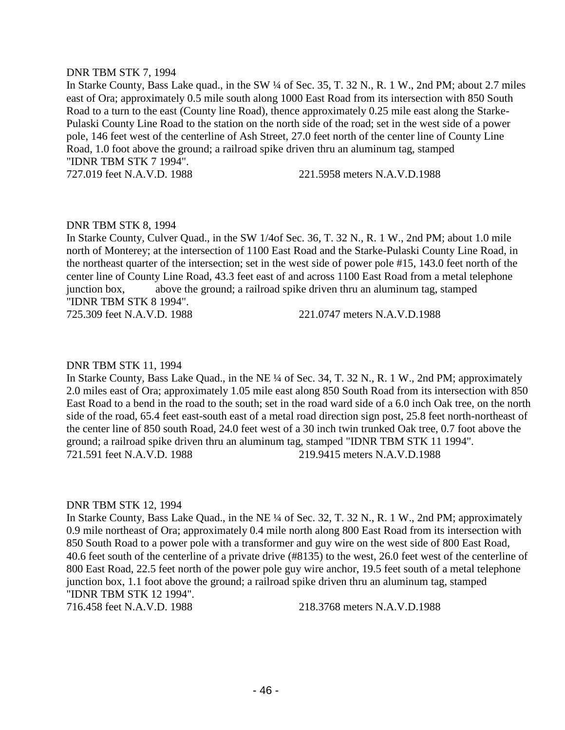DNR TBM STK 7, 1994

In Starke County, Bass Lake quad., in the SW ¼ of Sec. 35, T. 32 N., R. 1 W., 2nd PM; about 2.7 miles east of Ora; approximately 0.5 mile south along 1000 East Road from its intersection with 850 South Road to a turn to the east (County line Road), thence approximately 0.25 mile east along the Starke-Pulaski County Line Road to the station on the north side of the road; set in the west side of a power pole, 146 feet west of the centerline of Ash Street, 27.0 feet north of the center line of County Line Road, 1.0 foot above the ground; a railroad spike driven thru an aluminum tag, stamped "IDNR TBM STK 7 1994".

727.019 feet N.A.V.D. 1988 221.5958 meters N.A.V.D.1988

DNR TBM STK 8, 1994

In Starke County, Culver Quad., in the SW 1/4of Sec. 36, T. 32 N., R. 1 W., 2nd PM; about 1.0 mile north of Monterey; at the intersection of 1100 East Road and the Starke-Pulaski County Line Road, in the northeast quarter of the intersection; set in the west side of power pole #15, 143.0 feet north of the center line of County Line Road, 43.3 feet east of and across 1100 East Road from a metal telephone junction box, above the ground; a railroad spike driven thru an aluminum tag, stamped "IDNR TBM STK 8 1994".

725.309 feet N.A.V.D. 1988 221.0747 meters N.A.V.D.1988

DNR TBM STK 11, 1994

In Starke County, Bass Lake Quad., in the NE ¼ of Sec. 34, T. 32 N., R. 1 W., 2nd PM; approximately 2.0 miles east of Ora; approximately 1.05 mile east along 850 South Road from its intersection with 850 East Road to a bend in the road to the south; set in the road ward side of a 6.0 inch Oak tree, on the north side of the road, 65.4 feet east-south east of a metal road direction sign post, 25.8 feet north-northeast of the center line of 850 south Road, 24.0 feet west of a 30 inch twin trunked Oak tree, 0.7 foot above the ground; a railroad spike driven thru an aluminum tag, stamped "IDNR TBM STK 11 1994".

721.591 feet N.A.V.D. 1988 219.9415 meters N.A.V.D.1988

DNR TBM STK 12, 1994

In Starke County, Bass Lake Quad., in the NE ¼ of Sec. 32, T. 32 N., R. 1 W., 2nd PM; approximately 0.9 mile northeast of Ora; approximately 0.4 mile north along 800 East Road from its intersection with 850 South Road to a power pole with a transformer and guy wire on the west side of 800 East Road, 40.6 feet south of the centerline of a private drive (#8135) to the west, 26.0 feet west of the centerline of 800 East Road, 22.5 feet north of the power pole guy wire anchor, 19.5 feet south of a metal telephone junction box, 1.1 foot above the ground; a railroad spike driven thru an aluminum tag, stamped "IDNR TBM STK 12 1994".

716.458 feet N.A.V.D. 1988 218.3768 meters N.A.V.D.1988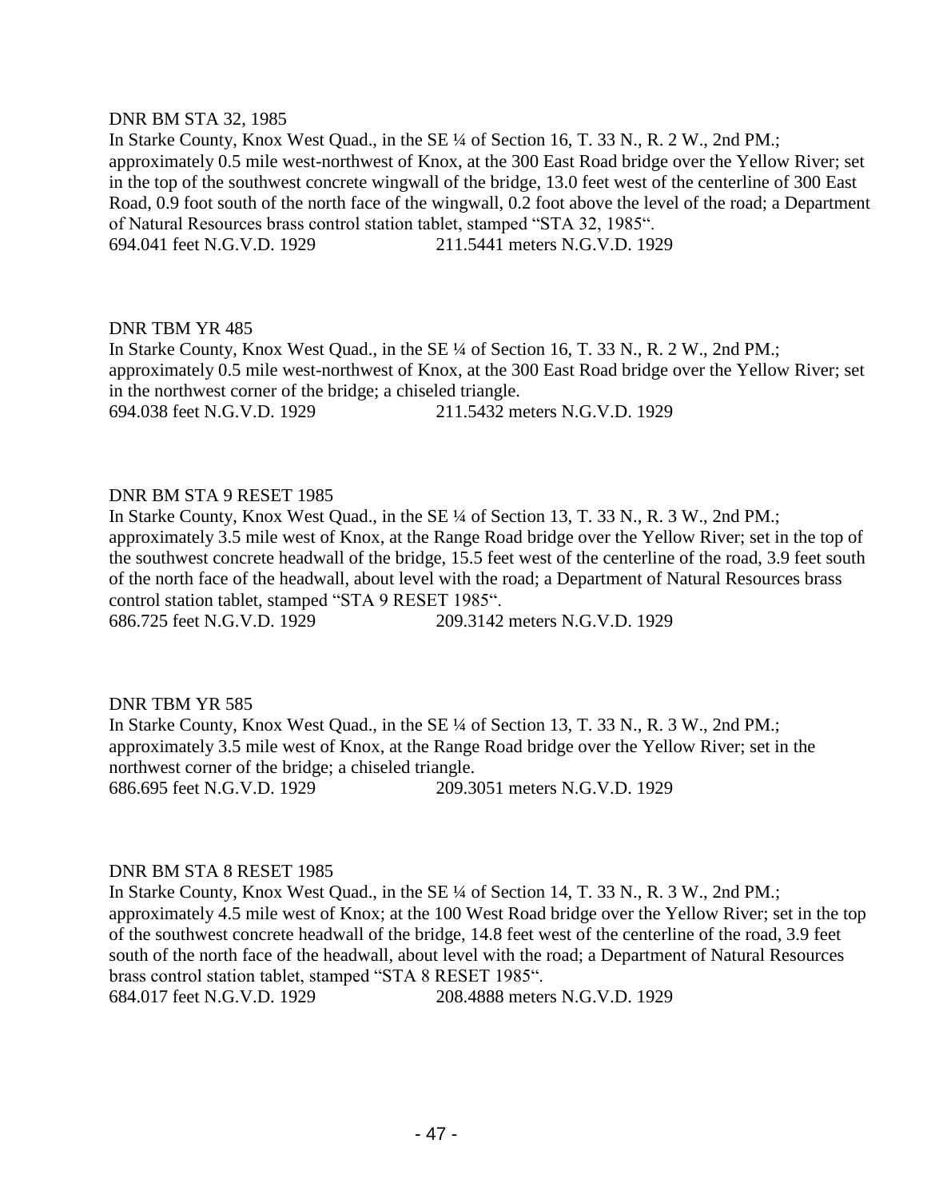DNR BM STA 32, 1985

In Starke County, Knox West Quad., in the SE ¼ of Section 16, T. 33 N., R. 2 W., 2nd PM.; approximately 0.5 mile west-northwest of Knox, at the 300 East Road bridge over the Yellow River; set in the top of the southwest concrete wingwall of the bridge, 13.0 feet west of the centerline of 300 East Road, 0.9 foot south of the north face of the wingwall, 0.2 foot above the level of the road; a Department of Natural Resources brass control station tablet, stamped "STA 32, 1985".

694.041 feet N.G.V.D. 1929 211.5441 meters N.G.V.D. 1929

DNR TBM YR 485

In Starke County, Knox West Quad., in the SE ¼ of Section 16, T. 33 N., R. 2 W., 2nd PM.; approximately 0.5 mile west-northwest of Knox, at the 300 East Road bridge over the Yellow River; set in the northwest corner of the bridge; a chiseled triangle.

694.038 feet N.G.V.D. 1929 211.5432 meters N.G.V.D. 1929

DNR BM STA 9 RESET 1985

In Starke County, Knox West Quad., in the SE ¼ of Section 13, T. 33 N., R. 3 W., 2nd PM.; approximately 3.5 mile west of Knox, at the Range Road bridge over the Yellow River; set in the top of the southwest concrete headwall of the bridge, 15.5 feet west of the centerline of the road, 3.9 feet south of the north face of the headwall, about level with the road; a Department of Natural Resources brass control station tablet, stamped "STA 9 RESET 1985".

686.725 feet N.G.V.D. 1929 209.3142 meters N.G.V.D. 1929

DNR TBM YR 585

In Starke County, Knox West Quad., in the SE ¼ of Section 13, T. 33 N., R. 3 W., 2nd PM.; approximately 3.5 mile west of Knox, at the Range Road bridge over the Yellow River; set in the northwest corner of the bridge; a chiseled triangle.

686.695 feet N.G.V.D. 1929 209.3051 meters N.G.V.D. 1929

DNR BM STA 8 RESET 1985

In Starke County, Knox West Quad., in the SE ¼ of Section 14, T. 33 N., R. 3 W., 2nd PM.; approximately 4.5 mile west of Knox; at the 100 West Road bridge over the Yellow River; set in the top of the southwest concrete headwall of the bridge, 14.8 feet west of the centerline of the road, 3.9 feet south of the north face of the headwall, about level with the road; a Department of Natural Resources brass control station tablet, stamped "STA 8 RESET 1985".

684.017 feet N.G.V.D. 1929 208.4888 meters N.G.V.D. 1929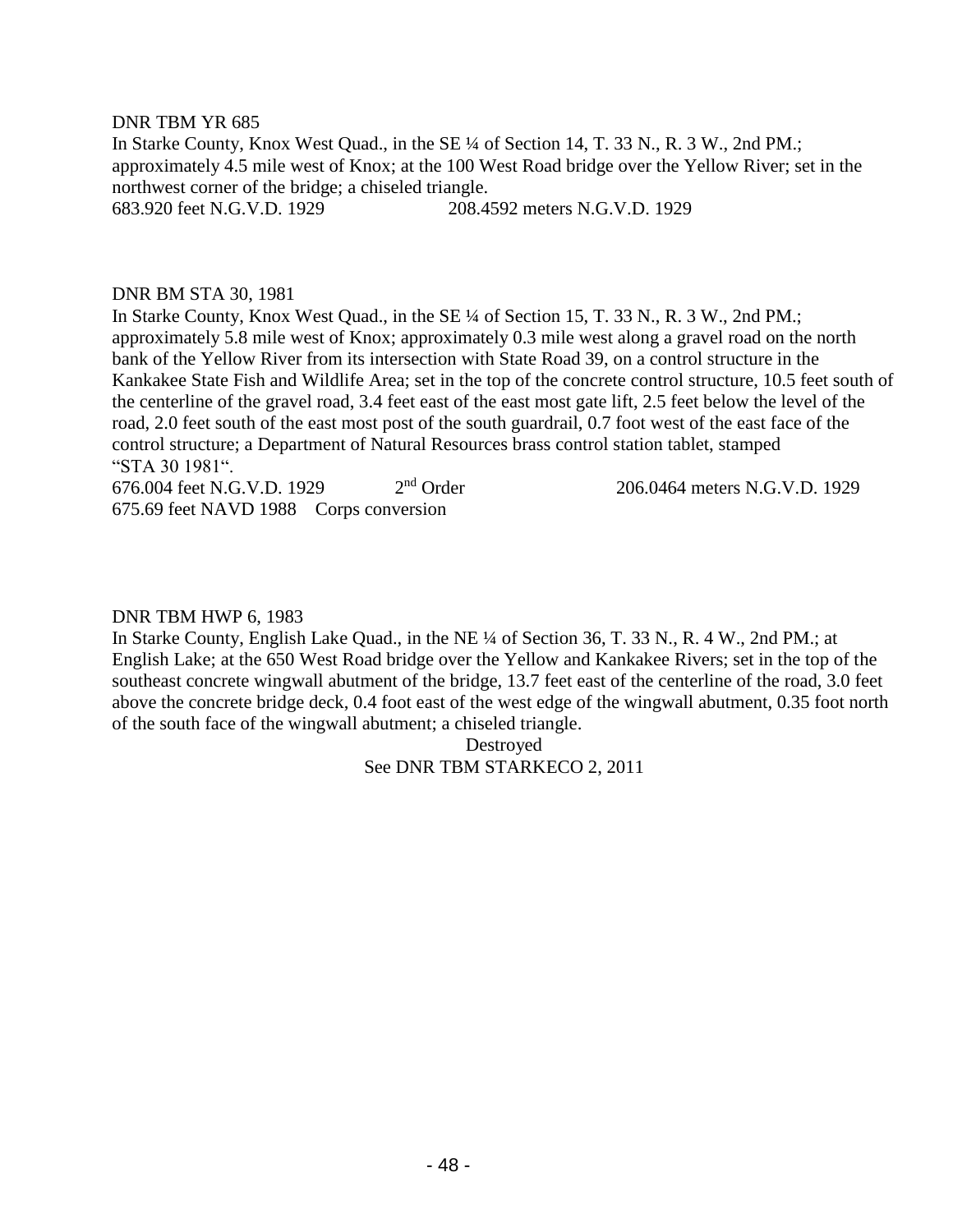DNR TBM YR 685

In Starke County, Knox West Quad., in the SE ¼ of Section 14, T. 33 N., R. 3 W., 2nd PM.; approximately 4.5 mile west of Knox; at the 100 West Road bridge over the Yellow River; set in the northwest corner of the bridge; a chiseled triangle.

683.920 feet N.G.V.D. 1929 208.4592 meters N.G.V.D. 1929

DNR BM STA 30, 1981

In Starke County, Knox West Quad., in the SE ¼ of Section 15, T. 33 N., R. 3 W., 2nd PM.; approximately 5.8 mile west of Knox; approximately 0.3 mile west along a gravel road on the north bank of the Yellow River from its intersection with State Road 39, on a control structure in the Kankakee State Fish and Wildlife Area; set in the top of the concrete control structure, 10.5 feet south of the centerline of the gravel road, 3.4 feet east of the east most gate lift, 2.5 feet below the level of the road, 2.0 feet south of the east most post of the south guardrail, 0.7 foot west of the east face of the control structure; a Department of Natural Resources brass control station tablet, stamped "STA 30 1981".

676.004 feet N.G.V.D. 1929 2nd Order 206.0464 meters N.G.V.D. 1929

675.69 feet NAVD 1988 Corps conversion

DNR TBM HWP 6, 1983

In Starke County, English Lake Quad., in the NE ¼ of Section 36, T. 33 N., R. 4 W., 2nd PM.; at English Lake; at the 650 West Road bridge over the Yellow and Kankakee Rivers; set in the top of the southeast concrete wingwall abutment of the bridge, 13.7 feet east of the centerline of the road, 3.0 feet above the concrete bridge deck, 0.4 foot east of the west edge of the wingwall abutment, 0.35 foot north of the south face of the wingwall abutment; a chiseled triangle.

Destroyed

See DNR TBM STARKECO 2, 2011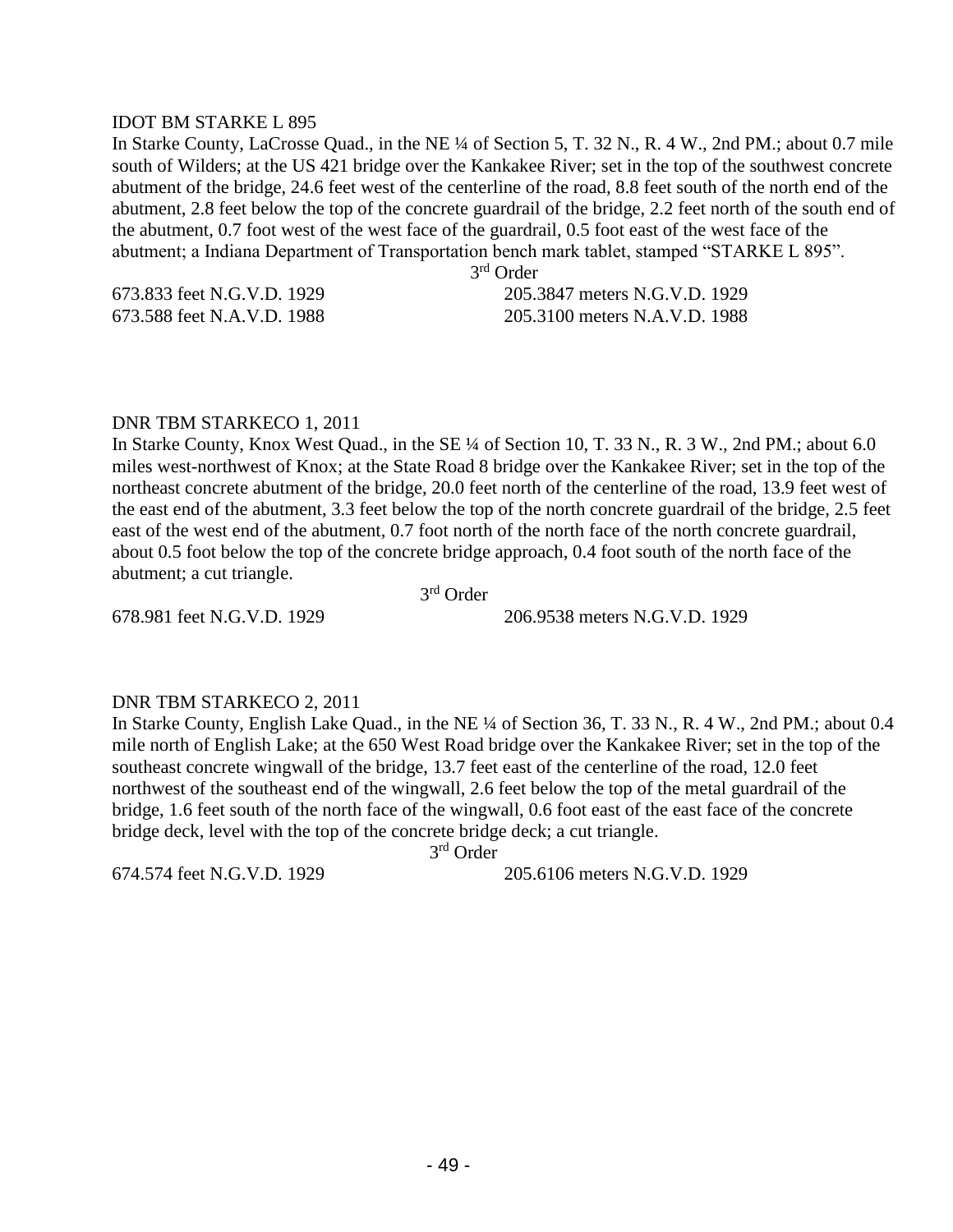IDOT BM STARKE L 895

In Starke County, LaCrosse Quad., in the NE ¼ of Section 5, T. 32 N., R. 4 W., 2nd PM.; about 0.7 mile south of Wilders; at the US 421 bridge over the Kankakee River; set in the top of the southwest concrete abutment of the bridge, 24.6 feet west of the centerline of the road, 8.8 feet south of the north end of the abutment, 2.8 feet below the top of the concrete guardrail of the bridge, 2.2 feet north of the south end of the abutment, 0.7 foot west of the west face of the guardrail, 0.5 foot east of the west face of the abutment; a Indiana Department of Transportation bench mark tablet, stamped "STARKE L 895".

3rd Order

673.833 feet N.G.V.D. 1929 205.3847 meters N.G.V.D. 1929

673.588 feet N.A.V.D. 1988 205.3100 meters N.A.V.D. 1988

DNR TBM STARKECO 1, 2011

In Starke County, Knox West Quad., in the SE ¼ of Section 10, T. 33 N., R. 3 W., 2nd PM.; about 6.0 miles west-northwest of Knox; at the State Road 8 bridge over the Kankakee River; set in the top of the northeast concrete abutment of the bridge, 20.0 feet north of the centerline of the road, 13.9 feet west of the east end of the abutment, 3.3 feet below the top of the north concrete guardrail of the bridge, 2.5 feet east of the west end of the abutment, 0.7 foot north of the north face of the north concrete guardrail, about 0.5 foot below the top of the concrete bridge approach, 0.4 foot south of the north face of the abutment; a cut triangle.

3rd Order

678.981 feet N.G.V.D. 1929 206.9538 meters N.G.V.D. 1929

DNR TBM STARKECO 2, 2011

In Starke County, English Lake Quad., in the NE ¼ of Section 36, T. 33 N., R. 4 W., 2nd PM.; about 0.4 mile north of English Lake; at the 650 West Road bridge over the Kankakee River; set in the top of the southeast concrete wingwall of the bridge, 13.7 feet east of the centerline of the road, 12.0 feet northwest of the southeast end of the wingwall, 2.6 feet below the top of the metal guardrail of the bridge, 1.6 feet south of the north face of the wingwall, 0.6 foot east of the east face of the concrete bridge deck, level with the top of the concrete bridge deck; a cut triangle.

3rd Order

674.574 feet N.G.V.D. 1929 205.6106 meters N.G.V.D. 1929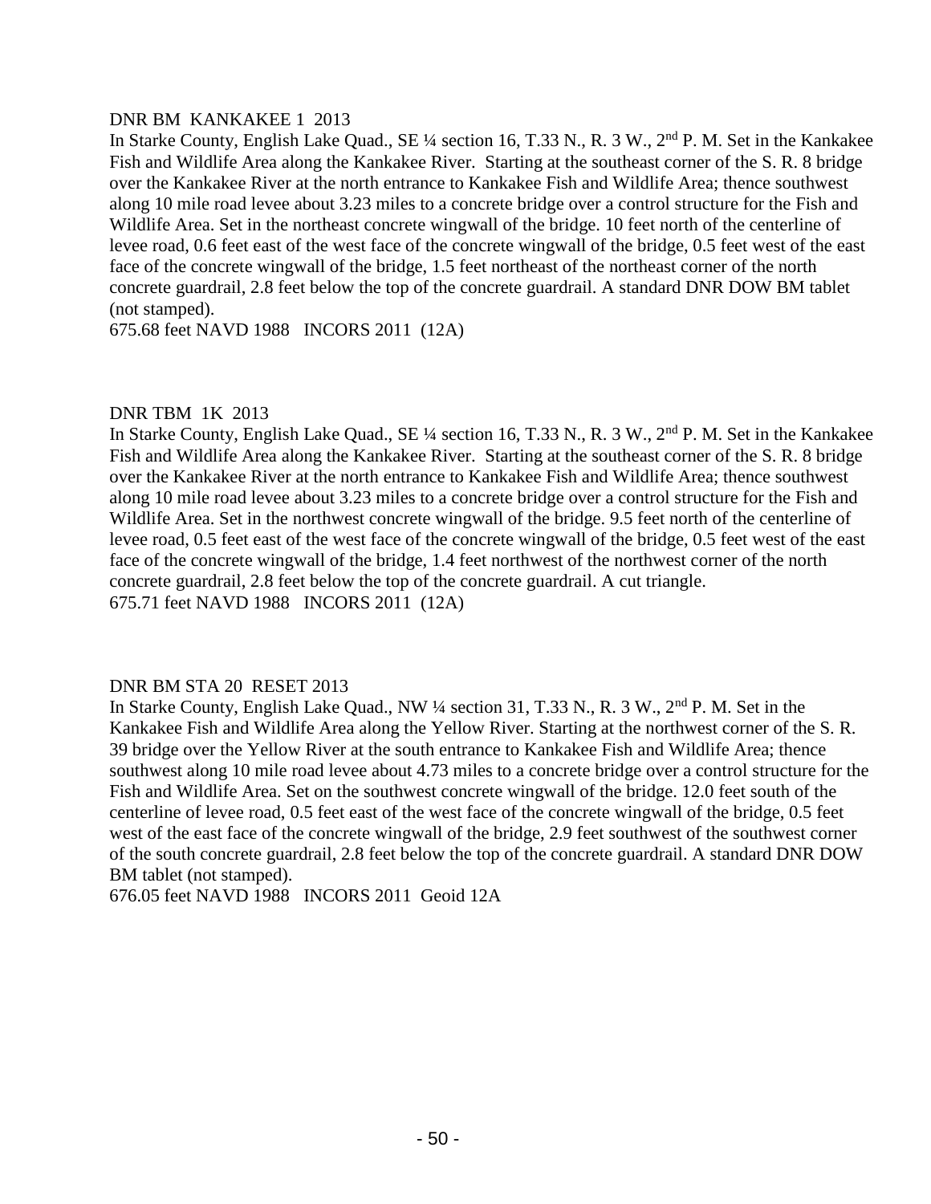DNR BM KANKAKEE 1 2013

In Starke County, English Lake Quad., SE ¼ section 16, T.33 N., R. 3 W., 2nd P. M. Set in the Kankakee Fish and Wildlife Area along the Kankakee River. Starting at the southeast corner of the S. R. 8 bridge over the Kankakee River at the north entrance to Kankakee Fish and Wildlife Area; thence southwest along 10 mile road levee about 3.23 miles to a concrete bridge over a control structure for the Fish and Wildlife Area. Set in the northeast concrete wingwall of the bridge. 10 feet north of the centerline of levee road, 0.6 feet east of the west face of the concrete wingwall of the bridge, 0.5 feet west of the east face of the concrete wingwall of the bridge, 1.5 feet northeast of the northeast corner of the north concrete guardrail, 2.8 feet below the top of the concrete guardrail. A standard DNR DOW BM tablet (not stamped).

675.68 feet NAVD 1988 INCORS 2011 (12A)

DNR TBM 1K 2013

In Starke County, English Lake Quad., SE ¼ section 16, T.33 N., R. 3 W., 2nd P. M. Set in the Kankakee Fish and Wildlife Area along the Kankakee River. Starting at the southeast corner of the S. R. 8 bridge over the Kankakee River at the north entrance to Kankakee Fish and Wildlife Area; thence southwest along 10 mile road levee about 3.23 miles to a concrete bridge over a control structure for the Fish and Wildlife Area. Set in the northwest concrete wingwall of the bridge. 9.5 feet north of the centerline of levee road, 0.5 feet east of the west face of the concrete wingwall of the bridge, 0.5 feet west of the east face of the concrete wingwall of the bridge, 1.4 feet northwest of the northwest corner of the north concrete guardrail, 2.8 feet below the top of the concrete guardrail. A cut triangle.

675.71 feet NAVD 1988 INCORS 2011 (12A)

DNR BM STA 20 RESET 2013

In Starke County, English Lake Quad., NW ¼ section 31, T.33 N., R. 3 W., 2nd P. M. Set in the Kankakee Fish and Wildlife Area along the Yellow River. Starting at the northwest corner of the S. R. 39 bridge over the Yellow River at the south entrance to Kankakee Fish and Wildlife Area; thence southwest along 10 mile road levee about 4.73 miles to a concrete bridge over a control structure for the Fish and Wildlife Area. Set on the southwest concrete wingwall of the bridge. 12.0 feet south of the centerline of levee road, 0.5 feet east of the west face of the concrete wingwall of the bridge, 0.5 feet west of the east face of the concrete wingwall of the bridge, 2.9 feet southwest of the southwest corner of the south concrete guardrail, 2.8 feet below the top of the concrete guardrail. A standard DNR DOW BM tablet (not stamped).

676.05 feet NAVD 1988 INCORS 2011 Geoid 12A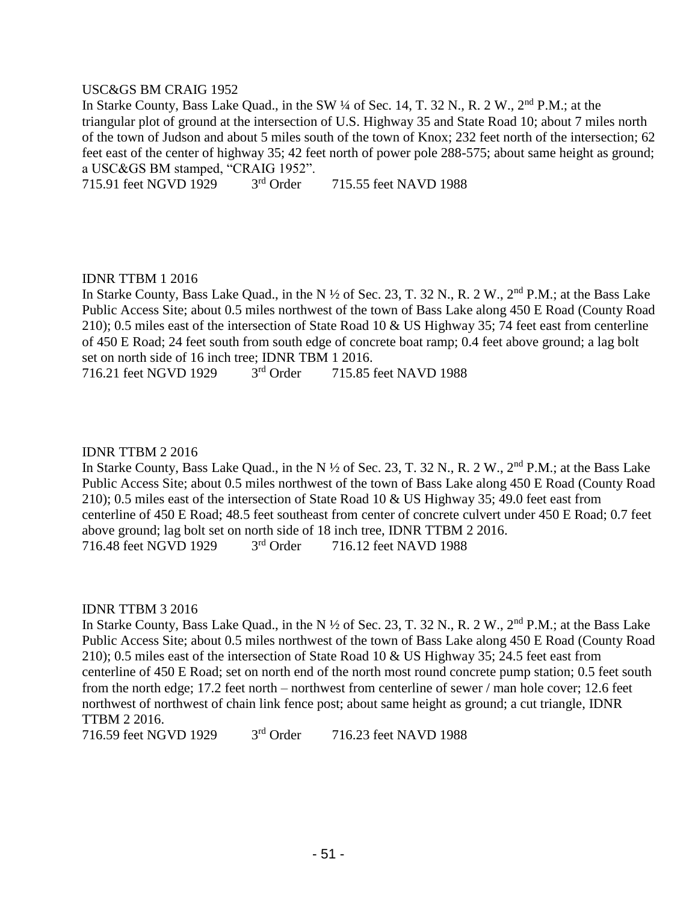USC&GS BM CRAIG 1952

In Starke County, Bass Lake Quad., in the SW ¼ of Sec. 14, T. 32 N., R. 2 W., 2nd P.M.; at the triangular plot of ground at the intersection of U.S. Highway 35 and State Road 10; about 7 miles north of the town of Judson and about 5 miles south of the town of Knox; 232 feet north of the intersection; 62 feet east of the center of highway 35; 42 feet north of power pole 288-575; about same height as ground; a USC&GS BM stamped, "CRAIG 1952".

715.91 feet NGVD 1929 3rd Order 715.55 feet NAVD 1988

IDNR TTBM 1 2016

In Starke County, Bass Lake Quad., in the N ½ of Sec. 23, T. 32 N., R. 2 W., 2nd P.M.; at the Bass Lake Public Access Site; about 0.5 miles northwest of the town of Bass Lake along 450 E Road (County Road 210); 0.5 miles east of the intersection of State Road 10 & US Highway 35; 74 feet east from centerline of 450 E Road; 24 feet south from south edge of concrete boat ramp; 0.4 feet above ground; a lag bolt set on north side of 16 inch tree; IDNR TBM 1 2016.

716.21 feet NGVD 1929 3rd Order 715.85 feet NAVD 1988

IDNR TTBM 2 2016

In Starke County, Bass Lake Quad., in the N ½ of Sec. 23, T. 32 N., R. 2 W., 2nd P.M.; at the Bass Lake Public Access Site; about 0.5 miles northwest of the town of Bass Lake along 450 E Road (County Road 210); 0.5 miles east of the intersection of State Road 10 & US Highway 35; 49.0 feet east from centerline of 450 E Road; 48.5 feet southeast from center of concrete culvert under 450 E Road; 0.7 feet above ground; lag bolt set on north side of 18 inch tree, IDNR TTBM 2 2016.

716.48 feet NGVD 1929 3rd Order 716.12 feet NAVD 1988

IDNR TTBM 3 2016

In Starke County, Bass Lake Quad., in the N ½ of Sec. 23, T. 32 N., R. 2 W., 2nd P.M.; at the Bass Lake Public Access Site; about 0.5 miles northwest of the town of Bass Lake along 450 E Road (County Road 210); 0.5 miles east of the intersection of State Road 10 & US Highway 35; 24.5 feet east from centerline of 450 E Road; set on north end of the north most round concrete pump station; 0.5 feet south from the north edge; 17.2 feet north – northwest from centerline of sewer / man hole cover; 12.6 feet northwest of northwest of chain link fence post; about same height as ground; a cut triangle, IDNR TTBM 2 2016.

716.59 feet NGVD 1929 3rd Order 716.23 feet NAVD 1988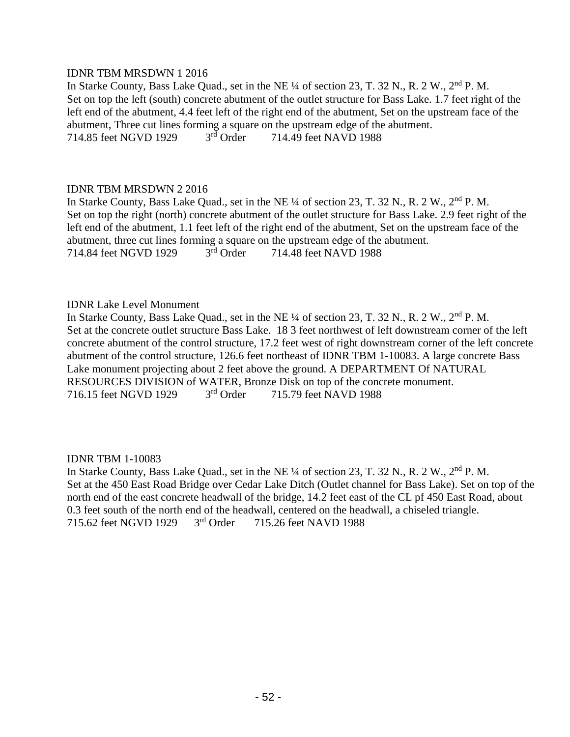IDNR TBM MRSDWN 1 2016

In Starke County, Bass Lake Quad., set in the NE ¼ of section 23, T. 32 N., R. 2 W., 2nd P. M.
Set on top the left (south) concrete abutment of the outlet structure for Bass Lake. 1.7 feet right of the left end of the abutment, 4.4 feet left of the right end of the abutment, Set on the upstream face of the abutment, Three cut lines forming a square on the upstream edge of the abutment.
714.85 feet NGVD 1929 3rd Order 714.49 feet NAVD 1988

IDNR TBM MRSDWN 2 2016

In Starke County, Bass Lake Quad., set in the NE ¼ of section 23, T. 32 N., R. 2 W., 2nd P. M.
Set on top the right (north) concrete abutment of the outlet structure for Bass Lake. 2.9 feet right of the left end of the abutment, 1.1 feet left of the right end of the abutment, Set on the upstream face of the abutment, three cut lines forming a square on the upstream edge of the abutment.
714.84 feet NGVD 1929 3rd Order 714.48 feet NAVD 1988

IDNR Lake Level Monument

In Starke County, Bass Lake Quad., set in the NE ¼ of section 23, T. 32 N., R. 2 W., 2nd P. M.
Set at the concrete outlet structure Bass Lake. 18 3 feet northwest of left downstream corner of the left concrete abutment of the control structure, 17.2 feet west of right downstream corner of the left concrete abutment of the control structure, 126.6 feet northeast of IDNR TBM 1-10083. A large concrete Bass Lake monument projecting about 2 feet above the ground. A DEPARTMENT Of NATURAL RESOURCES DIVISION of WATER, Bronze Disk on top of the concrete monument.
716.15 feet NGVD 1929 3rd Order 715.79 feet NAVD 1988

IDNR TBM 1-10083

In Starke County, Bass Lake Quad., set in the NE ¼ of section 23, T. 32 N., R. 2 W., 2nd P. M.
Set at the 450 East Road Bridge over Cedar Lake Ditch (Outlet channel for Bass Lake). Set on top of the north end of the east concrete headwall of the bridge, 14.2 feet east of the CL pf 450 East Road, about 0.3 feet south of the north end of the headwall, centered on the headwall, a chiseled triangle.
715.62 feet NGVD 1929 3rd Order 715.26 feet NAVD 1988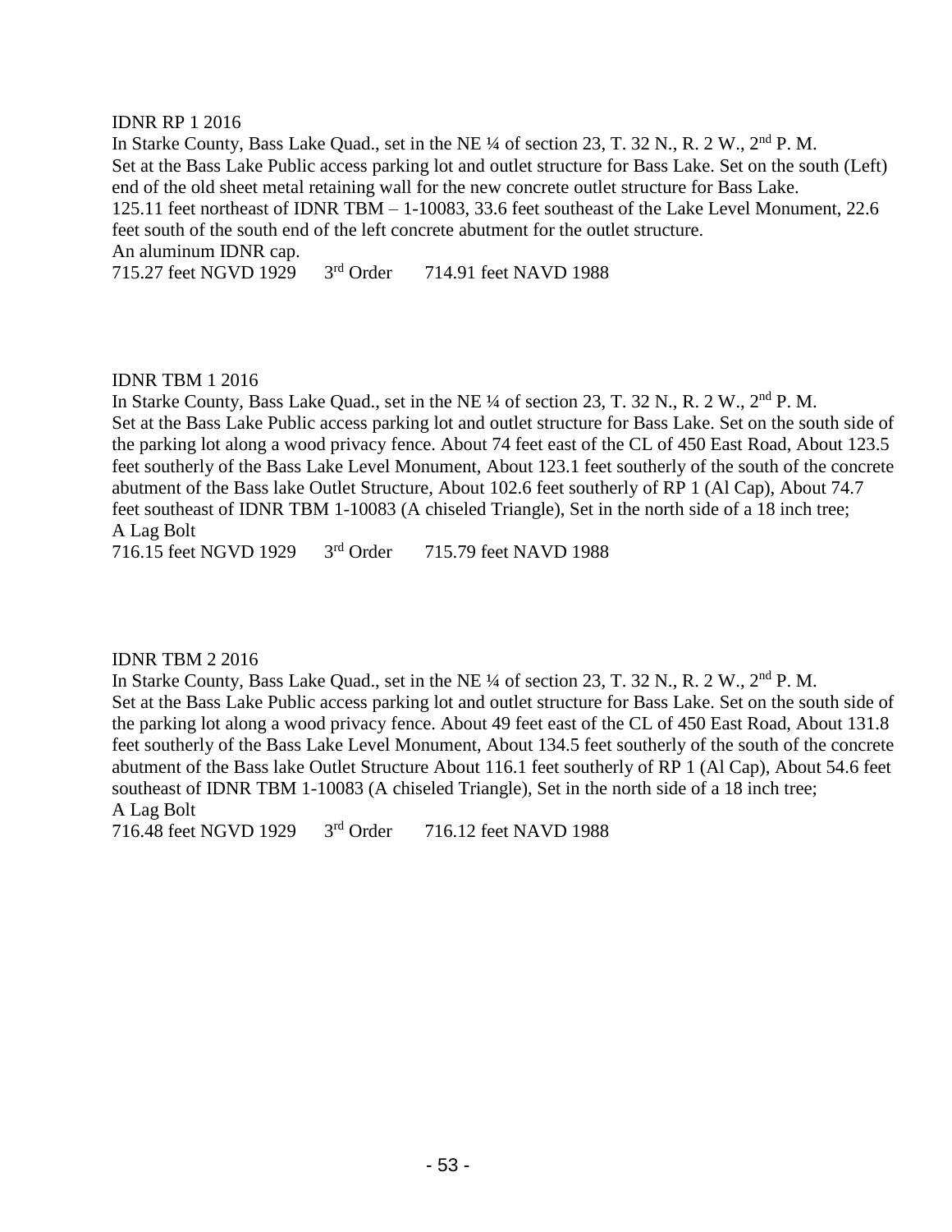IDNR RP 1 2016

In Starke County, Bass Lake Quad., set in the NE ¼ of section 23, T. 32 N., R. 2 W., 2nd P. M.
Set at the Bass Lake Public access parking lot and outlet structure for Bass Lake. Set on the south (Left) end of the old sheet metal retaining wall for the new concrete outlet structure for Bass Lake.
125.11 feet northeast of IDNR TBM – 1-10083, 33.6 feet southeast of the Lake Level Monument, 22.6 feet south of the south end of the left concrete abutment for the outlet structure.
An aluminum IDNR cap.
715.27 feet NGVD 1929 3rd Order 714.91 feet NAVD 1988

IDNR TBM 1 2016

In Starke County, Bass Lake Quad., set in the NE ¼ of section 23, T. 32 N., R. 2 W., 2nd P. M.
Set at the Bass Lake Public access parking lot and outlet structure for Bass Lake. Set on the south side of the parking lot along a wood privacy fence. About 74 feet east of the CL of 450 East Road, About 123.5 feet southerly of the Bass Lake Level Monument, About 123.1 feet southerly of the south of the concrete abutment of the Bass lake Outlet Structure, About 102.6 feet southerly of RP 1 (Al Cap), About 74.7 feet southeast of IDNR TBM 1-10083 (A chiseled Triangle), Set in the north side of a 18 inch tree;
A Lag Bolt
716.15 feet NGVD 1929 3rd Order 715.79 feet NAVD 1988

IDNR TBM 2 2016

In Starke County, Bass Lake Quad., set in the NE ¼ of section 23, T. 32 N., R. 2 W., 2nd P. M.
Set at the Bass Lake Public access parking lot and outlet structure for Bass Lake. Set on the south side of the parking lot along a wood privacy fence. About 49 feet east of the CL of 450 East Road, About 131.8 feet southerly of the Bass Lake Level Monument, About 134.5 feet southerly of the south of the concrete abutment of the Bass lake Outlet Structure About 116.1 feet southerly of RP 1 (Al Cap), About 54.6 feet southeast of IDNR TBM 1-10083 (A chiseled Triangle), Set in the north side of a 18 inch tree;
A Lag Bolt
716.48 feet NGVD 1929 3rd Order 716.12 feet NAVD 1988